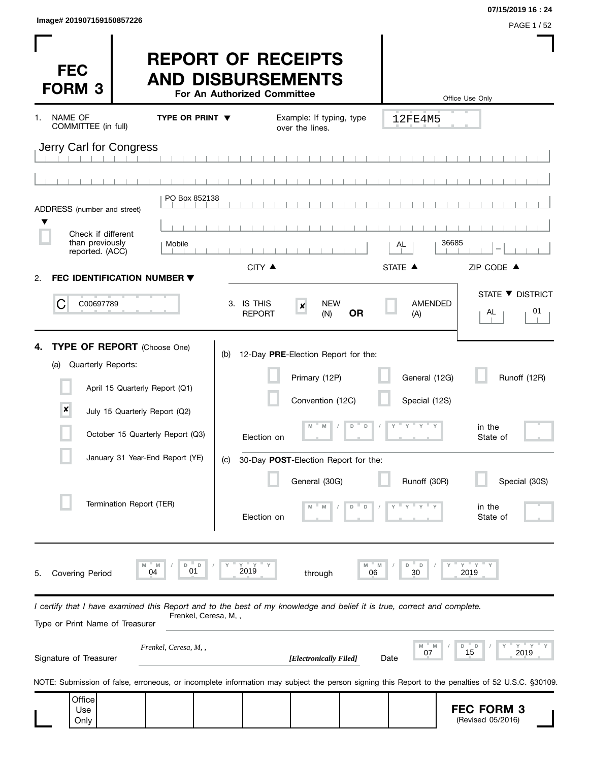Image# 201907159150857226

07/15/2019 16 : 24

# FEC FORM 3

# REPORT OF RECEIPTS AND DISBURSEMENTS

**For An Authorized Committee**

Office Use Only

12FE4M5

1. NAME OF COMMITTEE (in full) **TYPE OR PRINT ▼** Example: If typing, type over the lines.

Jerry Carl for Congress

ADDRESS (number and street)

PO Box 852138

☐ Check if different than previously reported. (ACC)

| CITY | STATE | ZIP CODE |
|---|---|---|
| Mobile | AL | 36685 |

2. **FEC IDENTIFICATION NUMBER ▼**

C00697789

3. IS THIS REPORT ☒ NEW (N) **OR** ☐ AMENDED (A)

| STATE | DISTRICT |
|---|---|
| AL | 01 |

**4. TYPE OF REPORT** (Choose One)

(a) Quarterly Reports:

- ☐ April 15 Quarterly Report (Q1)
- ☒ July 15 Quarterly Report (Q2)
- ☐ October 15 Quarterly Report (Q3)
- ☐ January 31 Year-End Report (YE)
- ☐ Termination Report (TER)

(b) 12-Day **PRE**-Election Report for the:

- ☐ Primary (12P)
- ☐ General (12G)
- ☐ Runoff (12R)
- ☐ Convention (12C)
- ☐ Special (12S)

Election on MM / DD / YYYY in the State of

(c) 30-Day **POST**-Election Report for the:

- ☐ General (30G)
- ☐ Runoff (30R)
- ☐ Special (30S)

Election on MM / DD / YYYY in the State of

5. Covering Period 04 / 01 / 2019 through 06 / 30 / 2019

*I certify that I have examined this Report and to the best of my knowledge and belief it is true, correct and complete.*

Type or Print Name of Treasurer: Frenkel, Ceresa, M, ,

Signature of Treasurer: *Frenkel, Ceresa, M, ,* ***[Electronically Filed]*** Date 07 / 15 / 2019

NOTE: Submission of false, erroneous, or incomplete information may subject the person signing this Report to the penalties of 52 U.S.C. §30109.

Office Use Only

**FEC FORM 3** (Revised 05/2016)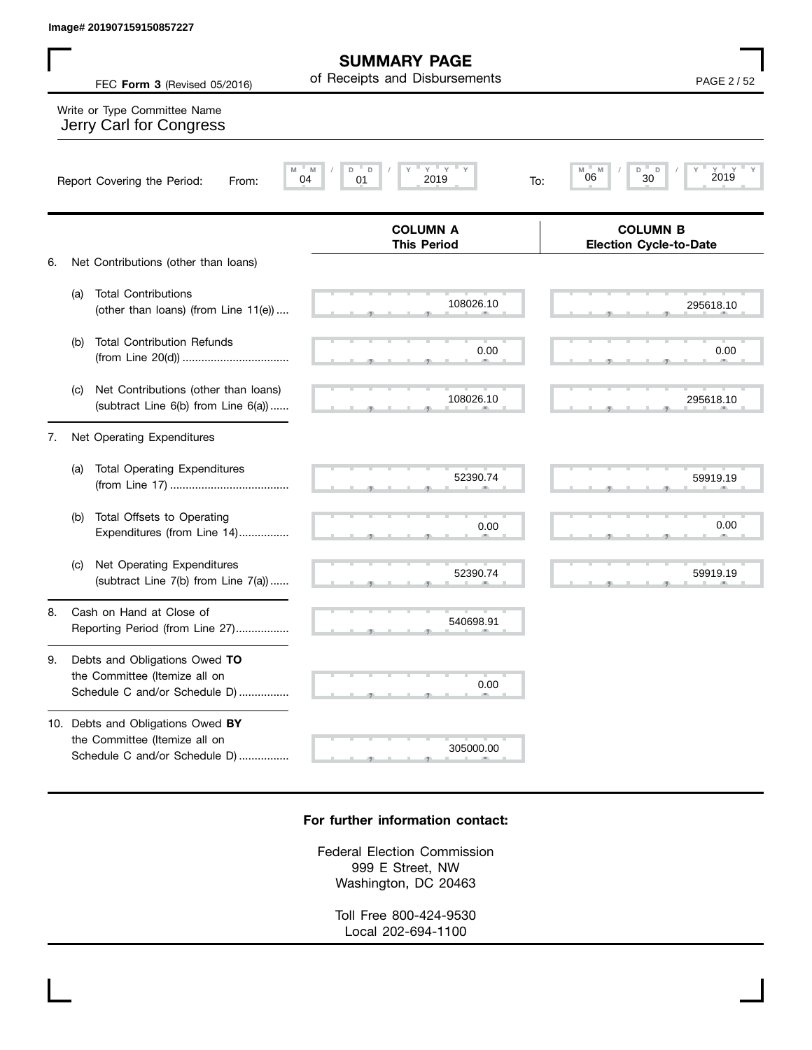Image# 201907159150857227

# SUMMARY PAGE
of Receipts and Disbursements

FEC **Form 3** (Revised 05/2016)

Write or Type Committee Name
Jerry Carl for Congress

Report Covering the Period: From: 04 / 01 / 2019 To: 06 / 30 / 2019

| | COLUMN A This Period | COLUMN B Election Cycle-to-Date |
|---|---|---|
| 6. Net Contributions (other than loans) | | |
| (a) Total Contributions (other than loans) (from Line 11(e)) | 108026.10 | 295618.10 |
| (b) Total Contribution Refunds (from Line 20(d)) | 0.00 | 0.00 |
| (c) Net Contributions (other than loans) (subtract Line 6(b) from Line 6(a)) | 108026.10 | 295618.10 |
| 7. Net Operating Expenditures | | |
| (a) Total Operating Expenditures (from Line 17) | 52390.74 | 59919.19 |
| (b) Total Offsets to Operating Expenditures (from Line 14) | 0.00 | 0.00 |
| (c) Net Operating Expenditures (subtract Line 7(b) from Line 7(a)) | 52390.74 | 59919.19 |
| 8. Cash on Hand at Close of Reporting Period (from Line 27) | 540698.91 | |
| 9. Debts and Obligations Owed **TO** the Committee (Itemize all on Schedule C and/or Schedule D) | 0.00 | |
| 10. Debts and Obligations Owed **BY** the Committee (Itemize all on Schedule C and/or Schedule D) | 305000.00 | |

**For further information contact:**

Federal Election Commission
999 E Street, NW
Washington, DC 20463

Toll Free 800-424-9530
Local 202-694-1100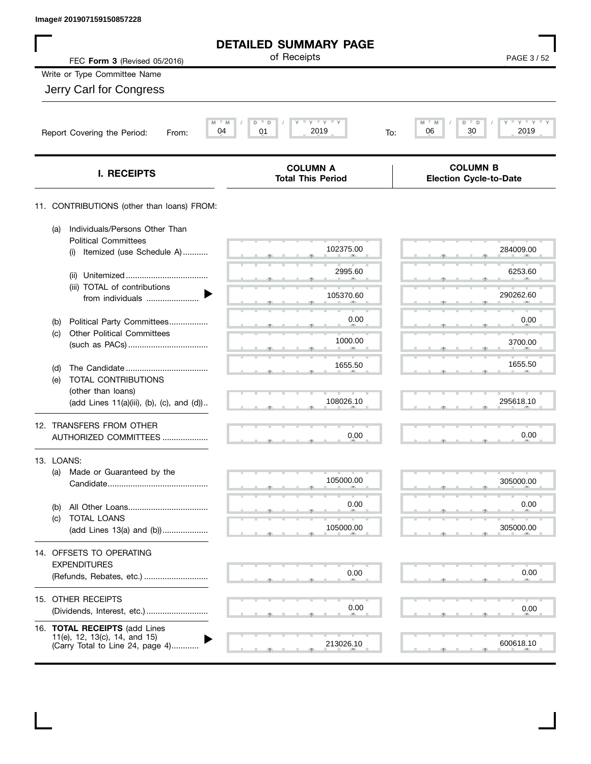Image# 201907159150857228

# DETAILED SUMMARY PAGE

of Receipts

FEC **Form 3** (Revised 05/2016)

Write or Type Committee Name

Jerry Carl for Congress

Report Covering the Period: From: 04 / 01 / 2019 To: 06 / 30 / 2019

| I. RECEIPTS | COLUMN A Total This Period | COLUMN B Election Cycle-to-Date |
|---|---|---|
| 11. CONTRIBUTIONS (other than loans) FROM: | | |
| (a) Individuals/Persons Other Than Political Committees (i) Itemized (use Schedule A) | 102375.00 | 284009.00 |
| (ii) Unitemized | 2995.60 | 6253.60 |
| (iii) TOTAL of contributions from individuals | 105370.60 | 290262.60 |
| (b) Political Party Committees | 0.00 | 0.00 |
| (c) Other Political Committees (such as PACs) | 1000.00 | 3700.00 |
| (d) The Candidate | 1655.50 | 1655.50 |
| (e) TOTAL CONTRIBUTIONS (other than loans) (add Lines 11(a)(iii), (b), (c), and (d)) | 108026.10 | 295618.10 |
| 12. TRANSFERS FROM OTHER AUTHORIZED COMMITTEES | 0.00 | 0.00 |
| 13. LOANS: | | |
| (a) Made or Guaranteed by the Candidate | 105000.00 | 305000.00 |
| (b) All Other Loans | 0.00 | 0.00 |
| (c) TOTAL LOANS (add Lines 13(a) and (b)) | 105000.00 | 305000.00 |
| 14. OFFSETS TO OPERATING EXPENDITURES (Refunds, Rebates, etc.) | 0.00 | 0.00 |
| 15. OTHER RECEIPTS (Dividends, Interest, etc.) | 0.00 | 0.00 |
| 16. **TOTAL RECEIPTS** (add Lines 11(e), 12, 13(c), 14, and 15) (Carry Total to Line 24, page 4) | 213026.10 | 600618.10 |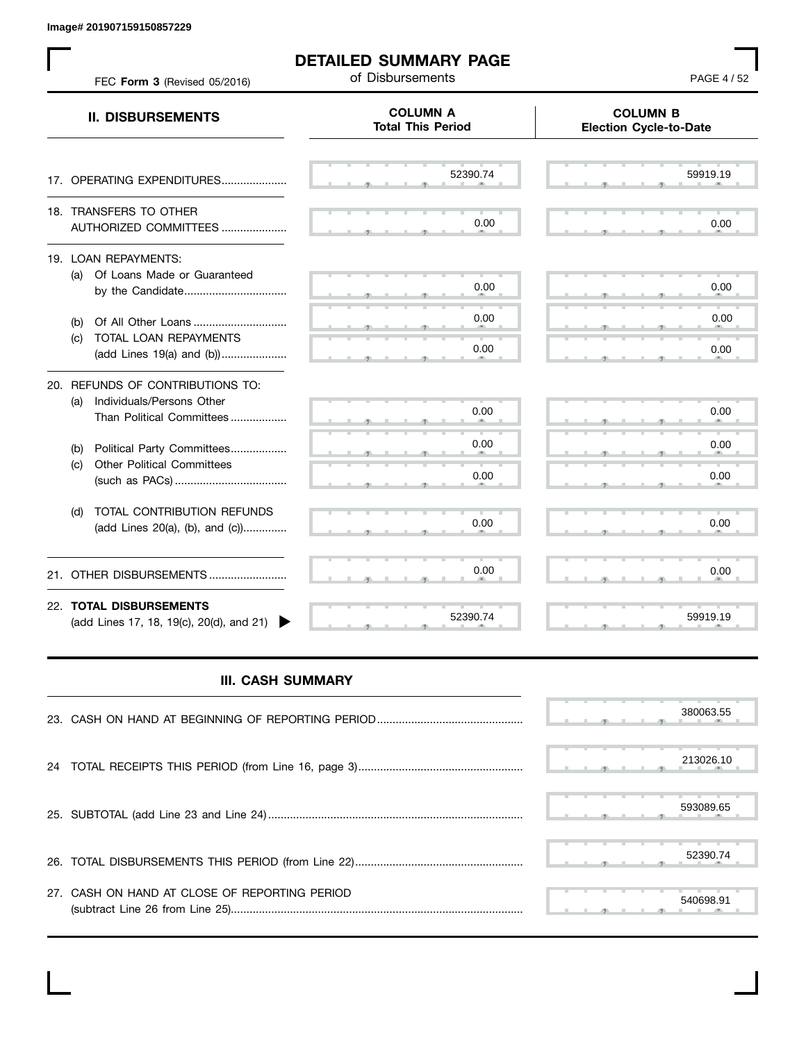Image# 201907159150857229

# DETAILED SUMMARY PAGE

of Disbursements

FEC **Form 3** (Revised 05/2016)

| II. DISBURSEMENTS | COLUMN A Total This Period | COLUMN B Election Cycle-to-Date |
|---|---|---|
| 17. OPERATING EXPENDITURES | 52390.74 | 59919.19 |
| 18. TRANSFERS TO OTHER AUTHORIZED COMMITTEES | 0.00 | 0.00 |
| 19. LOAN REPAYMENTS: | | |
| (a) Of Loans Made or Guaranteed by the Candidate | 0.00 | 0.00 |
| (b) Of All Other Loans | 0.00 | 0.00 |
| (c) TOTAL LOAN REPAYMENTS (add Lines 19(a) and (b)) | 0.00 | 0.00 |
| 20. REFUNDS OF CONTRIBUTIONS TO: | | |
| (a) Individuals/Persons Other Than Political Committees | 0.00 | 0.00 |
| (b) Political Party Committees | 0.00 | 0.00 |
| (c) Other Political Committees (such as PACs) | 0.00 | 0.00 |
| (d) TOTAL CONTRIBUTION REFUNDS (add Lines 20(a), (b), and (c)) | 0.00 | 0.00 |
| 21. OTHER DISBURSEMENTS | 0.00 | 0.00 |
| 22. **TOTAL DISBURSEMENTS** (add Lines 17, 18, 19(c), 20(d), and 21) | 52390.74 | 59919.19 |

## III. CASH SUMMARY

| | |
|---|---|
| 23. CASH ON HAND AT BEGINNING OF REPORTING PERIOD | 380063.55 |
| 24 TOTAL RECEIPTS THIS PERIOD (from Line 16, page 3) | 213026.10 |
| 25. SUBTOTAL (add Line 23 and Line 24) | 593089.65 |
| 26. TOTAL DISBURSEMENTS THIS PERIOD (from Line 22) | 52390.74 |
| 27. CASH ON HAND AT CLOSE OF REPORTING PERIOD (subtract Line 26 from Line 25) | 540698.91 |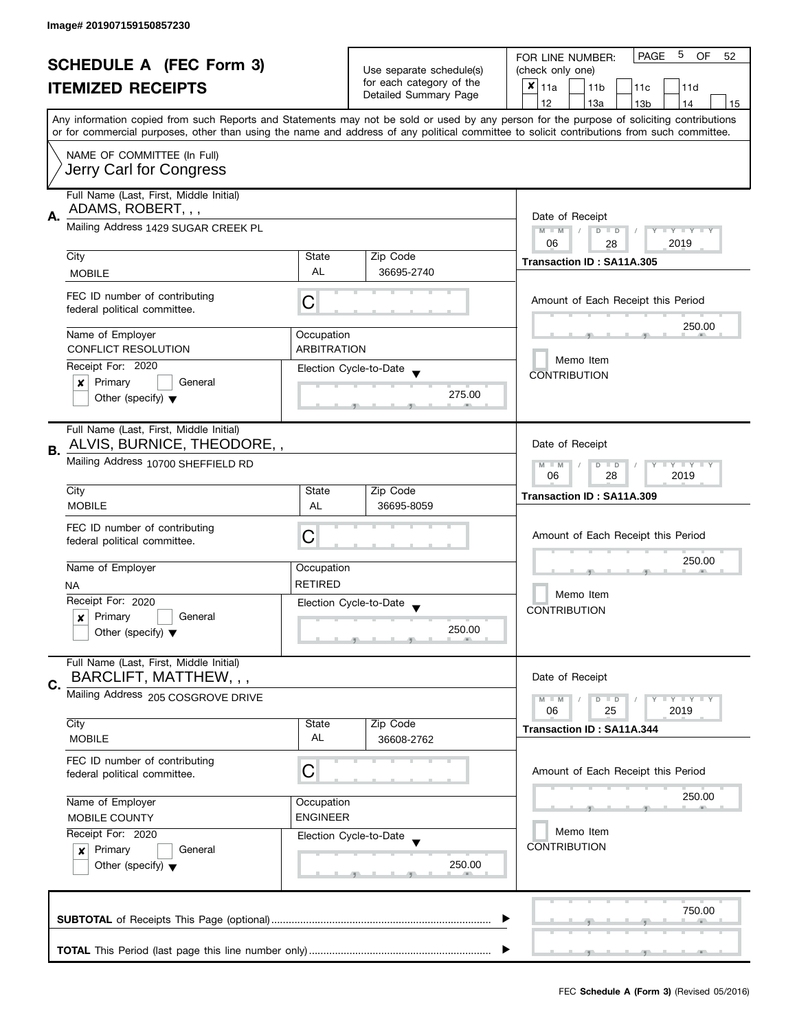Image# 201907159150857230

# SCHEDULE A (FEC Form 3)
## ITEMIZED RECEIPTS

Use separate schedule(s) for each category of the Detailed Summary Page

FOR LINE NUMBER: (check only one)

PAGE 5 OF 52

- [x] 11a
- [ ] 11b
- [ ] 11c
- [ ] 11d
- [ ] 12
- [ ] 13a
- [ ] 13b
- [ ] 14
- [ ] 15

Any information copied from such Reports and Statements may not be sold or used by any person for the purpose of soliciting contributions or for commercial purposes, other than using the name and address of any political committee to solicit contributions from such committee.

NAME OF COMMITTEE (In Full)
Jerry Carl for Congress

---

**A.** Full Name (Last, First, Middle Initial): ADAMS, ROBERT, , ,

Mailing Address: 1429 SUGAR CREEK PL

| City | State | Zip Code |
|---|---|---|
| MOBILE | AL | 36695-2740 |

FEC ID number of contributing federal political committee: C

| Name of Employer | Occupation |
|---|---|
| CONFLICT RESOLUTION | ARBITRATION |

Receipt For: 2020
- [x] Primary
- [ ] General
- [ ] Other (specify)

Election Cycle-to-Date: 275.00

Date of Receipt: 06 / 28 / 2019

Transaction ID : SA11A.305

Amount of Each Receipt this Period: 250.00

- [ ] Memo Item

CONTRIBUTION

---

**B.** Full Name (Last, First, Middle Initial): ALVIS, BURNICE, THEODORE, ,

Mailing Address: 10700 SHEFFIELD RD

| City | State | Zip Code |
|---|---|---|
| MOBILE | AL | 36695-8059 |

FEC ID number of contributing federal political committee: C

| Name of Employer | Occupation |
|---|---|
| NA | RETIRED |

Receipt For: 2020
- [x] Primary
- [ ] General
- [ ] Other (specify)

Election Cycle-to-Date: 250.00

Date of Receipt: 06 / 28 / 2019

Transaction ID : SA11A.309

Amount of Each Receipt this Period: 250.00

- [ ] Memo Item

CONTRIBUTION

---

**C.** Full Name (Last, First, Middle Initial): BARCLIFT, MATTHEW, , ,

Mailing Address: 205 COSGROVE DRIVE

| City | State | Zip Code |
|---|---|---|
| MOBILE | AL | 36608-2762 |

FEC ID number of contributing federal political committee: C

| Name of Employer | Occupation |
|---|---|
| MOBILE COUNTY | ENGINEER |

Receipt For: 2020
- [x] Primary
- [ ] General
- [ ] Other (specify)

Election Cycle-to-Date: 250.00

Date of Receipt: 06 / 25 / 2019

Transaction ID : SA11A.344

Amount of Each Receipt this Period: 250.00

- [ ] Memo Item

CONTRIBUTION

---

**SUBTOTAL** of Receipts This Page (optional): 750.00

**TOTAL** This Period (last page this line number only):

FEC **Schedule A (Form 3)** (Revised 05/2016)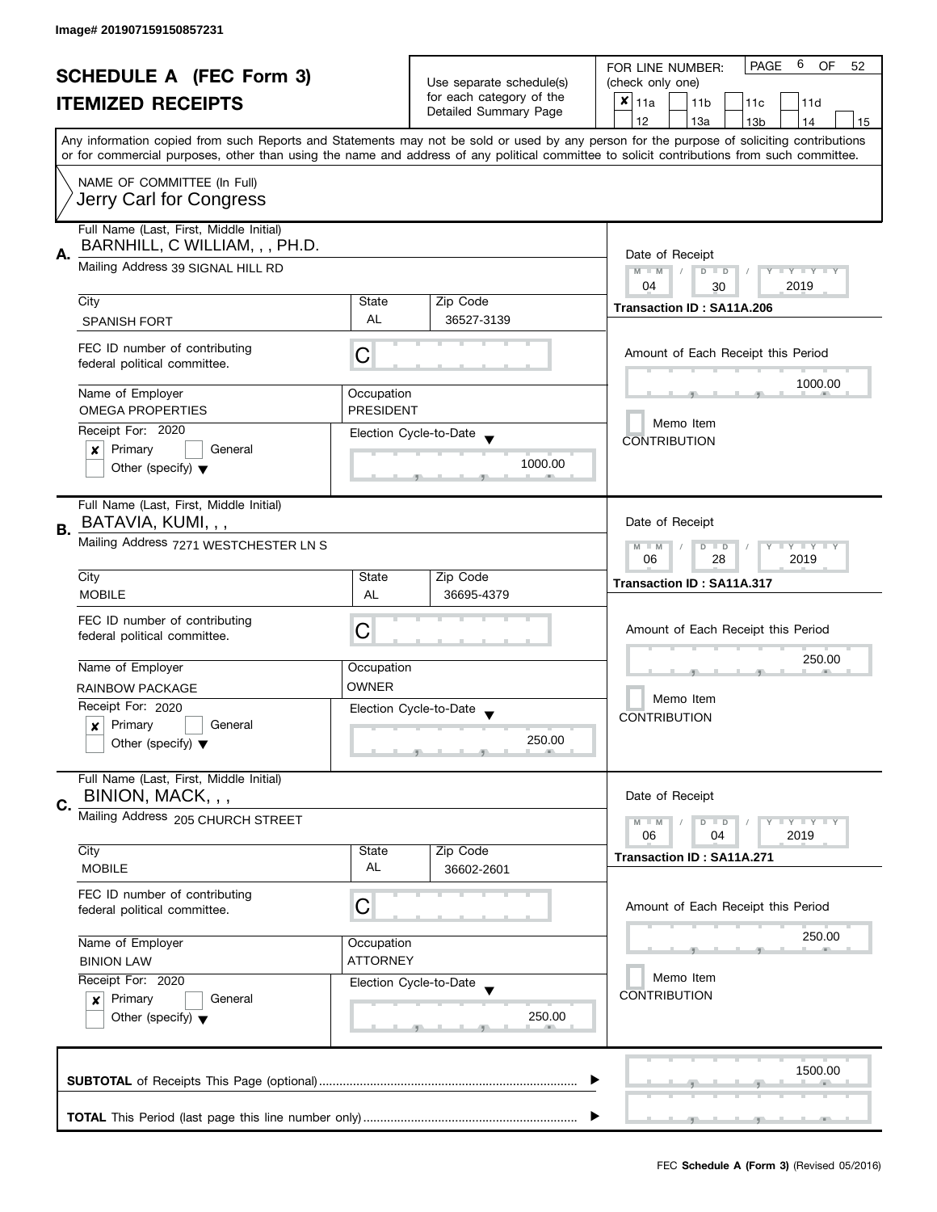Image# 201907159150857231

# SCHEDULE A (FEC Form 3)
## ITEMIZED RECEIPTS

Use separate schedule(s) for each category of the Detailed Summary Page

FOR LINE NUMBER: (check only one)

- [x] 11a
- [ ] 11b
- [ ] 11c
- [ ] 11d
- [ ] 12
- [ ] 13a
- [ ] 13b
- [ ] 14
- [ ] 15

PAGE 6 OF 52

Any information copied from such Reports and Statements may not be sold or used by any person for the purpose of soliciting contributions or for commercial purposes, other than using the name and address of any political committee to solicit contributions from such committee.

NAME OF COMMITTEE (In Full)
Jerry Carl for Congress

---

**A.**

Full Name (Last, First, Middle Initial): BARNHILL, C WILLIAM, , , PH.D.

Mailing Address: 39 SIGNAL HILL RD

| City | State | Zip Code |
|---|---|---|
| SPANISH FORT | AL | 36527-3139 |

FEC ID number of contributing federal political committee: C

| Name of Employer | Occupation |
|---|---|
| OMEGA PROPERTIES | PRESIDENT |

Receipt For: 2020
- [x] Primary
- [ ] General
- [ ] Other (specify)

Election Cycle-to-Date: 1000.00

Date of Receipt: 04 / 30 / 2019

Transaction ID : SA11A.206

Amount of Each Receipt this Period: 1000.00

- [ ] Memo Item

CONTRIBUTION

---

**B.**

Full Name (Last, First, Middle Initial): BATAVIA, KUMI, , ,

Mailing Address: 7271 WESTCHESTER LN S

| City | State | Zip Code |
|---|---|---|
| MOBILE | AL | 36695-4379 |

FEC ID number of contributing federal political committee: C

| Name of Employer | Occupation |
|---|---|
| RAINBOW PACKAGE | OWNER |

Receipt For: 2020
- [x] Primary
- [ ] General
- [ ] Other (specify)

Election Cycle-to-Date: 250.00

Date of Receipt: 06 / 28 / 2019

Transaction ID : SA11A.317

Amount of Each Receipt this Period: 250.00

- [ ] Memo Item

CONTRIBUTION

---

**C.**

Full Name (Last, First, Middle Initial): BINION, MACK, , ,

Mailing Address: 205 CHURCH STREET

| City | State | Zip Code |
|---|---|---|
| MOBILE | AL | 36602-2601 |

FEC ID number of contributing federal political committee: C

| Name of Employer | Occupation |
|---|---|
| BINION LAW | ATTORNEY |

Receipt For: 2020
- [x] Primary
- [ ] General
- [ ] Other (specify)

Election Cycle-to-Date: 250.00

Date of Receipt: 06 / 04 / 2019

Transaction ID : SA11A.271

Amount of Each Receipt this Period: 250.00

- [ ] Memo Item

CONTRIBUTION

---

**SUBTOTAL** of Receipts This Page (optional) ........ 1500.00

**TOTAL** This Period (last page this line number only) ........

FEC **Schedule A (Form 3)** (Revised 05/2016)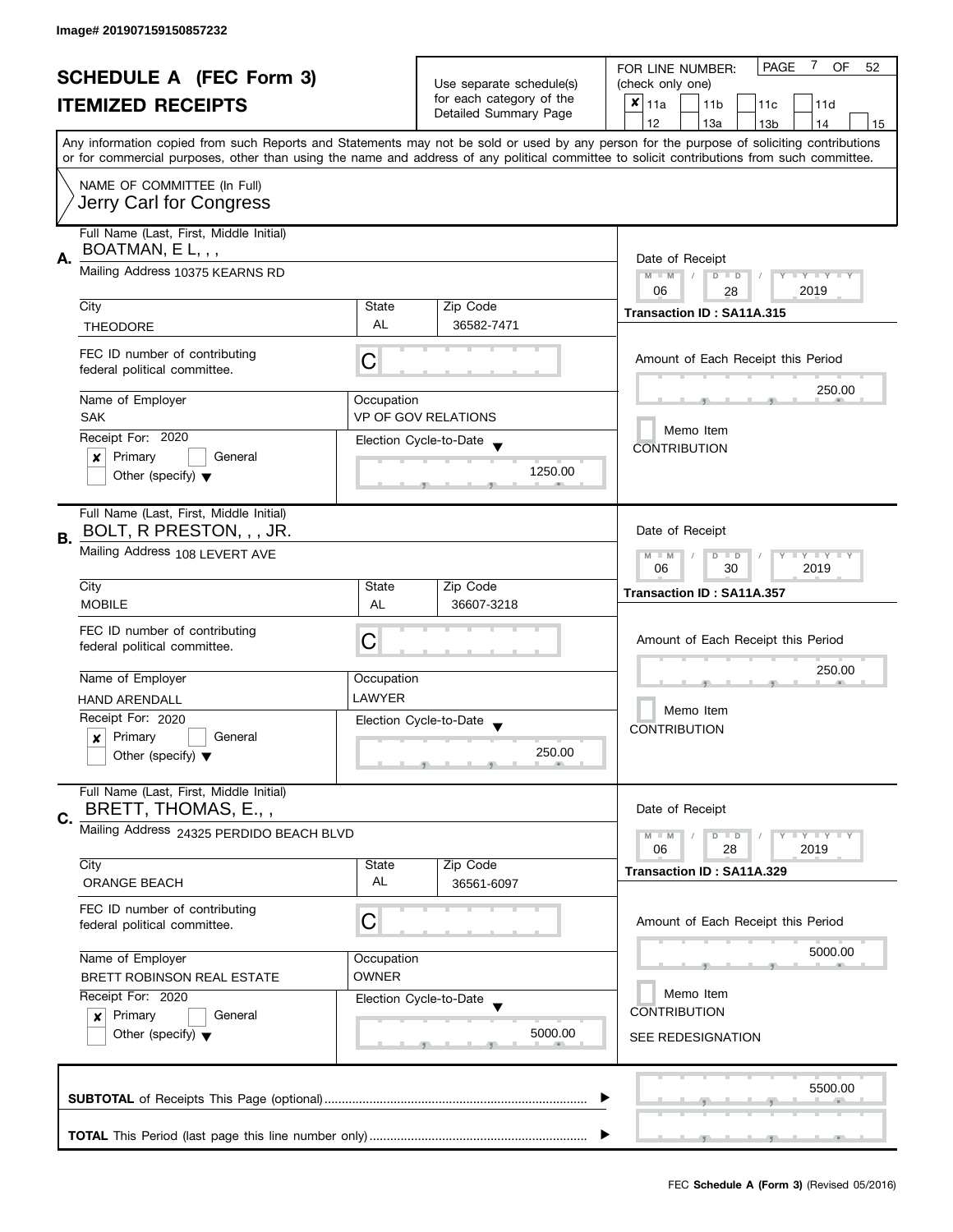Image# 201907159150857232

# SCHEDULE A (FEC Form 3)
## ITEMIZED RECEIPTS

Use separate schedule(s) for each category of the Detailed Summary Page

FOR LINE NUMBER: (check only one)

PAGE 7 OF 52

- [x] 11a
- [ ] 11b
- [ ] 11c
- [ ] 11d
- [ ] 12
- [ ] 13a
- [ ] 13b
- [ ] 14
- [ ] 15

Any information copied from such Reports and Statements may not be sold or used by any person for the purpose of soliciting contributions or for commercial purposes, other than using the name and address of any political committee to solicit contributions from such committee.

NAME OF COMMITTEE (In Full)
Jerry Carl for Congress

---

**A.**

Full Name (Last, First, Middle Initial): BOATMAN, E L, , ,

Mailing Address: 10375 KEARNS RD

City: THEODORE | State: AL | Zip Code: 36582-7471

FEC ID number of contributing federal political committee: C

Name of Employer: SAK

Occupation: VP OF GOV RELATIONS

Receipt For: 2020 — [x] Primary [ ] General [ ] Other (specify)

Election Cycle-to-Date: 1250.00

Date of Receipt: 06 / 28 / 2019

Transaction ID : SA11A.315

Amount of Each Receipt this Period: 250.00

[ ] Memo Item

CONTRIBUTION

---

**B.**

Full Name (Last, First, Middle Initial): BOLT, R PRESTON, , , JR.

Mailing Address: 108 LEVERT AVE

City: MOBILE | State: AL | Zip Code: 36607-3218

FEC ID number of contributing federal political committee: C

Name of Employer: HAND ARENDALL

Occupation: LAWYER

Receipt For: 2020 — [x] Primary [ ] General [ ] Other (specify)

Election Cycle-to-Date: 250.00

Date of Receipt: 06 / 30 / 2019

Transaction ID : SA11A.357

Amount of Each Receipt this Period: 250.00

[ ] Memo Item

CONTRIBUTION

---

**C.**

Full Name (Last, First, Middle Initial): BRETT, THOMAS, E., ,

Mailing Address: 24325 PERDIDO BEACH BLVD

City: ORANGE BEACH | State: AL | Zip Code: 36561-6097

FEC ID number of contributing federal political committee: C

Name of Employer: BRETT ROBINSON REAL ESTATE

Occupation: OWNER

Receipt For: 2020 — [x] Primary [ ] General [ ] Other (specify)

Election Cycle-to-Date: 5000.00

Date of Receipt: 06 / 28 / 2019

Transaction ID : SA11A.329

Amount of Each Receipt this Period: 5000.00

[ ] Memo Item

CONTRIBUTION

SEE REDESIGNATION

---

**SUBTOTAL** of Receipts This Page (optional): 5500.00

**TOTAL** This Period (last page this line number only):

FEC **Schedule A (Form 3)** (Revised 05/2016)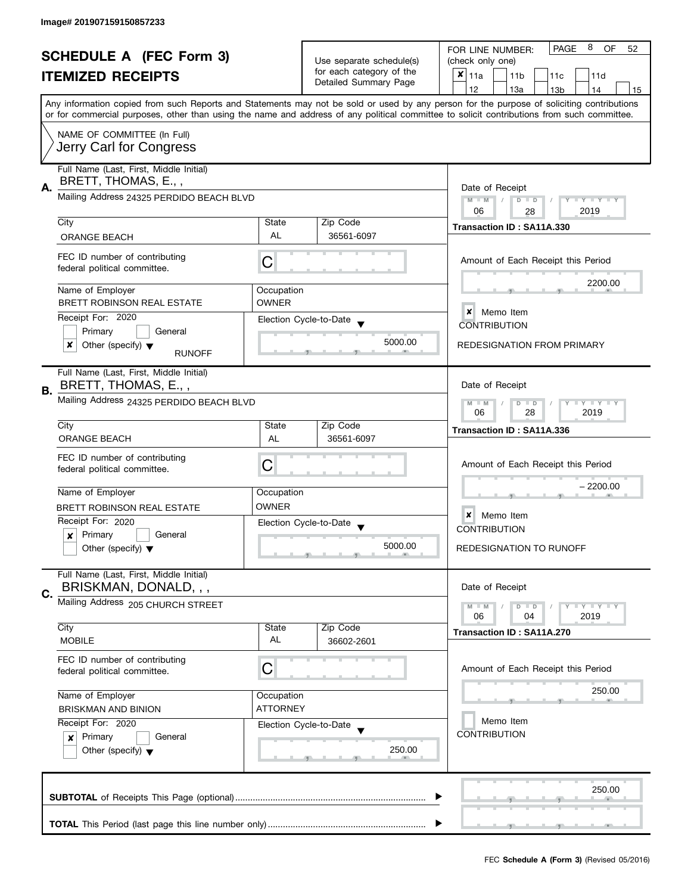Image# 201907159150857233

# SCHEDULE A (FEC Form 3)
# ITEMIZED RECEIPTS

Use separate schedule(s) for each category of the Detailed Summary Page

FOR LINE NUMBER: (check only one)
- [x] 11a
- [ ] 11b
- [ ] 11c
- [ ] 11d
- [ ] 12
- [ ] 13a
- [ ] 13b
- [ ] 14
- [ ] 15

PAGE 8 OF 52

Any information copied from such Reports and Statements may not be sold or used by any person for the purpose of soliciting contributions or for commercial purposes, other than using the name and address of any political committee to solicit contributions from such committee.

NAME OF COMMITTEE (In Full)
Jerry Carl for Congress

---

**A.** Full Name (Last, First, Middle Initial): BRETT, THOMAS, E., ,

Mailing Address: 24325 PERDIDO BEACH BLVD

| City | State | Zip Code |
|---|---|---|
| ORANGE BEACH | AL | 36561-6097 |

FEC ID number of contributing federal political committee: C

| Name of Employer | Occupation |
|---|---|
| BRETT ROBINSON REAL ESTATE | OWNER |

Receipt For: 2020
- [ ] Primary
- [ ] General
- [x] Other (specify): RUNOFF

Election Cycle-to-Date: 5000.00

Date of Receipt: 06 / 28 / 2019

Transaction ID : SA11A.330

Amount of Each Receipt this Period: 2200.00

- [x] Memo Item

CONTRIBUTION

REDESIGNATION FROM PRIMARY

---

**B.** Full Name (Last, First, Middle Initial): BRETT, THOMAS, E., ,

Mailing Address: 24325 PERDIDO BEACH BLVD

| City | State | Zip Code |
|---|---|---|
| ORANGE BEACH | AL | 36561-6097 |

FEC ID number of contributing federal political committee: C

| Name of Employer | Occupation |
|---|---|
| BRETT ROBINSON REAL ESTATE | OWNER |

Receipt For: 2020
- [x] Primary
- [ ] General
- [ ] Other (specify)

Election Cycle-to-Date: 5000.00

Date of Receipt: 06 / 28 / 2019

Transaction ID : SA11A.336

Amount of Each Receipt this Period: – 2200.00

- [x] Memo Item

CONTRIBUTION

REDESIGNATION TO RUNOFF

---

**C.** Full Name (Last, First, Middle Initial): BRISKMAN, DONALD, , ,

Mailing Address: 205 CHURCH STREET

| City | State | Zip Code |
|---|---|---|
| MOBILE | AL | 36602-2601 |

FEC ID number of contributing federal political committee: C

| Name of Employer | Occupation |
|---|---|
| BRISKMAN AND BINION | ATTORNEY |

Receipt For: 2020
- [x] Primary
- [ ] General
- [ ] Other (specify)

Election Cycle-to-Date: 250.00

Date of Receipt: 06 / 04 / 2019

Transaction ID : SA11A.270

Amount of Each Receipt this Period: 250.00

- [ ] Memo Item

CONTRIBUTION

---

**SUBTOTAL** of Receipts This Page (optional): 250.00

**TOTAL** This Period (last page this line number only):

FEC **Schedule A (Form 3)** (Revised 05/2016)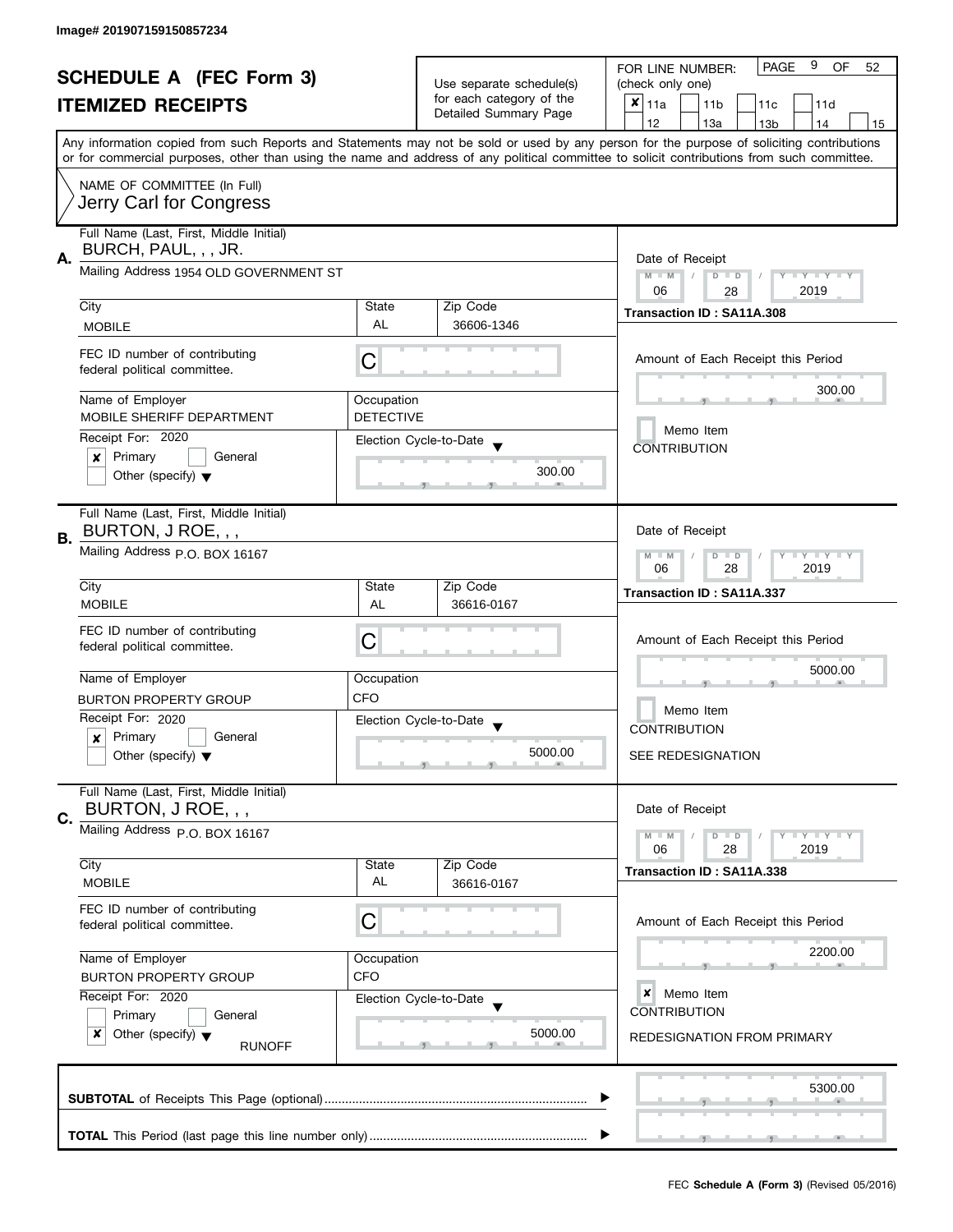Image# 201907159150857234

# SCHEDULE A (FEC Form 3)
## ITEMIZED RECEIPTS

Use separate schedule(s) for each category of the Detailed Summary Page

FOR LINE NUMBER: (check only one)
- [x] 11a
- [ ] 11b
- [ ] 11c
- [ ] 11d
- [ ] 12
- [ ] 13a
- [ ] 13b
- [ ] 14
- [ ] 15

PAGE 9 OF 52

Any information copied from such Reports and Statements may not be sold or used by any person for the purpose of soliciting contributions or for commercial purposes, other than using the name and address of any political committee to solicit contributions from such committee.

NAME OF COMMITTEE (In Full)
Jerry Carl for Congress

---

**A.** Full Name (Last, First, Middle Initial): BURCH, PAUL, , , JR.

Mailing Address: 1954 OLD GOVERNMENT ST

| City | State | Zip Code |
|---|---|---|
| MOBILE | AL | 36606-1346 |

FEC ID number of contributing federal political committee: C

Name of Employer: MOBILE SHERIFF DEPARTMENT
Occupation: DETECTIVE

Receipt For: 2020
- [x] Primary
- [ ] General
- [ ] Other (specify)

Election Cycle-to-Date: 300.00

Date of Receipt: 06 / 28 / 2019
Transaction ID : SA11A.308

Amount of Each Receipt this Period: 300.00

- [ ] Memo Item

CONTRIBUTION

---

**B.** Full Name (Last, First, Middle Initial): BURTON, J ROE, , ,

Mailing Address: P.O. BOX 16167

| City | State | Zip Code |
|---|---|---|
| MOBILE | AL | 36616-0167 |

FEC ID number of contributing federal political committee: C

Name of Employer: BURTON PROPERTY GROUP
Occupation: CFO

Receipt For: 2020
- [x] Primary
- [ ] General
- [ ] Other (specify)

Election Cycle-to-Date: 5000.00

Date of Receipt: 06 / 28 / 2019
Transaction ID : SA11A.337

Amount of Each Receipt this Period: 5000.00

- [ ] Memo Item

CONTRIBUTION

SEE REDESIGNATION

---

**C.** Full Name (Last, First, Middle Initial): BURTON, J ROE, , ,

Mailing Address: P.O. BOX 16167

| City | State | Zip Code |
|---|---|---|
| MOBILE | AL | 36616-0167 |

FEC ID number of contributing federal political committee: C

Name of Employer: BURTON PROPERTY GROUP
Occupation: CFO

Receipt For: 2020
- [ ] Primary
- [ ] General
- [x] Other (specify): RUNOFF

Election Cycle-to-Date: 5000.00

Date of Receipt: 06 / 28 / 2019
Transaction ID : SA11A.338

Amount of Each Receipt this Period: 2200.00

- [x] Memo Item

CONTRIBUTION

REDESIGNATION FROM PRIMARY

---

**SUBTOTAL** of Receipts This Page (optional): 5300.00

**TOTAL** This Period (last page this line number only):

FEC **Schedule A (Form 3)** (Revised 05/2016)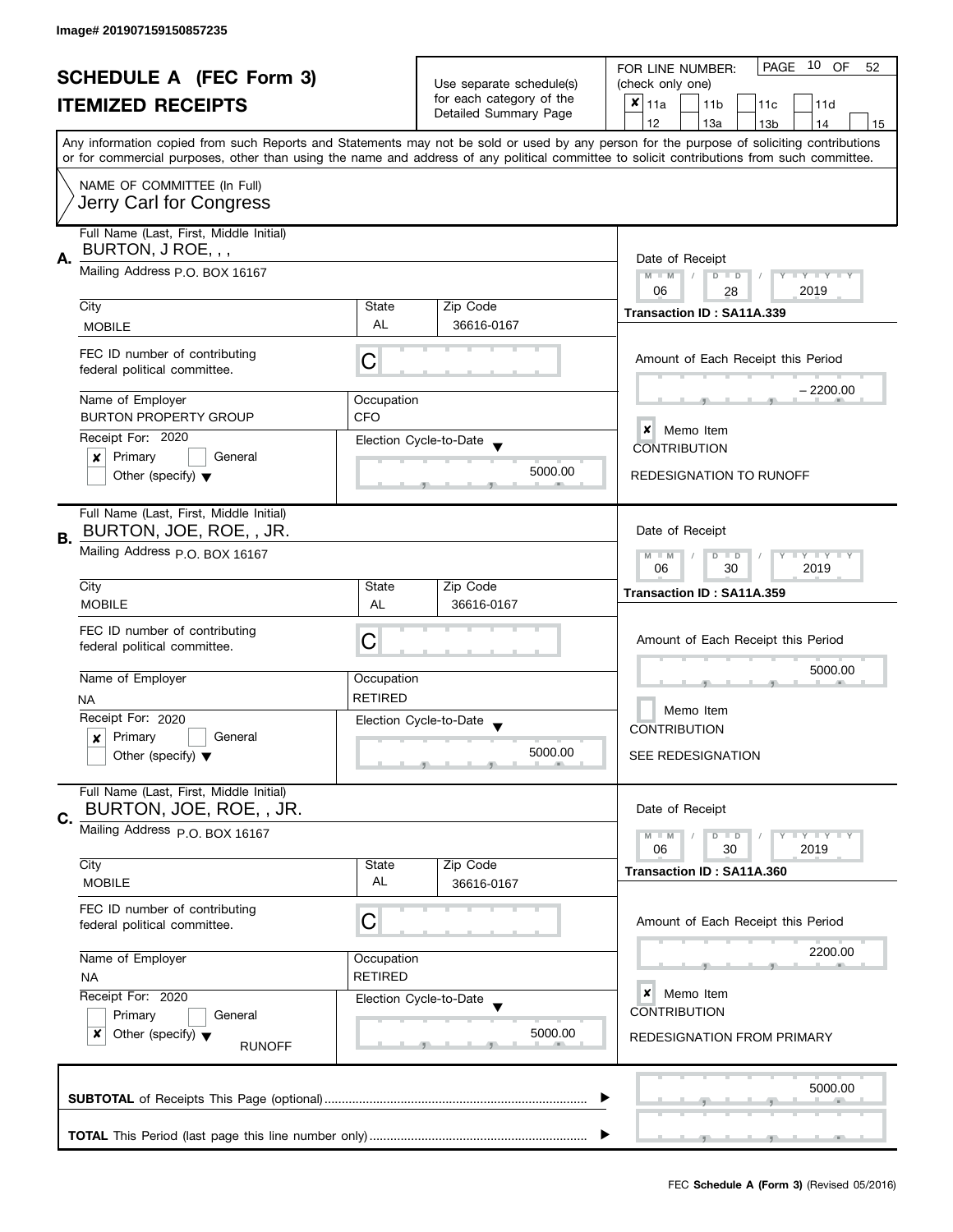Image# 201907159150857235

# SCHEDULE A (FEC Form 3)
## ITEMIZED RECEIPTS

Use separate schedule(s) for each category of the Detailed Summary Page

FOR LINE NUMBER: (check only one)
[x] 11a [ ] 11b [ ] 11c [ ] 11d [ ] 12 [ ] 13a [ ] 13b [ ] 14 [ ] 15

PAGE 10 OF 52

Any information copied from such Reports and Statements may not be sold or used by any person for the purpose of soliciting contributions or for commercial purposes, other than using the name and address of any political committee to solicit contributions from such committee.

NAME OF COMMITTEE (In Full)
Jerry Carl for Congress

---

**A.** Full Name (Last, First, Middle Initial): BURTON, J ROE, , ,

Mailing Address: P.O. BOX 16167

City: MOBILE | State: AL | Zip Code: 36616-0167

FEC ID number of contributing federal political committee: C

Name of Employer: BURTON PROPERTY GROUP | Occupation: CFO

Receipt For: 2020 — [x] Primary [ ] General [ ] Other (specify)

Election Cycle-to-Date: 5000.00

Date of Receipt: 06 / 28 / 2019

Transaction ID : SA11A.339

Amount of Each Receipt this Period: – 2200.00

[x] Memo Item
CONTRIBUTION

REDESIGNATION TO RUNOFF

---

**B.** Full Name (Last, First, Middle Initial): BURTON, JOE, ROE, , JR.

Mailing Address: P.O. BOX 16167

City: MOBILE | State: AL | Zip Code: 36616-0167

FEC ID number of contributing federal political committee: C

Name of Employer: NA | Occupation: RETIRED

Receipt For: 2020 — [x] Primary [ ] General [ ] Other (specify)

Election Cycle-to-Date: 5000.00

Date of Receipt: 06 / 30 / 2019

Transaction ID : SA11A.359

Amount of Each Receipt this Period: 5000.00

[ ] Memo Item
CONTRIBUTION

SEE REDESIGNATION

---

**C.** Full Name (Last, First, Middle Initial): BURTON, JOE, ROE, , JR.

Mailing Address: P.O. BOX 16167

City: MOBILE | State: AL | Zip Code: 36616-0167

FEC ID number of contributing federal political committee: C

Name of Employer: NA | Occupation: RETIRED

Receipt For: 2020 — [ ] Primary [ ] General [x] Other (specify): RUNOFF

Election Cycle-to-Date: 5000.00

Date of Receipt: 06 / 30 / 2019

Transaction ID : SA11A.360

Amount of Each Receipt this Period: 2200.00

[x] Memo Item
CONTRIBUTION

REDESIGNATION FROM PRIMARY

---

**SUBTOTAL** of Receipts This Page (optional): 5000.00

**TOTAL** This Period (last page this line number only):

FEC **Schedule A (Form 3)** (Revised 05/2016)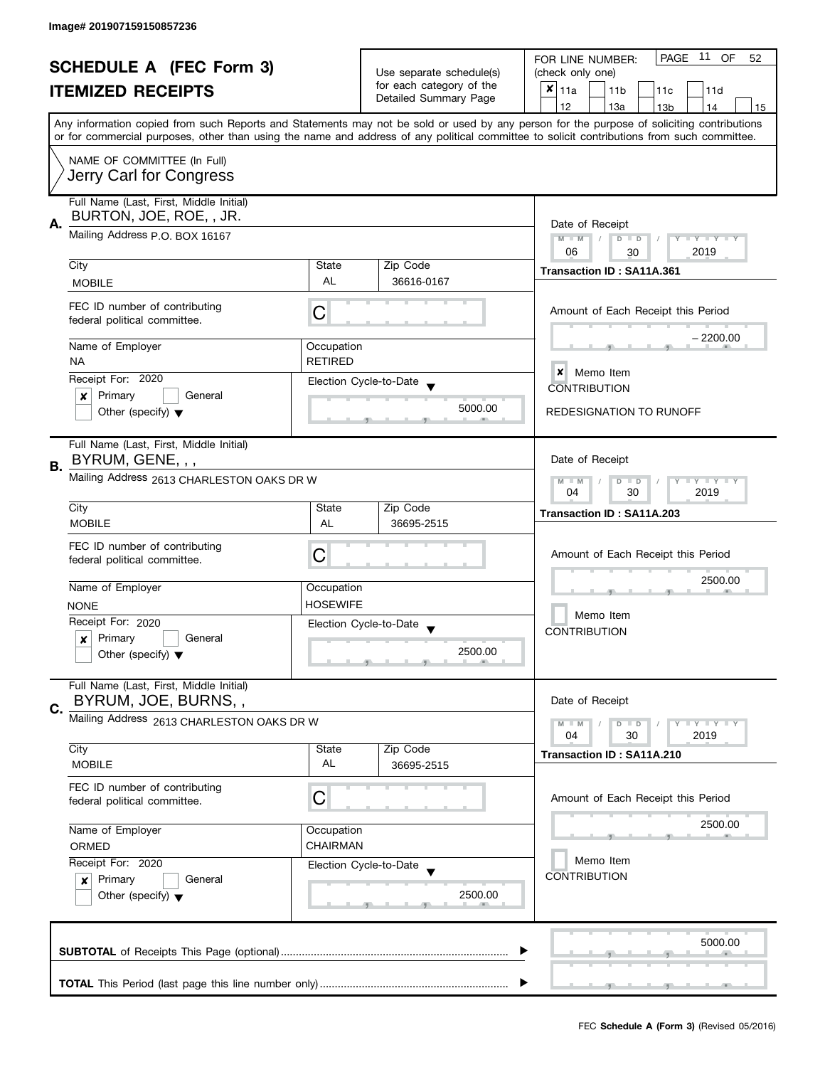Image# 201907159150857236

# SCHEDULE A (FEC Form 3)

## ITEMIZED RECEIPTS

Use separate schedule(s) for each category of the Detailed Summary Page

FOR LINE NUMBER: (check only one)

PAGE 11 OF 52

- [x] 11a
- [ ] 11b
- [ ] 11c
- [ ] 11d
- [ ] 12
- [ ] 13a
- [ ] 13b
- [ ] 14
- [ ] 15

Any information copied from such Reports and Statements may not be sold or used by any person for the purpose of soliciting contributions or for commercial purposes, other than using the name and address of any political committee to solicit contributions from such committee.

NAME OF COMMITTEE (In Full)
Jerry Carl for Congress

---

**A.** Full Name (Last, First, Middle Initial): BURTON, JOE, ROE, , JR.

Mailing Address: P.O. BOX 16167

City: MOBILE | State: AL | Zip Code: 36616-0167

FEC ID number of contributing federal political committee: C

Name of Employer: NA | Occupation: RETIRED

Receipt For: 2020
- [x] Primary
- [ ] General
- [ ] Other (specify)

Election Cycle-to-Date: 5000.00

Date of Receipt: 06 / 30 / 2019

Transaction ID : SA11A.361

Amount of Each Receipt this Period: -2200.00

- [x] Memo Item

CONTRIBUTION

REDESIGNATION TO RUNOFF

---

**B.** Full Name (Last, First, Middle Initial): BYRUM, GENE, , ,

Mailing Address: 2613 CHARLESTON OAKS DR W

City: MOBILE | State: AL | Zip Code: 36695-2515

FEC ID number of contributing federal political committee: C

Name of Employer: NONE | Occupation: HOSEWIFE

Receipt For: 2020
- [x] Primary
- [ ] General
- [ ] Other (specify)

Election Cycle-to-Date: 2500.00

Date of Receipt: 04 / 30 / 2019

Transaction ID : SA11A.203

Amount of Each Receipt this Period: 2500.00

- [ ] Memo Item

CONTRIBUTION

---

**C.** Full Name (Last, First, Middle Initial): BYRUM, JOE, BURNS, ,

Mailing Address: 2613 CHARLESTON OAKS DR W

City: MOBILE | State: AL | Zip Code: 36695-2515

FEC ID number of contributing federal political committee: C

Name of Employer: ORMED | Occupation: CHAIRMAN

Receipt For: 2020
- [x] Primary
- [ ] General
- [ ] Other (specify)

Election Cycle-to-Date: 2500.00

Date of Receipt: 04 / 30 / 2019

Transaction ID : SA11A.210

Amount of Each Receipt this Period: 2500.00

- [ ] Memo Item

CONTRIBUTION

---

**SUBTOTAL** of Receipts This Page (optional): 5000.00

**TOTAL** This Period (last page this line number only):

FEC **Schedule A (Form 3)** (Revised 05/2016)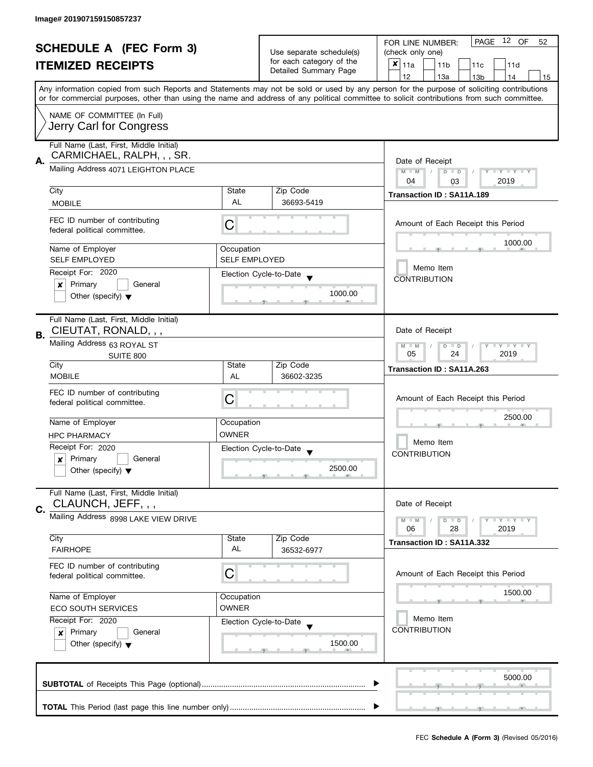Image# 201907159150857237

# SCHEDULE A (FEC Form 3)
## ITEMIZED RECEIPTS

Use separate schedule(s) for each category of the Detailed Summary Page

FOR LINE NUMBER: (check only one)

- [x] 11a
- [ ] 11b
- [ ] 11c
- [ ] 11d
- [ ] 12
- [ ] 13a
- [ ] 13b
- [ ] 14
- [ ] 15

Any information copied from such Reports and Statements may not be sold or used by any person for the purpose of soliciting contributions or for commercial purposes, other than using the name and address of any political committee to solicit contributions from such committee.

NAME OF COMMITTEE (In Full)
Jerry Carl for Congress

---

**A.** Full Name (Last, First, Middle Initial): CARMICHAEL, RALPH, , , SR.

Mailing Address: 4071 LEIGHTON PLACE

| City | State | Zip Code |
|---|---|---|
| MOBILE | AL | 36693-5419 |

FEC ID number of contributing federal political committee: C

Name of Employer: SELF EMPLOYED
Occupation: SELF EMPLOYED

Receipt For: 2020
- [x] Primary
- [ ] General
- [ ] Other (specify)

Election Cycle-to-Date: 1000.00

Date of Receipt: 04 / 03 / 2019

Transaction ID : SA11A.189

Amount of Each Receipt this Period: 1000.00

- [ ] Memo Item

CONTRIBUTION

---

**B.** Full Name (Last, First, Middle Initial): CIEUTAT, RONALD, , ,

Mailing Address: 63 ROYAL ST
SUITE 800

| City | State | Zip Code |
|---|---|---|
| MOBILE | AL | 36602-3235 |

FEC ID number of contributing federal political committee: C

Name of Employer: HPC PHARMACY
Occupation: OWNER

Receipt For: 2020
- [x] Primary
- [ ] General
- [ ] Other (specify)

Election Cycle-to-Date: 2500.00

Date of Receipt: 05 / 24 / 2019

Transaction ID : SA11A.263

Amount of Each Receipt this Period: 2500.00

- [ ] Memo Item

CONTRIBUTION

---

**C.** Full Name (Last, First, Middle Initial): CLAUNCH, JEFF, , ,

Mailing Address: 8998 LAKE VIEW DRIVE

| City | State | Zip Code |
|---|---|---|
| FAIRHOPE | AL | 36532-6977 |

FEC ID number of contributing federal political committee: C

Name of Employer: ECO SOUTH SERVICES
Occupation: OWNER

Receipt For: 2020
- [x] Primary
- [ ] General
- [ ] Other (specify)

Election Cycle-to-Date: 1500.00

Date of Receipt: 06 / 28 / 2019

Transaction ID : SA11A.332

Amount of Each Receipt this Period: 1500.00

- [ ] Memo Item

CONTRIBUTION

---

**SUBTOTAL** of Receipts This Page (optional): 5000.00

**TOTAL** This Period (last page this line number only):

FEC **Schedule A (Form 3)** (Revised 05/2016)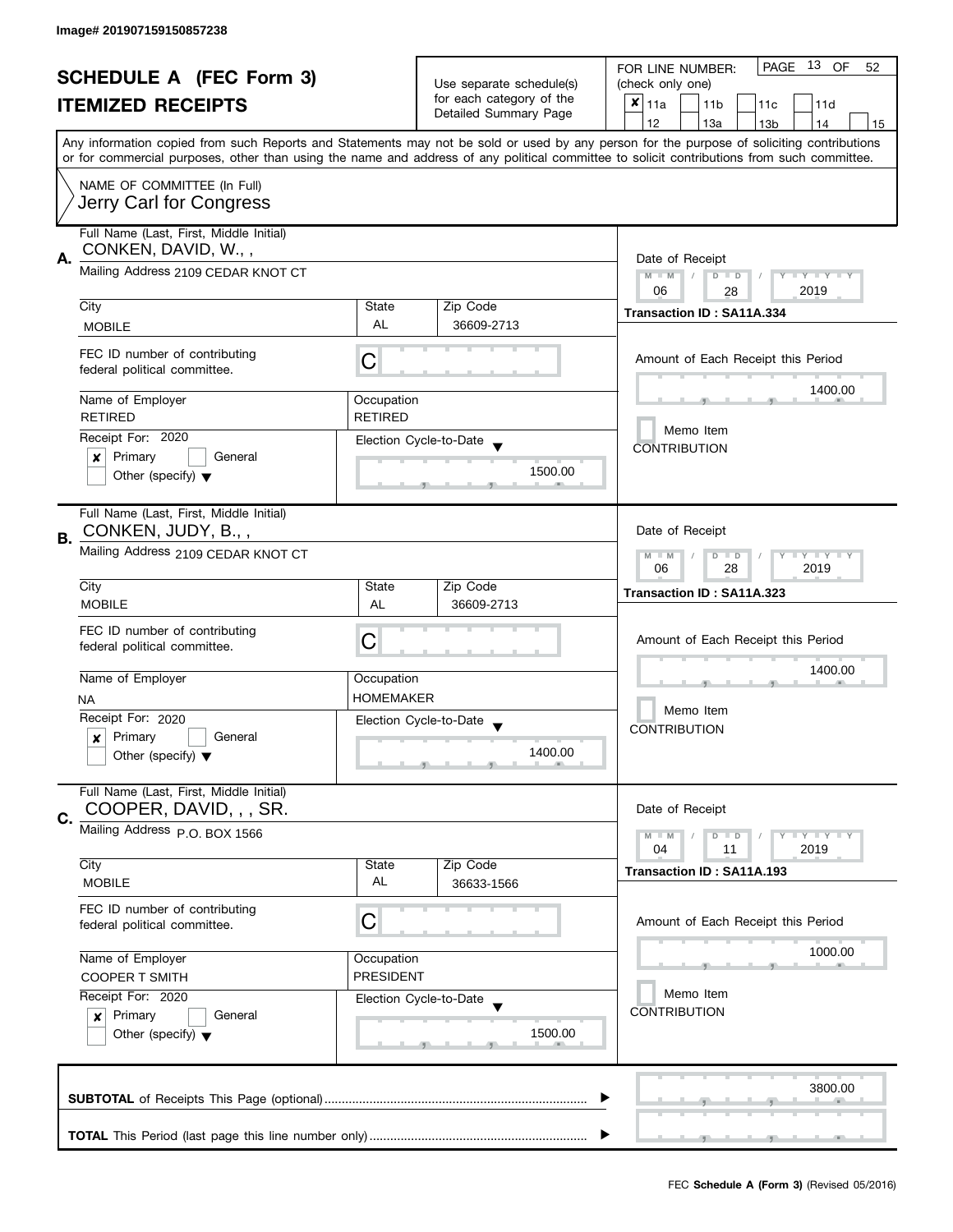Image# 201907159150857238

# SCHEDULE A (FEC Form 3)
## ITEMIZED RECEIPTS

Use separate schedule(s) for each category of the Detailed Summary Page

FOR LINE NUMBER: (check only one)

- [x] 11a
- [ ] 11b
- [ ] 11c
- [ ] 11d
- [ ] 12
- [ ] 13a
- [ ] 13b
- [ ] 14
- [ ] 15

PAGE 13 OF 52

Any information copied from such Reports and Statements may not be sold or used by any person for the purpose of soliciting contributions or for commercial purposes, other than using the name and address of any political committee to solicit contributions from such committee.

NAME OF COMMITTEE (In Full)
Jerry Carl for Congress

---

**A.** Full Name (Last, First, Middle Initial): CONKEN, DAVID, W., ,

Mailing Address: 2109 CEDAR KNOT CT

| City | State | Zip Code |
|---|---|---|
| MOBILE | AL | 36609-2713 |

FEC ID number of contributing federal political committee: C

| Name of Employer | Occupation |
|---|---|
| RETIRED | RETIRED |

Receipt For: 2020
- [x] Primary
- [ ] General
- [ ] Other (specify)

Election Cycle-to-Date: 1500.00

Date of Receipt: 06 / 28 / 2019

Transaction ID : SA11A.334

Amount of Each Receipt this Period: 1400.00

- [ ] Memo Item

CONTRIBUTION

---

**B.** Full Name (Last, First, Middle Initial): CONKEN, JUDY, B., ,

Mailing Address: 2109 CEDAR KNOT CT

| City | State | Zip Code |
|---|---|---|
| MOBILE | AL | 36609-2713 |

FEC ID number of contributing federal political committee: C

| Name of Employer | Occupation |
|---|---|
| NA | HOMEMAKER |

Receipt For: 2020
- [x] Primary
- [ ] General
- [ ] Other (specify)

Election Cycle-to-Date: 1400.00

Date of Receipt: 06 / 28 / 2019

Transaction ID : SA11A.323

Amount of Each Receipt this Period: 1400.00

- [ ] Memo Item

CONTRIBUTION

---

**C.** Full Name (Last, First, Middle Initial): COOPER, DAVID, , , SR.

Mailing Address: P.O. BOX 1566

| City | State | Zip Code |
|---|---|---|
| MOBILE | AL | 36633-1566 |

FEC ID number of contributing federal political committee: C

| Name of Employer | Occupation |
|---|---|
| COOPER T SMITH | PRESIDENT |

Receipt For: 2020
- [x] Primary
- [ ] General
- [ ] Other (specify)

Election Cycle-to-Date: 1500.00

Date of Receipt: 04 / 11 / 2019

Transaction ID : SA11A.193

Amount of Each Receipt this Period: 1000.00

- [ ] Memo Item

CONTRIBUTION

---

**SUBTOTAL** of Receipts This Page (optional): 3800.00

**TOTAL** This Period (last page this line number only):

FEC **Schedule A (Form 3)** (Revised 05/2016)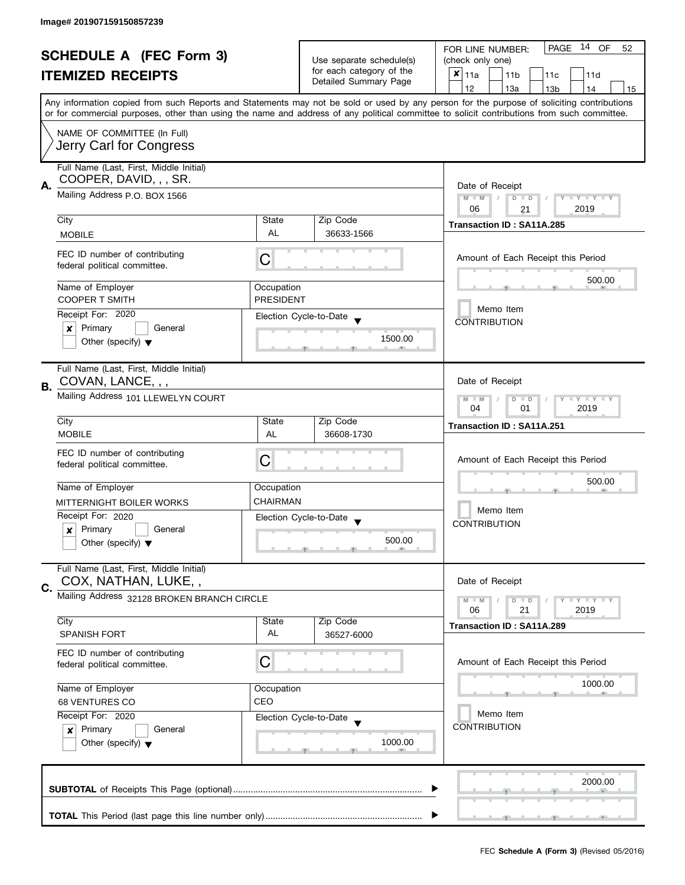Image# 201907159150857239

# SCHEDULE A (FEC Form 3)
## ITEMIZED RECEIPTS

Use separate schedule(s) for each category of the Detailed Summary Page

FOR LINE NUMBER: (check only one)

- [x] 11a
- [ ] 11b
- [ ] 11c
- [ ] 11d
- [ ] 12
- [ ] 13a
- [ ] 13b
- [ ] 14
- [ ] 15

PAGE 14 OF 52

Any information copied from such Reports and Statements may not be sold or used by any person for the purpose of soliciting contributions or for commercial purposes, other than using the name and address of any political committee to solicit contributions from such committee.

NAME OF COMMITTEE (In Full)
Jerry Carl for Congress

---

**A.** Full Name (Last, First, Middle Initial): COOPER, DAVID, , , SR.

Mailing Address: P.O. BOX 1566

| City | State | Zip Code |
|---|---|---|
| MOBILE | AL | 36633-1566 |

FEC ID number of contributing federal political committee: C

| Name of Employer | Occupation |
|---|---|
| COOPER T SMITH | PRESIDENT |

Receipt For: 2020
- [x] Primary
- [ ] General
- [ ] Other (specify)

Election Cycle-to-Date: 1500.00

Date of Receipt: 06 / 21 / 2019

Transaction ID : SA11A.285

Amount of Each Receipt this Period: 500.00

Memo Item
CONTRIBUTION

---

**B.** Full Name (Last, First, Middle Initial): COVAN, LANCE, , ,

Mailing Address: 101 LLEWELYN COURT

| City | State | Zip Code |
|---|---|---|
| MOBILE | AL | 36608-1730 |

FEC ID number of contributing federal political committee: C

| Name of Employer | Occupation |
|---|---|
| MITTERNIGHT BOILER WORKS | CHAIRMAN |

Receipt For: 2020
- [x] Primary
- [ ] General
- [ ] Other (specify)

Election Cycle-to-Date: 500.00

Date of Receipt: 04 / 01 / 2019

Transaction ID : SA11A.251

Amount of Each Receipt this Period: 500.00

Memo Item
CONTRIBUTION

---

**C.** Full Name (Last, First, Middle Initial): COX, NATHAN, LUKE, ,

Mailing Address: 32128 BROKEN BRANCH CIRCLE

| City | State | Zip Code |
|---|---|---|
| SPANISH FORT | AL | 36527-6000 |

FEC ID number of contributing federal political committee: C

| Name of Employer | Occupation |
|---|---|
| 68 VENTURES CO | CEO |

Receipt For: 2020
- [x] Primary
- [ ] General
- [ ] Other (specify)

Election Cycle-to-Date: 1000.00

Date of Receipt: 06 / 21 / 2019

Transaction ID : SA11A.289

Amount of Each Receipt this Period: 1000.00

Memo Item
CONTRIBUTION

---

**SUBTOTAL** of Receipts This Page (optional): 2000.00

**TOTAL** This Period (last page this line number only):

FEC **Schedule A (Form 3)** (Revised 05/2016)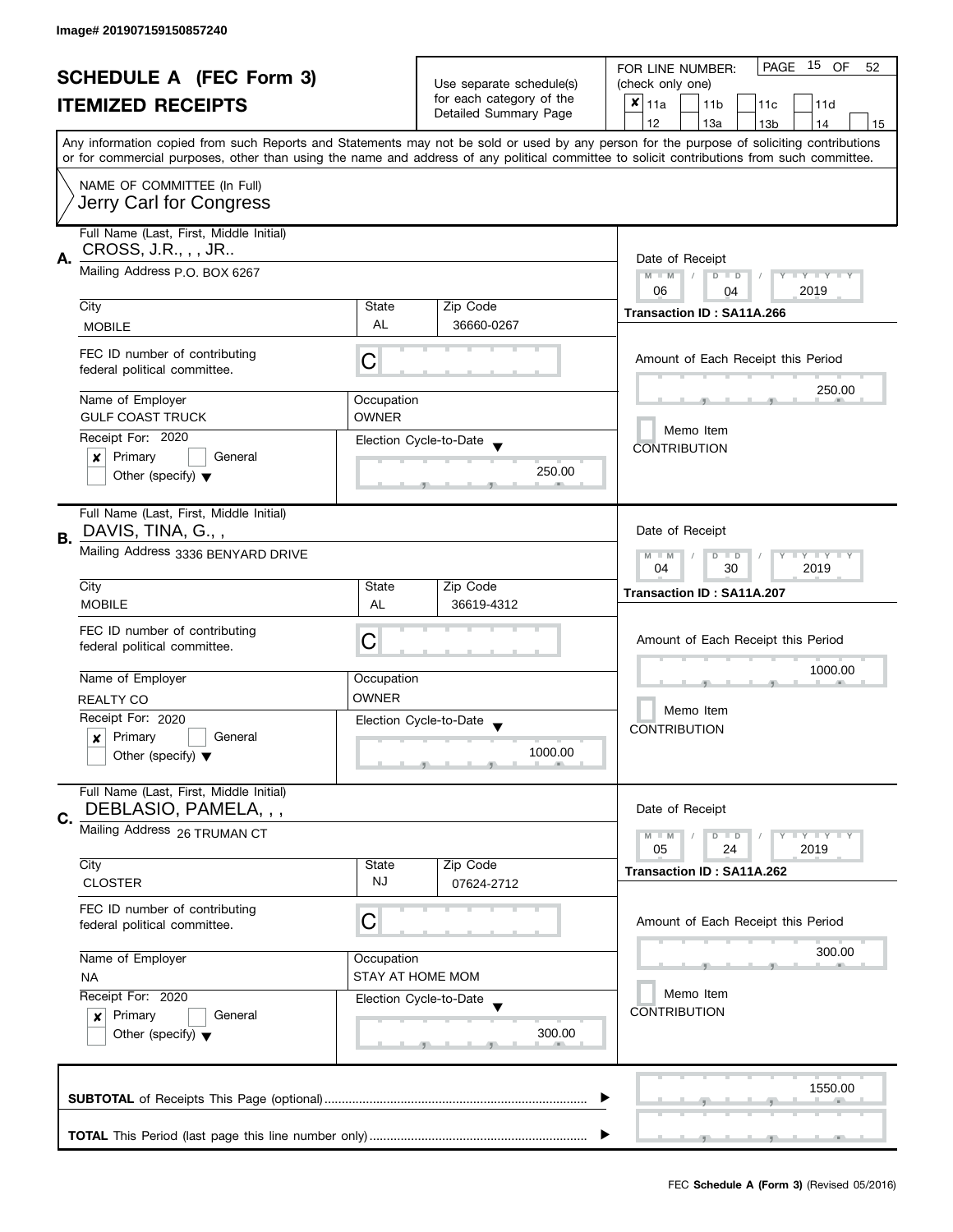Image# 201907159150857240

# SCHEDULE A (FEC Form 3)
# ITEMIZED RECEIPTS

Use separate schedule(s) for each category of the Detailed Summary Page

FOR LINE NUMBER: (check only one)

- [x] 11a
- [ ] 11b
- [ ] 11c
- [ ] 11d
- [ ] 12
- [ ] 13a
- [ ] 13b
- [ ] 14
- [ ] 15

PAGE 15 OF 52

Any information copied from such Reports and Statements may not be sold or used by any person for the purpose of soliciting contributions or for commercial purposes, other than using the name and address of any political committee to solicit contributions from such committee.

NAME OF COMMITTEE (In Full)
Jerry Carl for Congress

---

**A.** Full Name (Last, First, Middle Initial)
CROSS, J.R., , , JR..

Mailing Address P.O. BOX 6267

| City | State | Zip Code |
|---|---|---|
| MOBILE | AL | 36660-0267 |

FEC ID number of contributing federal political committee. C

| Name of Employer | Occupation |
|---|---|
| GULF COAST TRUCK | OWNER |

Receipt For: 2020
- [x] Primary
- [ ] General
- [ ] Other (specify)

Election Cycle-to-Date: 250.00

Date of Receipt: 06 / 04 / 2019

Transaction ID : SA11A.266

Amount of Each Receipt this Period: 250.00

- [ ] Memo Item

CONTRIBUTION

---

**B.** Full Name (Last, First, Middle Initial)
DAVIS, TINA, G., ,

Mailing Address 3336 BENYARD DRIVE

| City | State | Zip Code |
|---|---|---|
| MOBILE | AL | 36619-4312 |

FEC ID number of contributing federal political committee. C

| Name of Employer | Occupation |
|---|---|
| REALTY CO | OWNER |

Receipt For: 2020
- [x] Primary
- [ ] General
- [ ] Other (specify)

Election Cycle-to-Date: 1000.00

Date of Receipt: 04 / 30 / 2019

Transaction ID : SA11A.207

Amount of Each Receipt this Period: 1000.00

- [ ] Memo Item

CONTRIBUTION

---

**C.** Full Name (Last, First, Middle Initial)
DEBLASIO, PAMELA, , ,

Mailing Address 26 TRUMAN CT

| City | State | Zip Code |
|---|---|---|
| CLOSTER | NJ | 07624-2712 |

FEC ID number of contributing federal political committee. C

| Name of Employer | Occupation |
|---|---|
| NA | STAY AT HOME MOM |

Receipt For: 2020
- [x] Primary
- [ ] General
- [ ] Other (specify)

Election Cycle-to-Date: 300.00

Date of Receipt: 05 / 24 / 2019

Transaction ID : SA11A.262

Amount of Each Receipt this Period: 300.00

- [ ] Memo Item

CONTRIBUTION

---

**SUBTOTAL** of Receipts This Page (optional) ........ 1550.00

**TOTAL** This Period (last page this line number only) ........

FEC **Schedule A (Form 3)** (Revised 05/2016)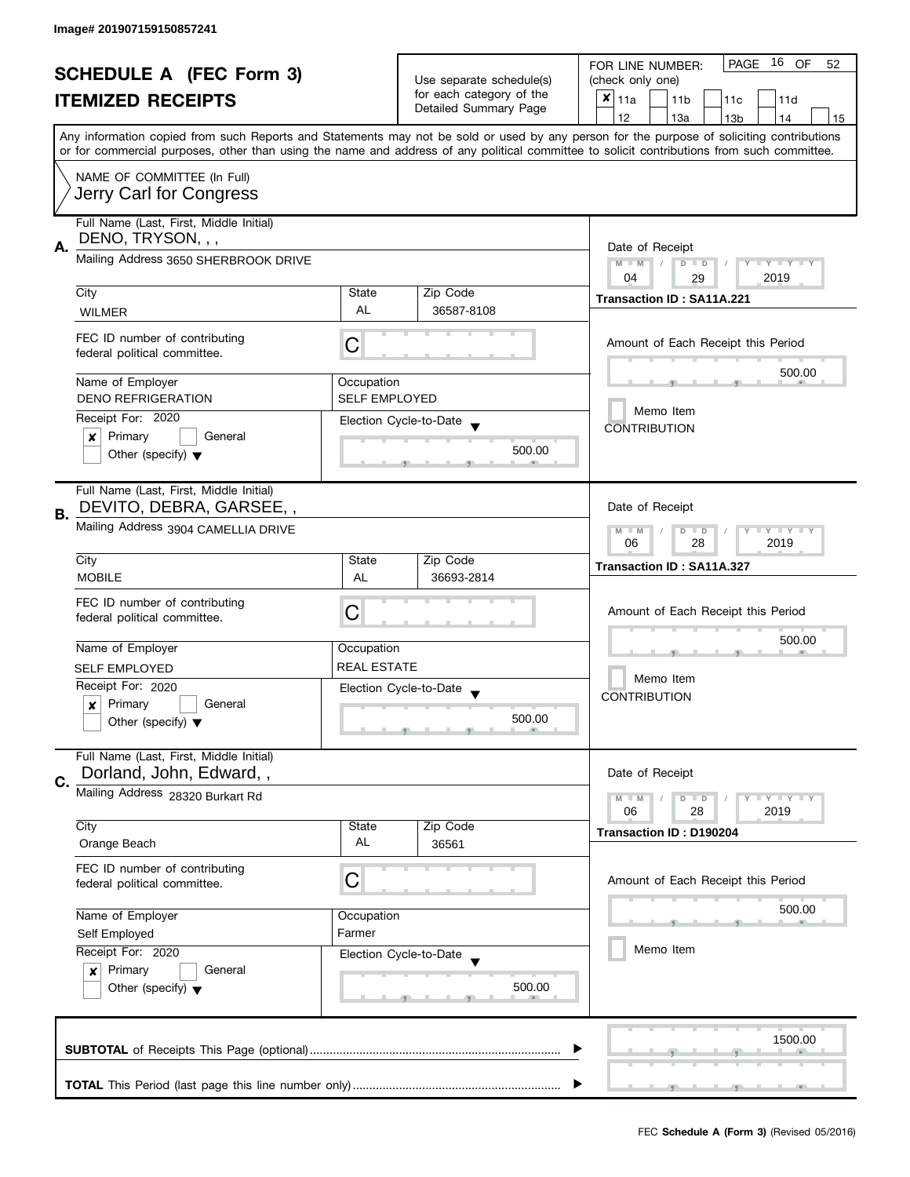Image# 201907159150857241

# SCHEDULE A (FEC Form 3)
## ITEMIZED RECEIPTS

Use separate schedule(s) for each category of the Detailed Summary Page

FOR LINE NUMBER: (check only one)

PAGE 16 OF 52

- [x] 11a
- [ ] 11b
- [ ] 11c
- [ ] 11d
- [ ] 12
- [ ] 13a
- [ ] 13b
- [ ] 14
- [ ] 15

Any information copied from such Reports and Statements may not be sold or used by any person for the purpose of soliciting contributions or for commercial purposes, other than using the name and address of any political committee to solicit contributions from such committee.

NAME OF COMMITTEE (In Full)
Jerry Carl for Congress

---

**A.** Full Name (Last, First, Middle Initial): DENO, TRYSON, , ,

Mailing Address: 3650 SHERBROOK DRIVE

| City | State | Zip Code |
|---|---|---|
| WILMER | AL | 36587-8108 |

FEC ID number of contributing federal political committee: C

Name of Employer: DENO REFRIGERATION
Occupation: SELF EMPLOYED

Receipt For: 2020
- [x] Primary
- [ ] General
- [ ] Other (specify)

Election Cycle-to-Date: 500.00

Date of Receipt: 04 / 29 / 2019
Transaction ID : SA11A.221

Amount of Each Receipt this Period: 500.00

- [ ] Memo Item

CONTRIBUTION

---

**B.** Full Name (Last, First, Middle Initial): DEVITO, DEBRA, GARSEE, ,

Mailing Address: 3904 CAMELLIA DRIVE

| City | State | Zip Code |
|---|---|---|
| MOBILE | AL | 36693-2814 |

FEC ID number of contributing federal political committee: C

Name of Employer: SELF EMPLOYED
Occupation: REAL ESTATE

Receipt For: 2020
- [x] Primary
- [ ] General
- [ ] Other (specify)

Election Cycle-to-Date: 500.00

Date of Receipt: 06 / 28 / 2019
Transaction ID : SA11A.327

Amount of Each Receipt this Period: 500.00

- [ ] Memo Item

CONTRIBUTION

---

**C.** Full Name (Last, First, Middle Initial): Dorland, John, Edward, ,

Mailing Address: 28320 Burkart Rd

| City | State | Zip Code |
|---|---|---|
| Orange Beach | AL | 36561 |

FEC ID number of contributing federal political committee: C

Name of Employer: Self Employed
Occupation: Farmer

Receipt For: 2020
- [x] Primary
- [ ] General
- [ ] Other (specify)

Election Cycle-to-Date: 500.00

Date of Receipt: 06 / 28 / 2019
Transaction ID : D190204

Amount of Each Receipt this Period: 500.00

- [ ] Memo Item

---

**SUBTOTAL** of Receipts This Page (optional): 1500.00

**TOTAL** This Period (last page this line number only):

FEC **Schedule A (Form 3)** (Revised 05/2016)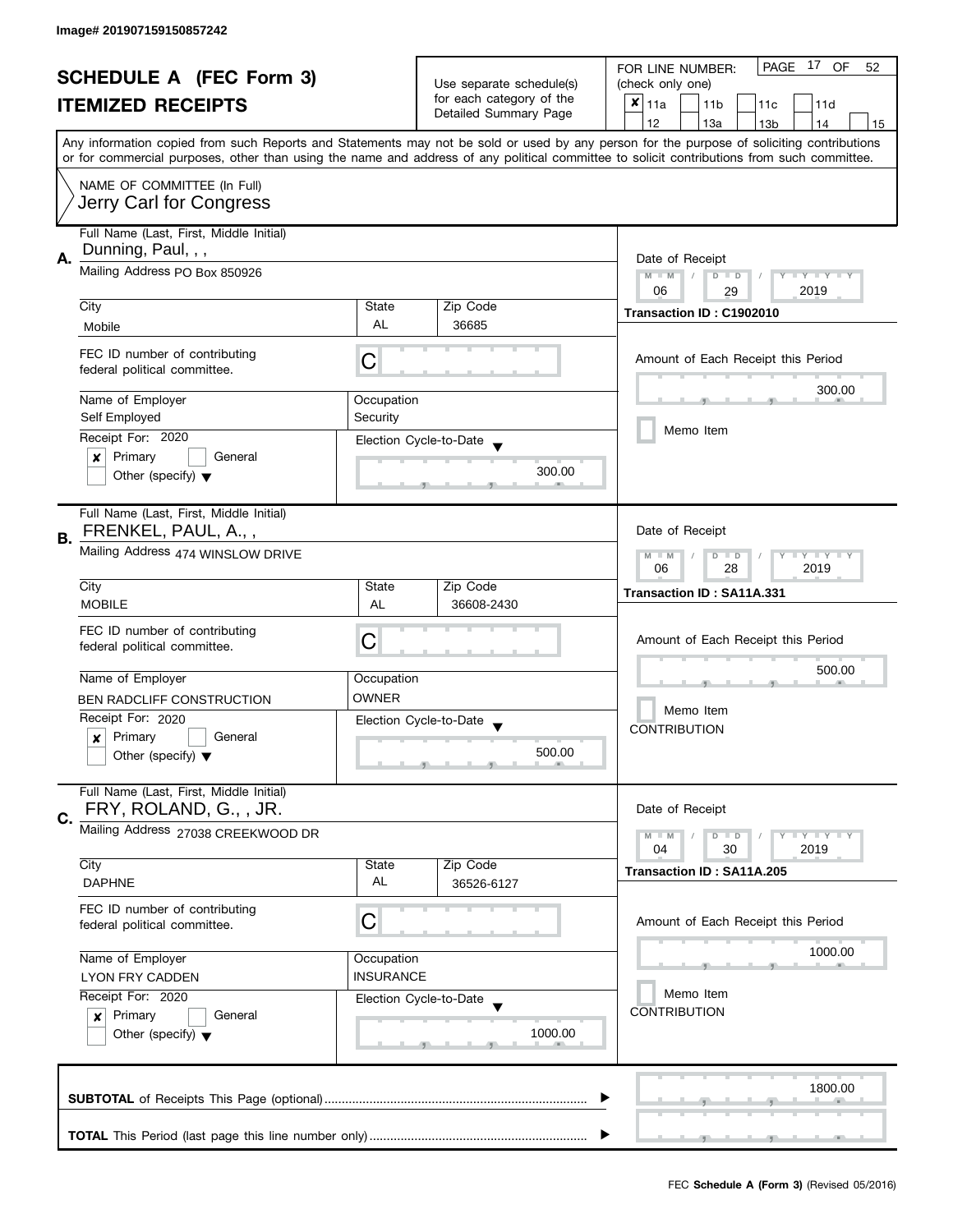Image# 201907159150857242

# SCHEDULE A (FEC Form 3)
## ITEMIZED RECEIPTS

Use separate schedule(s) for each category of the Detailed Summary Page

FOR LINE NUMBER: (check only one)

- [x] 11a
- [ ] 11b
- [ ] 11c
- [ ] 11d
- [ ] 12
- [ ] 13a
- [ ] 13b
- [ ] 14
- [ ] 15

Any information copied from such Reports and Statements may not be sold or used by any person for the purpose of soliciting contributions or for commercial purposes, other than using the name and address of any political committee to solicit contributions from such committee.

NAME OF COMMITTEE (In Full)
Jerry Carl for Congress

---

**A.** Full Name (Last, First, Middle Initial): Dunning, Paul, , ,

Mailing Address: PO Box 850926

| City | State | Zip Code |
|---|---|---|
| Mobile | AL | 36685 |

FEC ID number of contributing federal political committee: C

| Name of Employer | Occupation |
|---|---|
| Self Employed | Security |

Receipt For: 2020
- [x] Primary
- [ ] General
- [ ] Other (specify)

Election Cycle-to-Date: 300.00

Date of Receipt: 06 / 29 / 2019

Transaction ID : C1902010

Amount of Each Receipt this Period: 300.00

- [ ] Memo Item

---

**B.** Full Name (Last, First, Middle Initial): FRENKEL, PAUL, A., ,

Mailing Address: 474 WINSLOW DRIVE

| City | State | Zip Code |
|---|---|---|
| MOBILE | AL | 36608-2430 |

FEC ID number of contributing federal political committee: C

| Name of Employer | Occupation |
|---|---|
| BEN RADCLIFF CONSTRUCTION | OWNER |

Receipt For: 2020
- [x] Primary
- [ ] General
- [ ] Other (specify)

Election Cycle-to-Date: 500.00

Date of Receipt: 06 / 28 / 2019

Transaction ID : SA11A.331

Amount of Each Receipt this Period: 500.00

- [ ] Memo Item

CONTRIBUTION

---

**C.** Full Name (Last, First, Middle Initial): FRY, ROLAND, G., , JR.

Mailing Address: 27038 CREEKWOOD DR

| City | State | Zip Code |
|---|---|---|
| DAPHNE | AL | 36526-6127 |

FEC ID number of contributing federal political committee: C

| Name of Employer | Occupation |
|---|---|
| LYON FRY CADDEN | INSURANCE |

Receipt For: 2020
- [x] Primary
- [ ] General
- [ ] Other (specify)

Election Cycle-to-Date: 1000.00

Date of Receipt: 04 / 30 / 2019

Transaction ID : SA11A.205

Amount of Each Receipt this Period: 1000.00

- [ ] Memo Item

CONTRIBUTION

---

**SUBTOTAL** of Receipts This Page (optional): 1800.00

**TOTAL** This Period (last page this line number only):

FEC **Schedule A (Form 3)** (Revised 05/2016)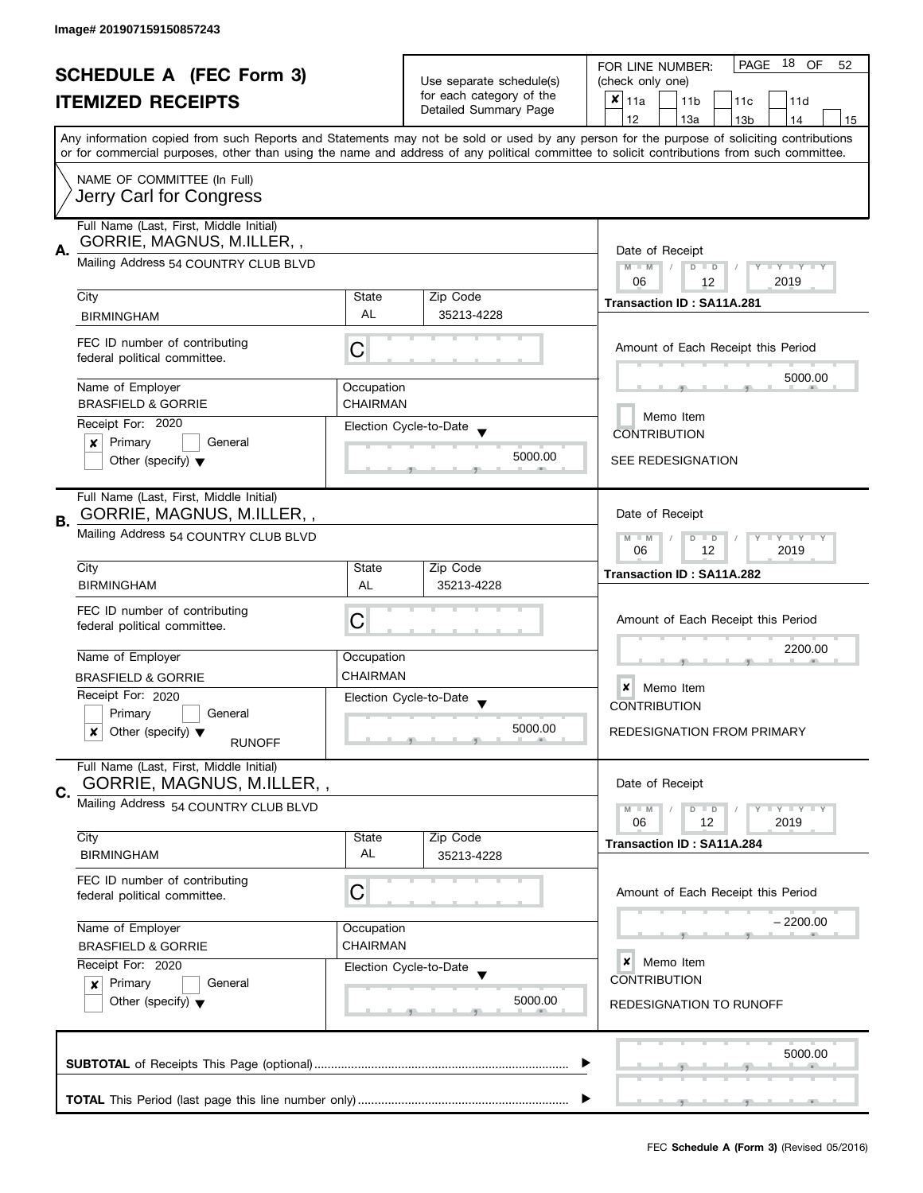Image# 201907159150857243

# SCHEDULE A (FEC Form 3)
## ITEMIZED RECEIPTS

Use separate schedule(s) for each category of the Detailed Summary Page

FOR LINE NUMBER: (check only one)

PAGE 18 OF 52

- [x] 11a
- [ ] 11b
- [ ] 11c
- [ ] 11d
- [ ] 12
- [ ] 13a
- [ ] 13b
- [ ] 14
- [ ] 15

Any information copied from such Reports and Statements may not be sold or used by any person for the purpose of soliciting contributions or for commercial purposes, other than using the name and address of any political committee to solicit contributions from such committee.

NAME OF COMMITTEE (In Full)
Jerry Carl for Congress

---

**A.**

Full Name (Last, First, Middle Initial): GORRIE, MAGNUS, M.ILLER, ,

Mailing Address: 54 COUNTRY CLUB BLVD

| City | State | Zip Code |
|---|---|---|
| BIRMINGHAM | AL | 35213-4228 |

FEC ID number of contributing federal political committee: C

| Name of Employer | Occupation |
|---|---|
| BRASFIELD & GORRIE | CHAIRMAN |

Receipt For: 2020
- [x] Primary
- [ ] General
- [ ] Other (specify)

Election Cycle-to-Date: 5000.00

Date of Receipt: 06 / 12 / 2019

Transaction ID : SA11A.281

Amount of Each Receipt this Period: 5000.00

- [ ] Memo Item

CONTRIBUTION

SEE REDESIGNATION

---

**B.**

Full Name (Last, First, Middle Initial): GORRIE, MAGNUS, M.ILLER, ,

Mailing Address: 54 COUNTRY CLUB BLVD

| City | State | Zip Code |
|---|---|---|
| BIRMINGHAM | AL | 35213-4228 |

FEC ID number of contributing federal political committee: C

| Name of Employer | Occupation |
|---|---|
| BRASFIELD & GORRIE | CHAIRMAN |

Receipt For: 2020
- [ ] Primary
- [ ] General
- [x] Other (specify) RUNOFF

Election Cycle-to-Date: 5000.00

Date of Receipt: 06 / 12 / 2019

Transaction ID : SA11A.282

Amount of Each Receipt this Period: 2200.00

- [x] Memo Item

CONTRIBUTION

REDESIGNATION FROM PRIMARY

---

**C.**

Full Name (Last, First, Middle Initial): GORRIE, MAGNUS, M.ILLER, ,

Mailing Address: 54 COUNTRY CLUB BLVD

| City | State | Zip Code |
|---|---|---|
| BIRMINGHAM | AL | 35213-4228 |

FEC ID number of contributing federal political committee: C

| Name of Employer | Occupation |
|---|---|
| BRASFIELD & GORRIE | CHAIRMAN |

Receipt For: 2020
- [x] Primary
- [ ] General
- [ ] Other (specify)

Election Cycle-to-Date: 5000.00

Date of Receipt: 06 / 12 / 2019

Transaction ID : SA11A.284

Amount of Each Receipt this Period: – 2200.00

- [x] Memo Item

CONTRIBUTION

REDESIGNATION TO RUNOFF

---

**SUBTOTAL** of Receipts This Page (optional): 5000.00

**TOTAL** This Period (last page this line number only):

FEC **Schedule A (Form 3)** (Revised 05/2016)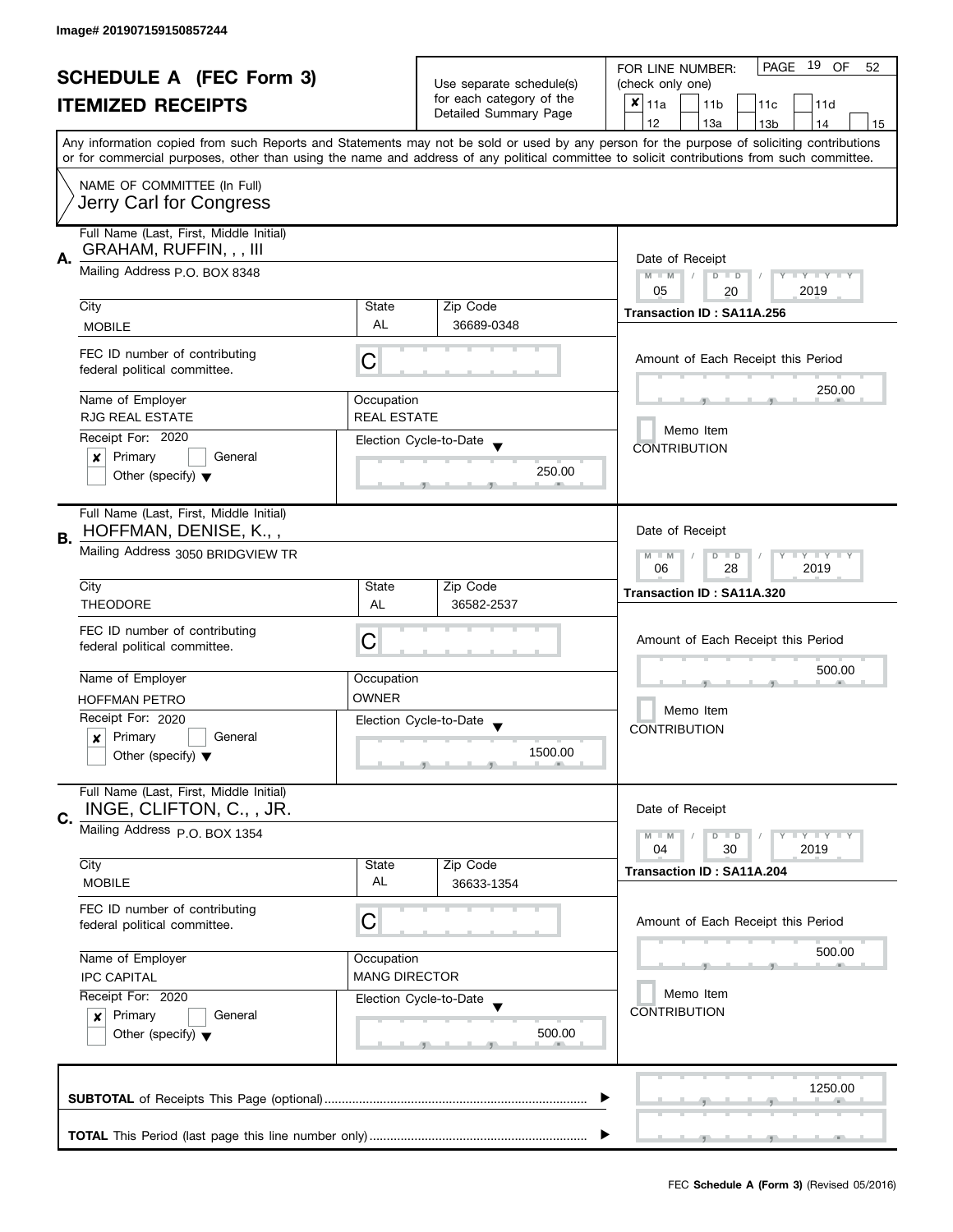Image# 201907159150857244

# SCHEDULE A (FEC Form 3)
## ITEMIZED RECEIPTS

Use separate schedule(s) for each category of the Detailed Summary Page

FOR LINE NUMBER: (check only one)

PAGE 19 OF 52

☒ 11a ☐ 11b ☐ 11c ☐ 11d ☐ 12 ☐ 13a ☐ 13b ☐ 14 ☐ 15

Any information copied from such Reports and Statements may not be sold or used by any person for the purpose of soliciting contributions or for commercial purposes, other than using the name and address of any political committee to solicit contributions from such committee.

NAME OF COMMITTEE (In Full)
Jerry Carl for Congress

---

**A.** Full Name (Last, First, Middle Initial): GRAHAM, RUFFIN, , , III

Mailing Address: P.O. BOX 8348

| City | State | Zip Code |
|---|---|---|
| MOBILE | AL | 36689-0348 |

FEC ID number of contributing federal political committee: C

| Name of Employer | Occupation |
|---|---|
| RJG REAL ESTATE | REAL ESTATE |

Receipt For: 2020 ☒ Primary ☐ General ☐ Other (specify)

Election Cycle-to-Date: 250.00

Date of Receipt: 05 / 20 / 2019

Transaction ID : SA11A.256

Amount of Each Receipt this Period: 250.00

☐ Memo Item
CONTRIBUTION

---

**B.** Full Name (Last, First, Middle Initial): HOFFMAN, DENISE, K., ,

Mailing Address: 3050 BRIDGVIEW TR

| City | State | Zip Code |
|---|---|---|
| THEODORE | AL | 36582-2537 |

FEC ID number of contributing federal political committee: C

| Name of Employer | Occupation |
|---|---|
| HOFFMAN PETRO | OWNER |

Receipt For: 2020 ☒ Primary ☐ General ☐ Other (specify)

Election Cycle-to-Date: 1500.00

Date of Receipt: 06 / 28 / 2019

Transaction ID : SA11A.320

Amount of Each Receipt this Period: 500.00

☐ Memo Item
CONTRIBUTION

---

**C.** Full Name (Last, First, Middle Initial): INGE, CLIFTON, C., , JR.

Mailing Address: P.O. BOX 1354

| City | State | Zip Code |
|---|---|---|
| MOBILE | AL | 36633-1354 |

FEC ID number of contributing federal political committee: C

| Name of Employer | Occupation |
|---|---|
| IPC CAPITAL | MANG DIRECTOR |

Receipt For: 2020 ☒ Primary ☐ General ☐ Other (specify)

Election Cycle-to-Date: 500.00

Date of Receipt: 04 / 30 / 2019

Transaction ID : SA11A.204

Amount of Each Receipt this Period: 500.00

☐ Memo Item
CONTRIBUTION

---

**SUBTOTAL** of Receipts This Page (optional): 1250.00

**TOTAL** This Period (last page this line number only):

FEC Schedule A (Form 3) (Revised 05/2016)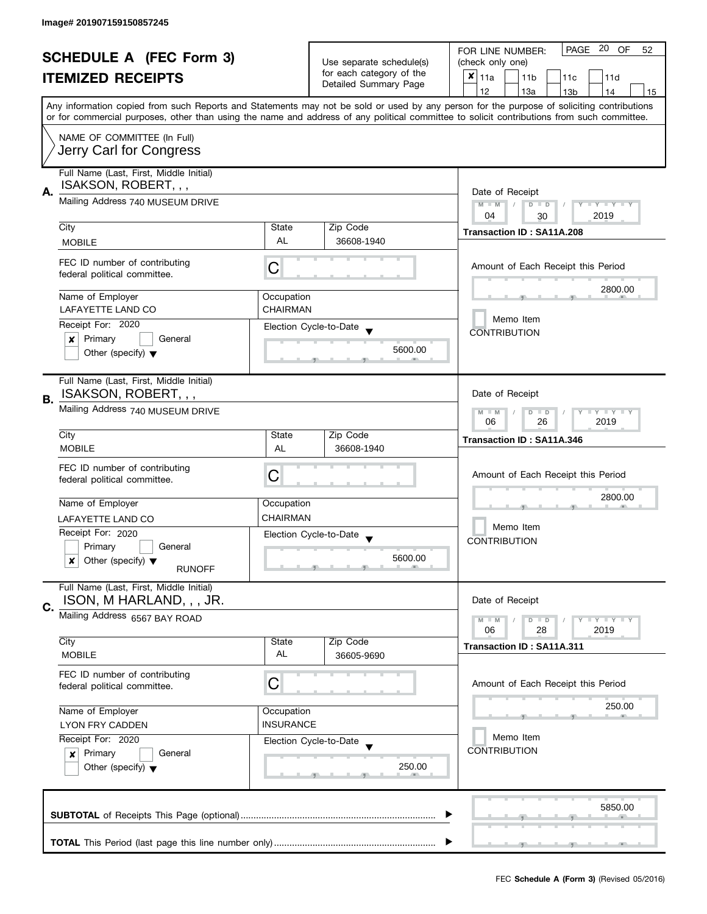Image# 201907159150857245

# SCHEDULE A (FEC Form 3)
## ITEMIZED RECEIPTS

Use separate schedule(s) for each category of the Detailed Summary Page

FOR LINE NUMBER: (check only one)

PAGE 20 OF 52

- [x] 11a
- [ ] 11b
- [ ] 11c
- [ ] 11d
- [ ] 12
- [ ] 13a
- [ ] 13b
- [ ] 14
- [ ] 15

Any information copied from such Reports and Statements may not be sold or used by any person for the purpose of soliciting contributions or for commercial purposes, other than using the name and address of any political committee to solicit contributions from such committee.

NAME OF COMMITTEE (In Full)
Jerry Carl for Congress

---

**A.**

Full Name (Last, First, Middle Initial): ISAKSON, ROBERT, , ,

Mailing Address: 740 MUSEUM DRIVE

| City | State | Zip Code |
|---|---|---|
| MOBILE | AL | 36608-1940 |

FEC ID number of contributing federal political committee: C

Name of Employer: LAFAYETTE LAND CO

Occupation: CHAIRMAN

Receipt For: 2020

- [x] Primary
- [ ] General
- [ ] Other (specify)

Election Cycle-to-Date: 5600.00

Date of Receipt: 04 / 30 / 2019

Transaction ID : SA11A.208

Amount of Each Receipt this Period: 2800.00

- [ ] Memo Item

CONTRIBUTION

---

**B.**

Full Name (Last, First, Middle Initial): ISAKSON, ROBERT, , ,

Mailing Address: 740 MUSEUM DRIVE

| City | State | Zip Code |
|---|---|---|
| MOBILE | AL | 36608-1940 |

FEC ID number of contributing federal political committee: C

Name of Employer: LAFAYETTE LAND CO

Occupation: CHAIRMAN

Receipt For: 2020

- [ ] Primary
- [ ] General
- [x] Other (specify): RUNOFF

Election Cycle-to-Date: 5600.00

Date of Receipt: 06 / 26 / 2019

Transaction ID : SA11A.346

Amount of Each Receipt this Period: 2800.00

- [ ] Memo Item

CONTRIBUTION

---

**C.**

Full Name (Last, First, Middle Initial): ISON, M HARLAND, , , JR.

Mailing Address: 6567 BAY ROAD

| City | State | Zip Code |
|---|---|---|
| MOBILE | AL | 36605-9690 |

FEC ID number of contributing federal political committee: C

Name of Employer: LYON FRY CADDEN

Occupation: INSURANCE

Receipt For: 2020

- [x] Primary
- [ ] General
- [ ] Other (specify)

Election Cycle-to-Date: 250.00

Date of Receipt: 06 / 28 / 2019

Transaction ID : SA11A.311

Amount of Each Receipt this Period: 250.00

- [ ] Memo Item

CONTRIBUTION

---

**SUBTOTAL** of Receipts This Page (optional): 5850.00

**TOTAL** This Period (last page this line number only):

FEC **Schedule A (Form 3)** (Revised 05/2016)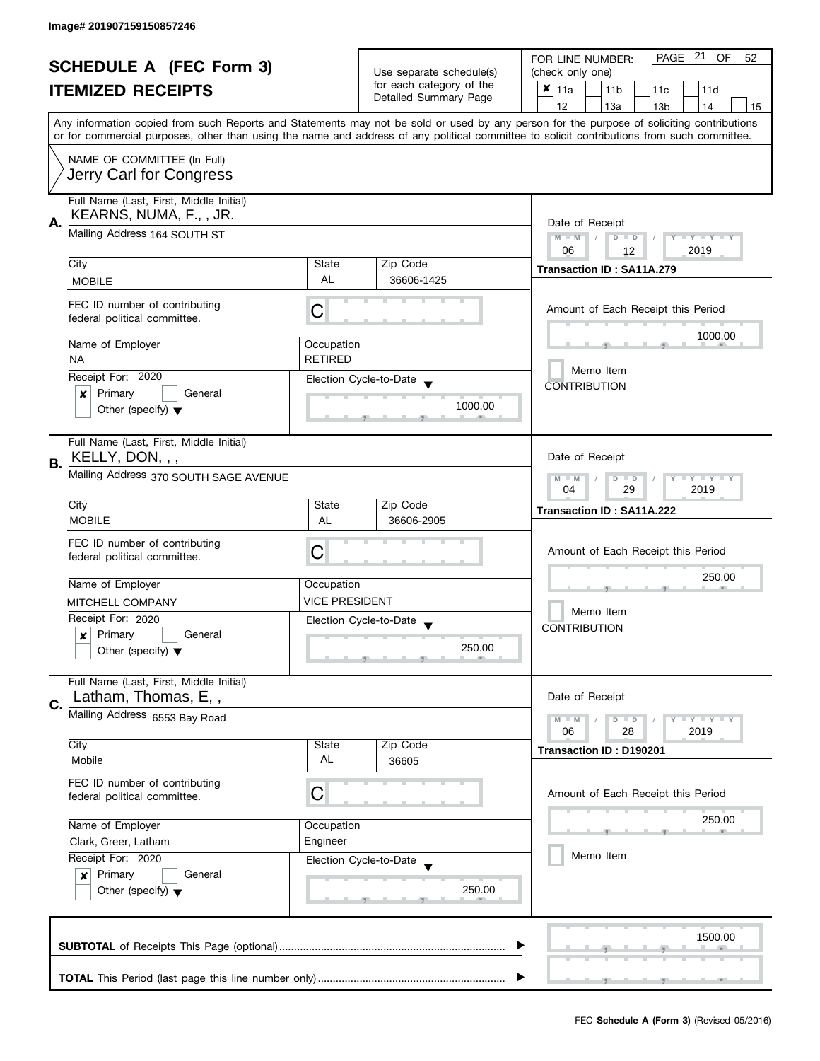Image# 201907159150857246

# SCHEDULE A (FEC Form 3)
## ITEMIZED RECEIPTS

Use separate schedule(s) for each category of the Detailed Summary Page

FOR LINE NUMBER: (check only one)

PAGE 21 OF 52

- [x] 11a
- [ ] 11b
- [ ] 11c
- [ ] 11d
- [ ] 12
- [ ] 13a
- [ ] 13b
- [ ] 14
- [ ] 15

Any information copied from such Reports and Statements may not be sold or used by any person for the purpose of soliciting contributions or for commercial purposes, other than using the name and address of any political committee to solicit contributions from such committee.

NAME OF COMMITTEE (In Full)
Jerry Carl for Congress

---

**A.** Full Name (Last, First, Middle Initial): KEARNS, NUMA, F., , JR.

Mailing Address: 164 SOUTH ST

City: MOBILE | State: AL | Zip Code: 36606-1425

FEC ID number of contributing federal political committee: C

Name of Employer: NA | Occupation: RETIRED

Receipt For: 2020 — [x] Primary [ ] General [ ] Other (specify)

Election Cycle-to-Date: 1000.00

Date of Receipt: 06 / 12 / 2019

Transaction ID : SA11A.279

Amount of Each Receipt this Period: 1000.00

[ ] Memo Item
CONTRIBUTION

---

**B.** Full Name (Last, First, Middle Initial): KELLY, DON, , ,

Mailing Address: 370 SOUTH SAGE AVENUE

City: MOBILE | State: AL | Zip Code: 36606-2905

FEC ID number of contributing federal political committee: C

Name of Employer: MITCHELL COMPANY | Occupation: VICE PRESIDENT

Receipt For: 2020 — [x] Primary [ ] General [ ] Other (specify)

Election Cycle-to-Date: 250.00

Date of Receipt: 04 / 29 / 2019

Transaction ID : SA11A.222

Amount of Each Receipt this Period: 250.00

[ ] Memo Item
CONTRIBUTION

---

**C.** Full Name (Last, First, Middle Initial): Latham, Thomas, E, ,

Mailing Address: 6553 Bay Road

City: Mobile | State: AL | Zip Code: 36605

FEC ID number of contributing federal political committee: C

Name of Employer: Clark, Greer, Latham | Occupation: Engineer

Receipt For: 2020 — [x] Primary [ ] General [ ] Other (specify)

Election Cycle-to-Date: 250.00

Date of Receipt: 06 / 28 / 2019

Transaction ID : D190201

Amount of Each Receipt this Period: 250.00

[ ] Memo Item

---

**SUBTOTAL** of Receipts This Page (optional): 1500.00

**TOTAL** This Period (last page this line number only):

FEC **Schedule A (Form 3)** (Revised 05/2016)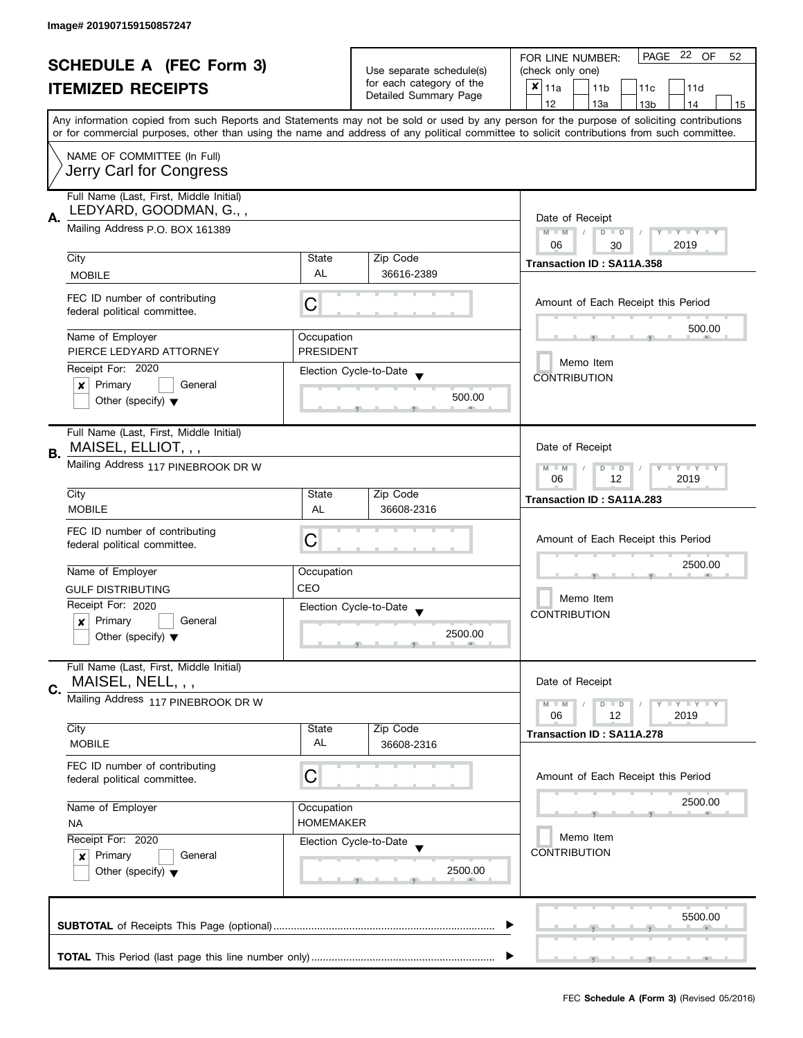Image# 201907159150857247

# SCHEDULE A (FEC Form 3)
## ITEMIZED RECEIPTS

Use separate schedule(s) for each category of the Detailed Summary Page

FOR LINE NUMBER: (check only one)

PAGE 22 OF 52

☒ 11a ☐ 11b ☐ 11c ☐ 11d ☐ 12 ☐ 13a ☐ 13b ☐ 14 ☐ 15

Any information copied from such Reports and Statements may not be sold or used by any person for the purpose of soliciting contributions or for commercial purposes, other than using the name and address of any political committee to solicit contributions from such committee.

NAME OF COMMITTEE (In Full)
Jerry Carl for Congress

---

**A.** Full Name (Last, First, Middle Initial): LEDYARD, GOODMAN, G., ,

Mailing Address: P.O. BOX 161389

City: MOBILE | State: AL | Zip Code: 36616-2389

FEC ID number of contributing federal political committee: C

Name of Employer: PIERCE LEDYARD ATTORNEY

Occupation: PRESIDENT

Receipt For: 2020 ☒ Primary ☐ General ☐ Other (specify)

Election Cycle-to-Date: 500.00

Date of Receipt: 06 / 30 / 2019

Transaction ID : SA11A.358

Amount of Each Receipt this Period: 500.00

☐ Memo Item
CONTRIBUTION

---

**B.** Full Name (Last, First, Middle Initial): MAISEL, ELLIOT, , ,

Mailing Address: 117 PINEBROOK DR W

City: MOBILE | State: AL | Zip Code: 36608-2316

FEC ID number of contributing federal political committee: C

Name of Employer: GULF DISTRIBUTING

Occupation: CEO

Receipt For: 2020 ☒ Primary ☐ General ☐ Other (specify)

Election Cycle-to-Date: 2500.00

Date of Receipt: 06 / 12 / 2019

Transaction ID : SA11A.283

Amount of Each Receipt this Period: 2500.00

☐ Memo Item
CONTRIBUTION

---

**C.** Full Name (Last, First, Middle Initial): MAISEL, NELL, , ,

Mailing Address: 117 PINEBROOK DR W

City: MOBILE | State: AL | Zip Code: 36608-2316

FEC ID number of contributing federal political committee: C

Name of Employer: NA

Occupation: HOMEMAKER

Receipt For: 2020 ☒ Primary ☐ General ☐ Other (specify)

Election Cycle-to-Date: 2500.00

Date of Receipt: 06 / 12 / 2019

Transaction ID : SA11A.278

Amount of Each Receipt this Period: 2500.00

☐ Memo Item
CONTRIBUTION

---

**SUBTOTAL** of Receipts This Page (optional) ........ 5500.00

**TOTAL** This Period (last page this line number only) ........

FEC **Schedule A (Form 3)** (Revised 05/2016)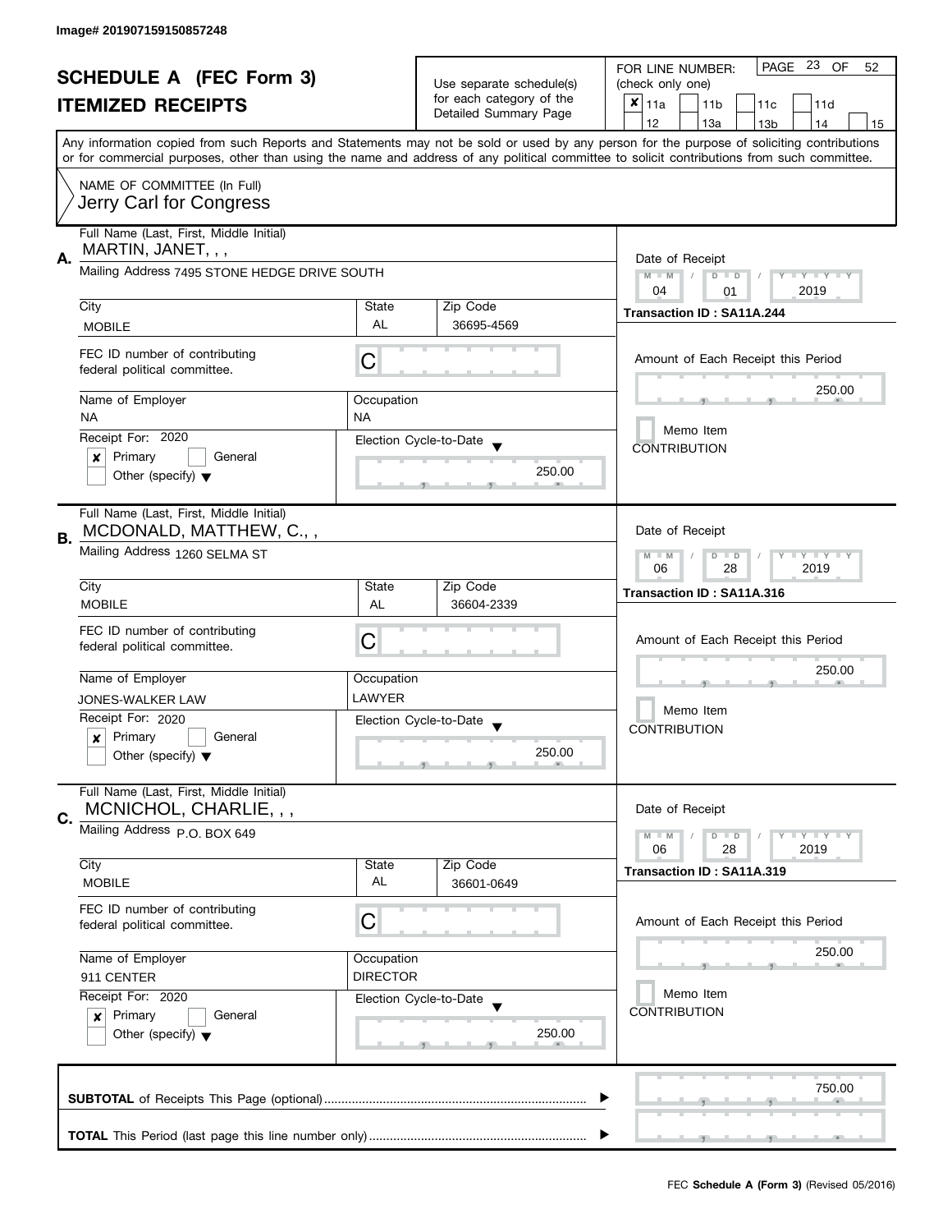Image# 201907159150857248

# SCHEDULE A (FEC Form 3)
## ITEMIZED RECEIPTS

Use separate schedule(s) for each category of the Detailed Summary Page

FOR LINE NUMBER: (check only one)

- [x] 11a
- [ ] 11b
- [ ] 11c
- [ ] 11d
- [ ] 12
- [ ] 13a
- [ ] 13b
- [ ] 14
- [ ] 15

Any information copied from such Reports and Statements may not be sold or used by any person for the purpose of soliciting contributions or for commercial purposes, other than using the name and address of any political committee to solicit contributions from such committee.

NAME OF COMMITTEE (In Full)
Jerry Carl for Congress

---

**A.** Full Name (Last, First, Middle Initial): MARTIN, JANET, , ,

Mailing Address: 7495 STONE HEDGE DRIVE SOUTH

| City | State | Zip Code |
|---|---|---|
| MOBILE | AL | 36695-4569 |

FEC ID number of contributing federal political committee: C

| Name of Employer | Occupation |
|---|---|
| NA | NA |

Receipt For: 2020
- [x] Primary
- [ ] General
- [ ] Other (specify)

Election Cycle-to-Date: 250.00

Date of Receipt: 04 / 01 / 2019

Transaction ID : SA11A.244

Amount of Each Receipt this Period: 250.00

- [ ] Memo Item

CONTRIBUTION

---

**B.** Full Name (Last, First, Middle Initial): MCDONALD, MATTHEW, C., ,

Mailing Address: 1260 SELMA ST

| City | State | Zip Code |
|---|---|---|
| MOBILE | AL | 36604-2339 |

FEC ID number of contributing federal political committee: C

| Name of Employer | Occupation |
|---|---|
| JONES-WALKER LAW | LAWYER |

Receipt For: 2020
- [x] Primary
- [ ] General
- [ ] Other (specify)

Election Cycle-to-Date: 250.00

Date of Receipt: 06 / 28 / 2019

Transaction ID : SA11A.316

Amount of Each Receipt this Period: 250.00

- [ ] Memo Item

CONTRIBUTION

---

**C.** Full Name (Last, First, Middle Initial): MCNICHOL, CHARLIE, , ,

Mailing Address: P.O. BOX 649

| City | State | Zip Code |
|---|---|---|
| MOBILE | AL | 36601-0649 |

FEC ID number of contributing federal political committee: C

| Name of Employer | Occupation |
|---|---|
| 911 CENTER | DIRECTOR |

Receipt For: 2020
- [x] Primary
- [ ] General
- [ ] Other (specify)

Election Cycle-to-Date: 250.00

Date of Receipt: 06 / 28 / 2019

Transaction ID : SA11A.319

Amount of Each Receipt this Period: 250.00

- [ ] Memo Item

CONTRIBUTION

---

**SUBTOTAL** of Receipts This Page (optional): 750.00

**TOTAL** This Period (last page this line number only):

FEC **Schedule A (Form 3)** (Revised 05/2016)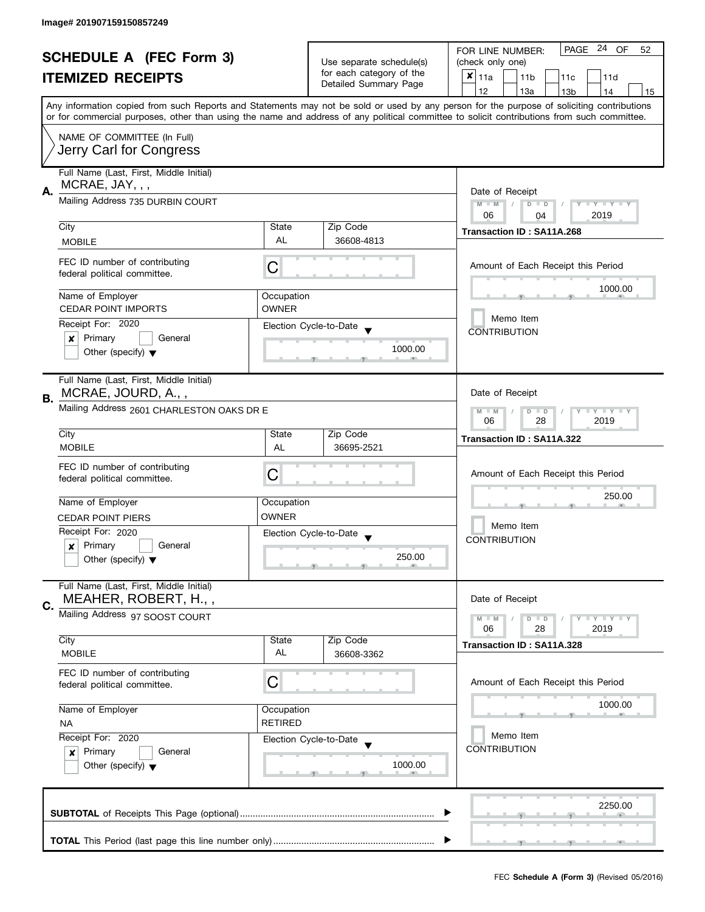Image# 201907159150857249

# SCHEDULE A (FEC Form 3)
## ITEMIZED RECEIPTS

Use separate schedule(s) for each category of the Detailed Summary Page

FOR LINE NUMBER: (check only one)

PAGE 24 OF 52

- [x] 11a
- [ ] 11b
- [ ] 11c
- [ ] 11d
- [ ] 12
- [ ] 13a
- [ ] 13b
- [ ] 14
- [ ] 15

Any information copied from such Reports and Statements may not be sold or used by any person for the purpose of soliciting contributions or for commercial purposes, other than using the name and address of any political committee to solicit contributions from such committee.

NAME OF COMMITTEE (In Full)
Jerry Carl for Congress

---

**A.** Full Name (Last, First, Middle Initial): MCRAE, JAY, , ,

Mailing Address: 735 DURBIN COURT

City: MOBILE | State: AL | Zip Code: 36608-4813

FEC ID number of contributing federal political committee: C

Name of Employer: CEDAR POINT IMPORTS | Occupation: OWNER

Receipt For: 2020
- [x] Primary
- [ ] General
- [ ] Other (specify)

Election Cycle-to-Date: 1000.00

Date of Receipt: 06 / 04 / 2019

Transaction ID : SA11A.268

Amount of Each Receipt this Period: 1000.00

- [ ] Memo Item

CONTRIBUTION

---

**B.** Full Name (Last, First, Middle Initial): MCRAE, JOURD, A., ,

Mailing Address: 2601 CHARLESTON OAKS DR E

City: MOBILE | State: AL | Zip Code: 36695-2521

FEC ID number of contributing federal political committee: C

Name of Employer: CEDAR POINT PIERS | Occupation: OWNER

Receipt For: 2020
- [x] Primary
- [ ] General
- [ ] Other (specify)

Election Cycle-to-Date: 250.00

Date of Receipt: 06 / 28 / 2019

Transaction ID : SA11A.322

Amount of Each Receipt this Period: 250.00

- [ ] Memo Item

CONTRIBUTION

---

**C.** Full Name (Last, First, Middle Initial): MEAHER, ROBERT, H., ,

Mailing Address: 97 SOOST COURT

City: MOBILE | State: AL | Zip Code: 36608-3362

FEC ID number of contributing federal political committee: C

Name of Employer: NA | Occupation: RETIRED

Receipt For: 2020
- [x] Primary
- [ ] General
- [ ] Other (specify)

Election Cycle-to-Date: 1000.00

Date of Receipt: 06 / 28 / 2019

Transaction ID : SA11A.328

Amount of Each Receipt this Period: 1000.00

- [ ] Memo Item

CONTRIBUTION

---

**SUBTOTAL** of Receipts This Page (optional): 2250.00

**TOTAL** This Period (last page this line number only):

FEC **Schedule A (Form 3)** (Revised 05/2016)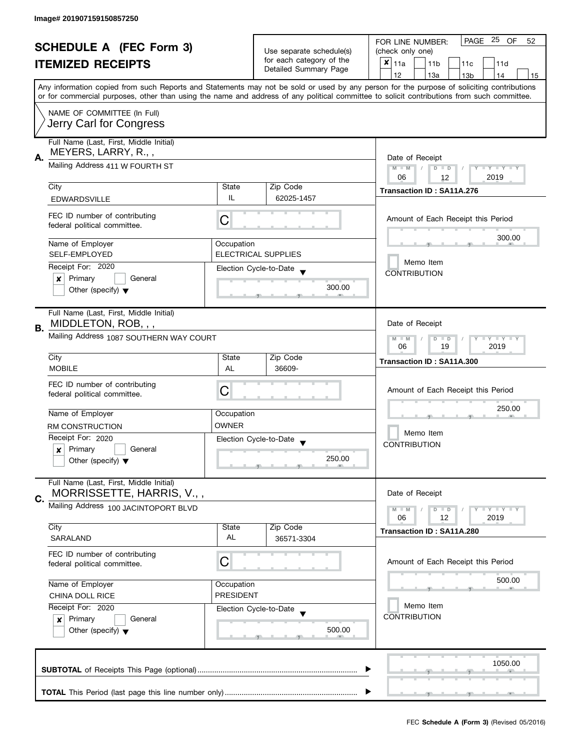Image# 201907159150857250

# SCHEDULE A (FEC Form 3)
## ITEMIZED RECEIPTS

Use separate schedule(s) for each category of the Detailed Summary Page

FOR LINE NUMBER: (check only one)

PAGE 25 OF 52

| ✘ 11a | 11b | 11c | 11d |
|---|---|---|---|
| 12 | 13a | 13b | 14 | 15 |

Any information copied from such Reports and Statements may not be sold or used by any person for the purpose of soliciting contributions or for commercial purposes, other than using the name and address of any political committee to solicit contributions from such committee.

NAME OF COMMITTEE (In Full)
Jerry Carl for Congress

---

**A.** Full Name (Last, First, Middle Initial)
MEYERS, LARRY, R., ,

Mailing Address 411 W FOURTH ST

City: EDWARDSVILLE | State: IL | Zip Code: 62025-1457

FEC ID number of contributing federal political committee. C

Name of Employer: SELF-EMPLOYED
Occupation: ELECTRICAL SUPPLIES

Receipt For: 2020
✘ Primary ☐ General
Other (specify)

Election Cycle-to-Date: 300.00

Date of Receipt: 06 / 12 / 2019
Transaction ID : SA11A.276

Amount of Each Receipt this Period: 300.00

Memo Item
CONTRIBUTION

---

**B.** Full Name (Last, First, Middle Initial)
MIDDLETON, ROB, , ,

Mailing Address 1087 SOUTHERN WAY COURT

City: MOBILE | State: AL | Zip Code: 36609-

FEC ID number of contributing federal political committee. C

Name of Employer: RM CONSTRUCTION
Occupation: OWNER

Receipt For: 2020
✘ Primary ☐ General
Other (specify)

Election Cycle-to-Date: 250.00

Date of Receipt: 06 / 19 / 2019
Transaction ID : SA11A.300

Amount of Each Receipt this Period: 250.00

Memo Item
CONTRIBUTION

---

**C.** Full Name (Last, First, Middle Initial)
MORRISSETTE, HARRIS, V., ,

Mailing Address 100 JACINTOPORT BLVD

City: SARALAND | State: AL | Zip Code: 36571-3304

FEC ID number of contributing federal political committee. C

Name of Employer: CHINA DOLL RICE
Occupation: PRESIDENT

Receipt For: 2020
✘ Primary ☐ General
Other (specify)

Election Cycle-to-Date: 500.00

Date of Receipt: 06 / 12 / 2019
Transaction ID : SA11A.280

Amount of Each Receipt this Period: 500.00

Memo Item
CONTRIBUTION

---

**SUBTOTAL** of Receipts This Page (optional): 1050.00

**TOTAL** This Period (last page this line number only):

FEC **Schedule A (Form 3)** (Revised 05/2016)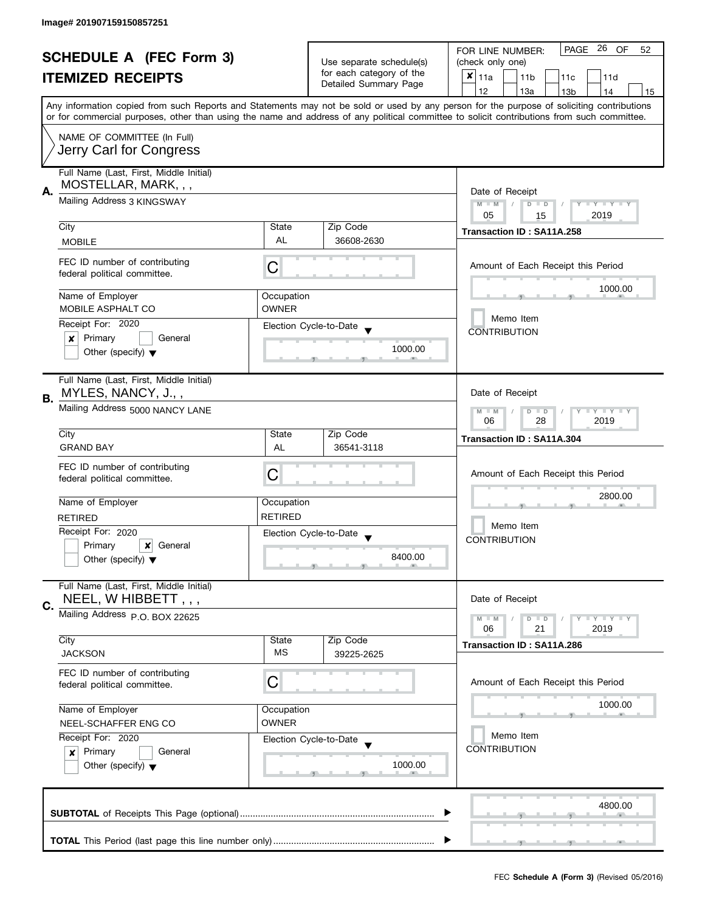Image# 201907159150857251

# SCHEDULE A (FEC Form 3)
## ITEMIZED RECEIPTS

Use separate schedule(s) for each category of the Detailed Summary Page

FOR LINE NUMBER: (check only one)

- [x] 11a
- [ ] 11b
- [ ] 11c
- [ ] 11d
- [ ] 12
- [ ] 13a
- [ ] 13b
- [ ] 14
- [ ] 15

Any information copied from such Reports and Statements may not be sold or used by any person for the purpose of soliciting contributions or for commercial purposes, other than using the name and address of any political committee to solicit contributions from such committee.

NAME OF COMMITTEE (In Full)
Jerry Carl for Congress

---

**A.** Full Name (Last, First, Middle Initial): MOSTELLAR, MARK, , ,

Mailing Address: 3 KINGSWAY

| City | State | Zip Code |
|---|---|---|
| MOBILE | AL | 36608-2630 |

FEC ID number of contributing federal political committee: C

| Name of Employer | Occupation |
|---|---|
| MOBILE ASPHALT CO | OWNER |

Receipt For: 2020
- [x] Primary
- [ ] General
- [ ] Other (specify)

Election Cycle-to-Date: 1000.00

Date of Receipt: 05 / 15 / 2019

Transaction ID : SA11A.258

Amount of Each Receipt this Period: 1000.00

- [ ] Memo Item

CONTRIBUTION

---

**B.** Full Name (Last, First, Middle Initial): MYLES, NANCY, J., ,

Mailing Address: 5000 NANCY LANE

| City | State | Zip Code |
|---|---|---|
| GRAND BAY | AL | 36541-3118 |

FEC ID number of contributing federal political committee: C

| Name of Employer | Occupation |
|---|---|
| RETIRED | RETIRED |

Receipt For: 2020
- [ ] Primary
- [x] General
- [ ] Other (specify)

Election Cycle-to-Date: 8400.00

Date of Receipt: 06 / 28 / 2019

Transaction ID : SA11A.304

Amount of Each Receipt this Period: 2800.00

- [ ] Memo Item

CONTRIBUTION

---

**C.** Full Name (Last, First, Middle Initial): NEEL, W HIBBETT , , ,

Mailing Address: P.O. BOX 22625

| City | State | Zip Code |
|---|---|---|
| JACKSON | MS | 39225-2625 |

FEC ID number of contributing federal political committee: C

| Name of Employer | Occupation |
|---|---|
| NEEL-SCHAFFER ENG CO | OWNER |

Receipt For: 2020
- [x] Primary
- [ ] General
- [ ] Other (specify)

Election Cycle-to-Date: 1000.00

Date of Receipt: 06 / 21 / 2019

Transaction ID : SA11A.286

Amount of Each Receipt this Period: 1000.00

- [ ] Memo Item

CONTRIBUTION

---

**SUBTOTAL** of Receipts This Page (optional): 4800.00

**TOTAL** This Period (last page this line number only):

FEC **Schedule A (Form 3)** (Revised 05/2016)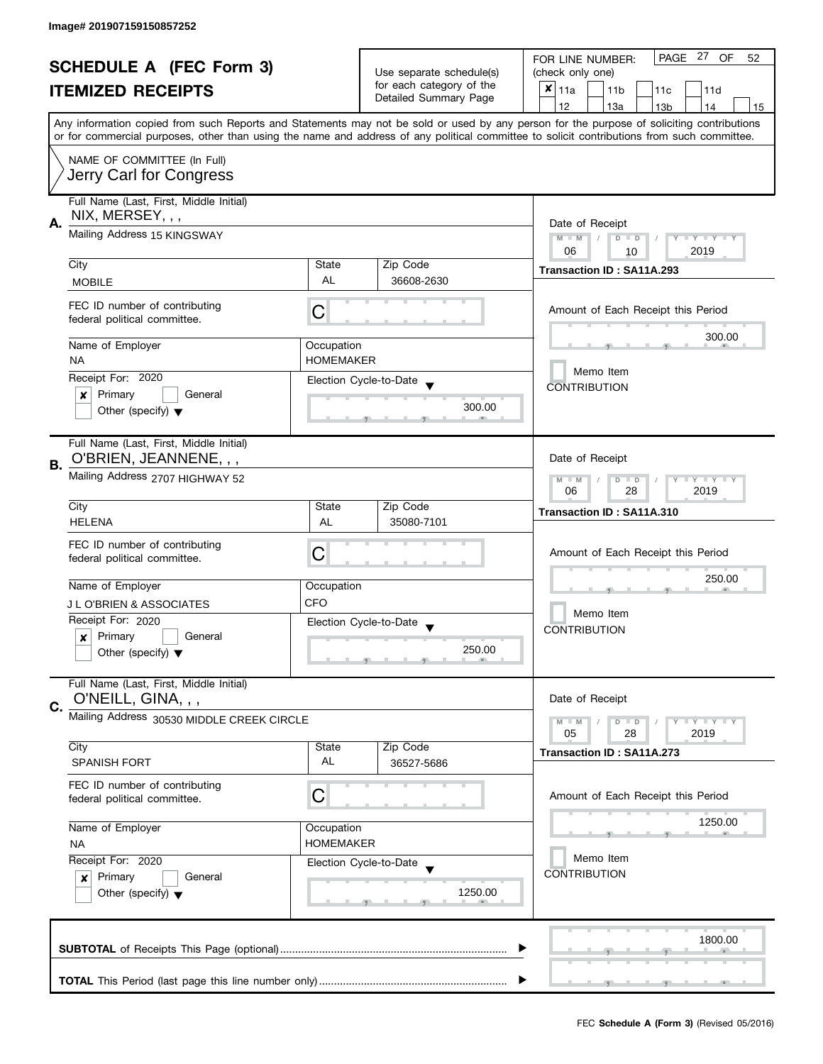Image# 201907159150857252

# SCHEDULE A (FEC Form 3)
# ITEMIZED RECEIPTS

Use separate schedule(s) for each category of the Detailed Summary Page

FOR LINE NUMBER: (check only one)
[x] 11a [ ] 11b [ ] 11c [ ] 11d [ ] 12 [ ] 13a [ ] 13b [ ] 14 [ ] 15

PAGE 27 OF 52

Any information copied from such Reports and Statements may not be sold or used by any person for the purpose of soliciting contributions or for commercial purposes, other than using the name and address of any political committee to solicit contributions from such committee.

NAME OF COMMITTEE (In Full)
Jerry Carl for Congress

---

**A.**

Full Name (Last, First, Middle Initial): NIX, MERSEY, , ,
Mailing Address: 15 KINGSWAY
City: MOBILE | State: AL | Zip Code: 36608-2630
FEC ID number of contributing federal political committee: C
Name of Employer: NA
Occupation: HOMEMAKER
Receipt For: 2020 — [x] Primary [ ] General [ ] Other (specify)
Election Cycle-to-Date: 300.00

Date of Receipt: 06 / 10 / 2019
Transaction ID : SA11A.293
Amount of Each Receipt this Period: 300.00
[ ] Memo Item
CONTRIBUTION

---

**B.**

Full Name (Last, First, Middle Initial): O'BRIEN, JEANNENE, , ,
Mailing Address: 2707 HIGHWAY 52
City: HELENA | State: AL | Zip Code: 35080-7101
FEC ID number of contributing federal political committee: C
Name of Employer: J L O'BRIEN & ASSOCIATES
Occupation: CFO
Receipt For: 2020 — [x] Primary [ ] General [ ] Other (specify)
Election Cycle-to-Date: 250.00

Date of Receipt: 06 / 28 / 2019
Transaction ID : SA11A.310
Amount of Each Receipt this Period: 250.00
[ ] Memo Item
CONTRIBUTION

---

**C.**

Full Name (Last, First, Middle Initial): O'NEILL, GINA, , ,
Mailing Address: 30530 MIDDLE CREEK CIRCLE
City: SPANISH FORT | State: AL | Zip Code: 36527-5686
FEC ID number of contributing federal political committee: C
Name of Employer: NA
Occupation: HOMEMAKER
Receipt For: 2020 — [x] Primary [ ] General [ ] Other (specify)
Election Cycle-to-Date: 1250.00

Date of Receipt: 05 / 28 / 2019
Transaction ID : SA11A.273
Amount of Each Receipt this Period: 1250.00
[ ] Memo Item
CONTRIBUTION

---

**SUBTOTAL** of Receipts This Page (optional): 1800.00

**TOTAL** This Period (last page this line number only):

FEC **Schedule A (Form 3)** (Revised 05/2016)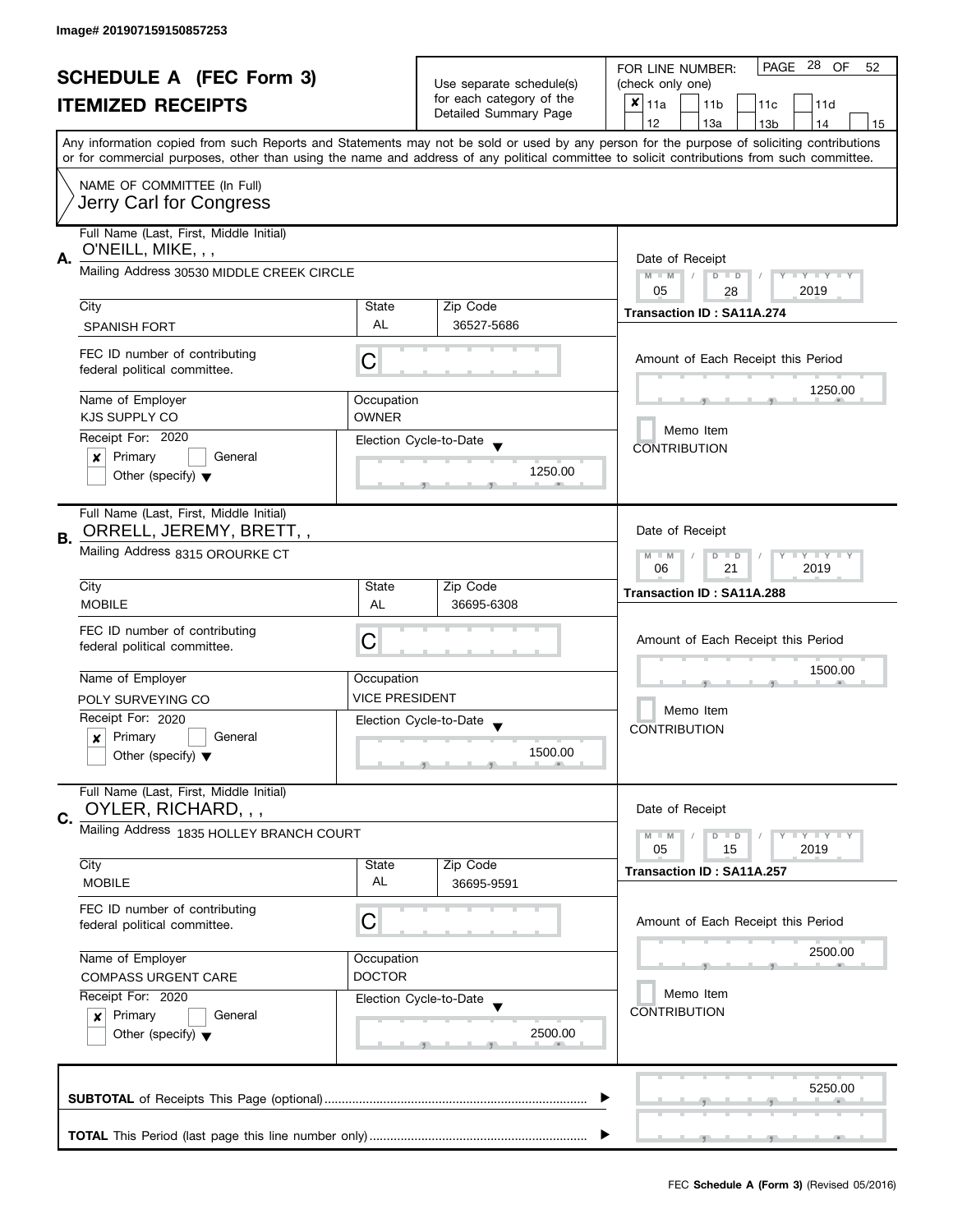Image# 201907159150857253

# SCHEDULE A (FEC Form 3)
## ITEMIZED RECEIPTS

Use separate schedule(s) for each category of the Detailed Summary Page

FOR LINE NUMBER: (check only one)

- [x] 11a
- [ ] 11b
- [ ] 11c
- [ ] 11d
- [ ] 12
- [ ] 13a
- [ ] 13b
- [ ] 14
- [ ] 15

PAGE 28 OF 52

Any information copied from such Reports and Statements may not be sold or used by any person for the purpose of soliciting contributions or for commercial purposes, other than using the name and address of any political committee to solicit contributions from such committee.

NAME OF COMMITTEE (In Full)
Jerry Carl for Congress

---

**A.** Full Name (Last, First, Middle Initial): O'NEILL, MIKE, , ,

Mailing Address: 30530 MIDDLE CREEK CIRCLE

| City | State | Zip Code |
|---|---|---|
| SPANISH FORT | AL | 36527-5686 |

FEC ID number of contributing federal political committee: C

| Name of Employer | Occupation |
|---|---|
| KJS SUPPLY CO | OWNER |

Receipt For: 2020
- [x] Primary
- [ ] General
- [ ] Other (specify)

Election Cycle-to-Date: 1250.00

Date of Receipt: 05 / 28 / 2019

Transaction ID : SA11A.274

Amount of Each Receipt this Period: 1250.00

- [ ] Memo Item

CONTRIBUTION

---

**B.** Full Name (Last, First, Middle Initial): ORRELL, JEREMY, BRETT, ,

Mailing Address: 8315 OROURKE CT

| City | State | Zip Code |
|---|---|---|
| MOBILE | AL | 36695-6308 |

FEC ID number of contributing federal political committee: C

| Name of Employer | Occupation |
|---|---|
| POLY SURVEYING CO | VICE PRESIDENT |

Receipt For: 2020
- [x] Primary
- [ ] General
- [ ] Other (specify)

Election Cycle-to-Date: 1500.00

Date of Receipt: 06 / 21 / 2019

Transaction ID : SA11A.288

Amount of Each Receipt this Period: 1500.00

- [ ] Memo Item

CONTRIBUTION

---

**C.** Full Name (Last, First, Middle Initial): OYLER, RICHARD, , ,

Mailing Address: 1835 HOLLEY BRANCH COURT

| City | State | Zip Code |
|---|---|---|
| MOBILE | AL | 36695-9591 |

FEC ID number of contributing federal political committee: C

| Name of Employer | Occupation |
|---|---|
| COMPASS URGENT CARE | DOCTOR |

Receipt For: 2020
- [x] Primary
- [ ] General
- [ ] Other (specify)

Election Cycle-to-Date: 2500.00

Date of Receipt: 05 / 15 / 2019

Transaction ID : SA11A.257

Amount of Each Receipt this Period: 2500.00

- [ ] Memo Item

CONTRIBUTION

---

**SUBTOTAL** of Receipts This Page (optional): 5250.00

**TOTAL** This Period (last page this line number only):

FEC **Schedule A (Form 3)** (Revised 05/2016)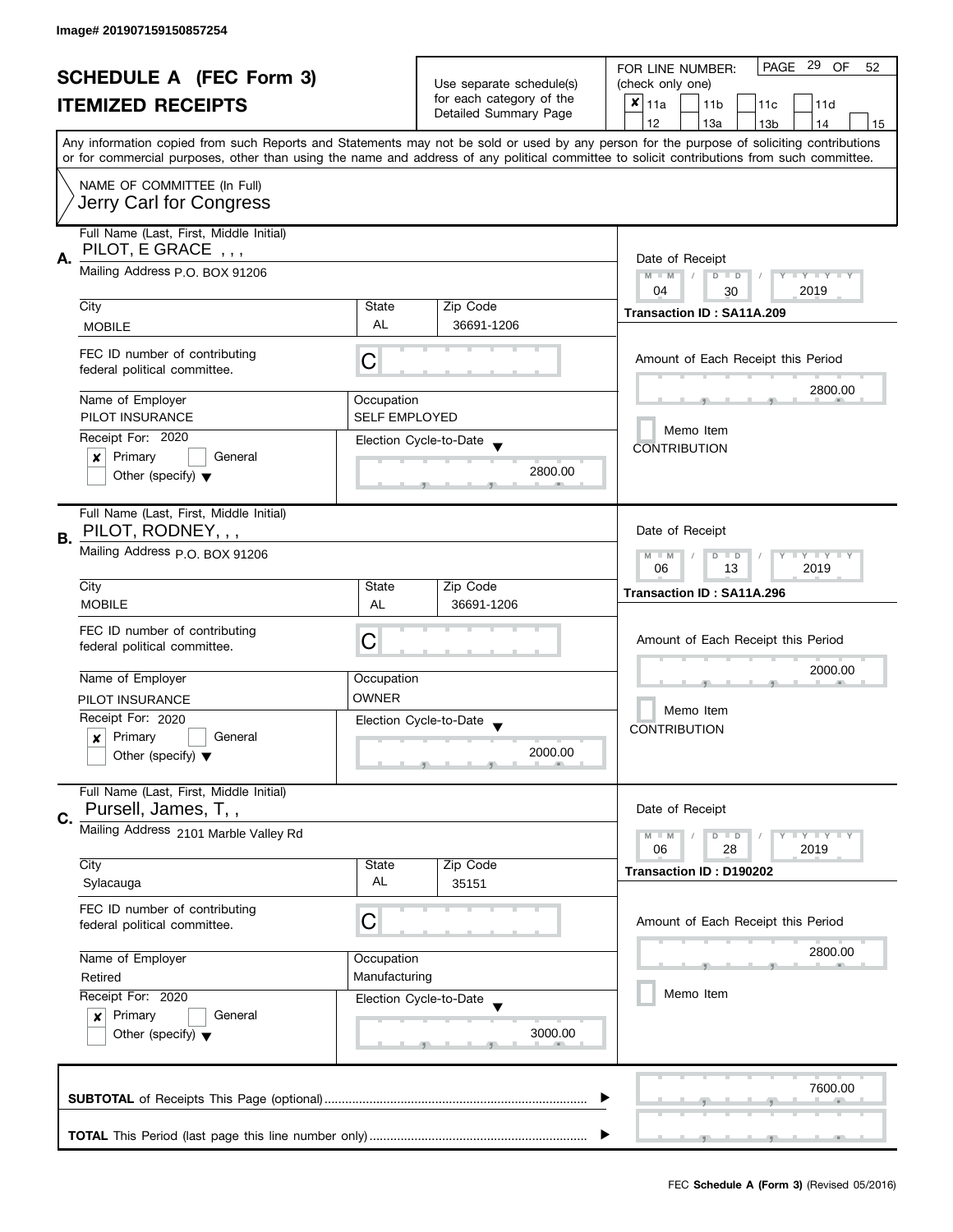Image# 201907159150857254

# SCHEDULE A (FEC Form 3)
## ITEMIZED RECEIPTS

Use separate schedule(s) for each category of the Detailed Summary Page

FOR LINE NUMBER: (check only one)

- [x] 11a
- [ ] 11b
- [ ] 11c
- [ ] 11d
- [ ] 12
- [ ] 13a
- [ ] 13b
- [ ] 14
- [ ] 15

Any information copied from such Reports and Statements may not be sold or used by any person for the purpose of soliciting contributions or for commercial purposes, other than using the name and address of any political committee to solicit contributions from such committee.

NAME OF COMMITTEE (In Full)
Jerry Carl for Congress

---

**A.** Full Name (Last, First, Middle Initial): PILOT, E GRACE , , ,

Mailing Address: P.O. BOX 91206

City: MOBILE | State: AL | Zip Code: 36691-1206

FEC ID number of contributing federal political committee: C

Name of Employer: PILOT INSURANCE

Occupation: SELF EMPLOYED

Receipt For: 2020
- [x] Primary
- [ ] General
- [ ] Other (specify)

Election Cycle-to-Date: 2800.00

Date of Receipt: 04 / 30 / 2019

Transaction ID : SA11A.209

Amount of Each Receipt this Period: 2800.00

- [ ] Memo Item

CONTRIBUTION

---

**B.** Full Name (Last, First, Middle Initial): PILOT, RODNEY, , ,

Mailing Address: P.O. BOX 91206

City: MOBILE | State: AL | Zip Code: 36691-1206

FEC ID number of contributing federal political committee: C

Name of Employer: PILOT INSURANCE

Occupation: OWNER

Receipt For: 2020
- [x] Primary
- [ ] General
- [ ] Other (specify)

Election Cycle-to-Date: 2000.00

Date of Receipt: 06 / 13 / 2019

Transaction ID : SA11A.296

Amount of Each Receipt this Period: 2000.00

- [ ] Memo Item

CONTRIBUTION

---

**C.** Full Name (Last, First, Middle Initial): Pursell, James, T, ,

Mailing Address: 2101 Marble Valley Rd

City: Sylacauga | State: AL | Zip Code: 35151

FEC ID number of contributing federal political committee: C

Name of Employer: Retired

Occupation: Manufacturing

Receipt For: 2020
- [x] Primary
- [ ] General
- [ ] Other (specify)

Election Cycle-to-Date: 3000.00

Date of Receipt: 06 / 28 / 2019

Transaction ID : D190202

Amount of Each Receipt this Period: 2800.00

- [ ] Memo Item

---

**SUBTOTAL** of Receipts This Page (optional): 7600.00

**TOTAL** This Period (last page this line number only):

FEC **Schedule A (Form 3)** (Revised 05/2016)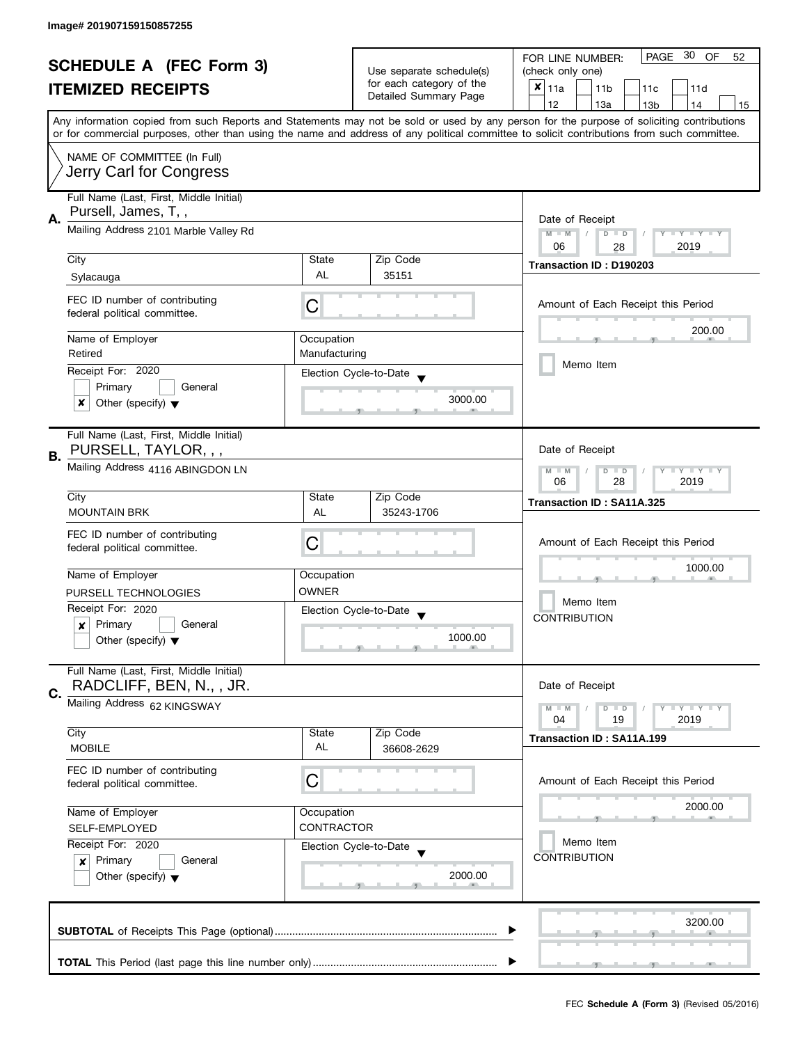Image# 201907159150857255

# SCHEDULE A (FEC Form 3)
# ITEMIZED RECEIPTS

Use separate schedule(s) for each category of the Detailed Summary Page

FOR LINE NUMBER: (check only one)

PAGE 30 OF 52

- [x] 11a
- [ ] 11b
- [ ] 11c
- [ ] 11d
- [ ] 12
- [ ] 13a
- [ ] 13b
- [ ] 14
- [ ] 15

Any information copied from such Reports and Statements may not be sold or used by any person for the purpose of soliciting contributions or for commercial purposes, other than using the name and address of any political committee to solicit contributions from such committee.

NAME OF COMMITTEE (In Full)
Jerry Carl for Congress

---

**A.** Full Name (Last, First, Middle Initial)
Pursell, James, T, ,

Mailing Address 2101 Marble Valley Rd

| City | State | Zip Code |
|---|---|---|
| Sylacauga | AL | 35151 |

FEC ID number of contributing federal political committee. C

| Name of Employer | Occupation |
|---|---|
| Retired | Manufacturing |

Receipt For: 2020

- [ ] Primary
- [ ] General
- [x] Other (specify)

Election Cycle-to-Date: 3000.00

Date of Receipt: 06 / 28 / 2019

Transaction ID : D190203

Amount of Each Receipt this Period: 200.00

- [ ] Memo Item

---

**B.** Full Name (Last, First, Middle Initial)
PURSELL, TAYLOR, , ,

Mailing Address 4116 ABINGDON LN

| City | State | Zip Code |
|---|---|---|
| MOUNTAIN BRK | AL | 35243-1706 |

FEC ID number of contributing federal political committee. C

| Name of Employer | Occupation |
|---|---|
| PURSELL TECHNOLOGIES | OWNER |

Receipt For: 2020

- [x] Primary
- [ ] General
- [ ] Other (specify)

Election Cycle-to-Date: 1000.00

Date of Receipt: 06 / 28 / 2019

Transaction ID : SA11A.325

Amount of Each Receipt this Period: 1000.00

- [ ] Memo Item

CONTRIBUTION

---

**C.** Full Name (Last, First, Middle Initial)
RADCLIFF, BEN, N., , JR.

Mailing Address 62 KINGSWAY

| City | State | Zip Code |
|---|---|---|
| MOBILE | AL | 36608-2629 |

FEC ID number of contributing federal political committee. C

| Name of Employer | Occupation |
|---|---|
| SELF-EMPLOYED | CONTRACTOR |

Receipt For: 2020

- [x] Primary
- [ ] General
- [ ] Other (specify)

Election Cycle-to-Date: 2000.00

Date of Receipt: 04 / 19 / 2019

Transaction ID : SA11A.199

Amount of Each Receipt this Period: 2000.00

- [ ] Memo Item

CONTRIBUTION

---

**SUBTOTAL** of Receipts This Page (optional): 3200.00

**TOTAL** This Period (last page this line number only):

FEC **Schedule A (Form 3)** (Revised 05/2016)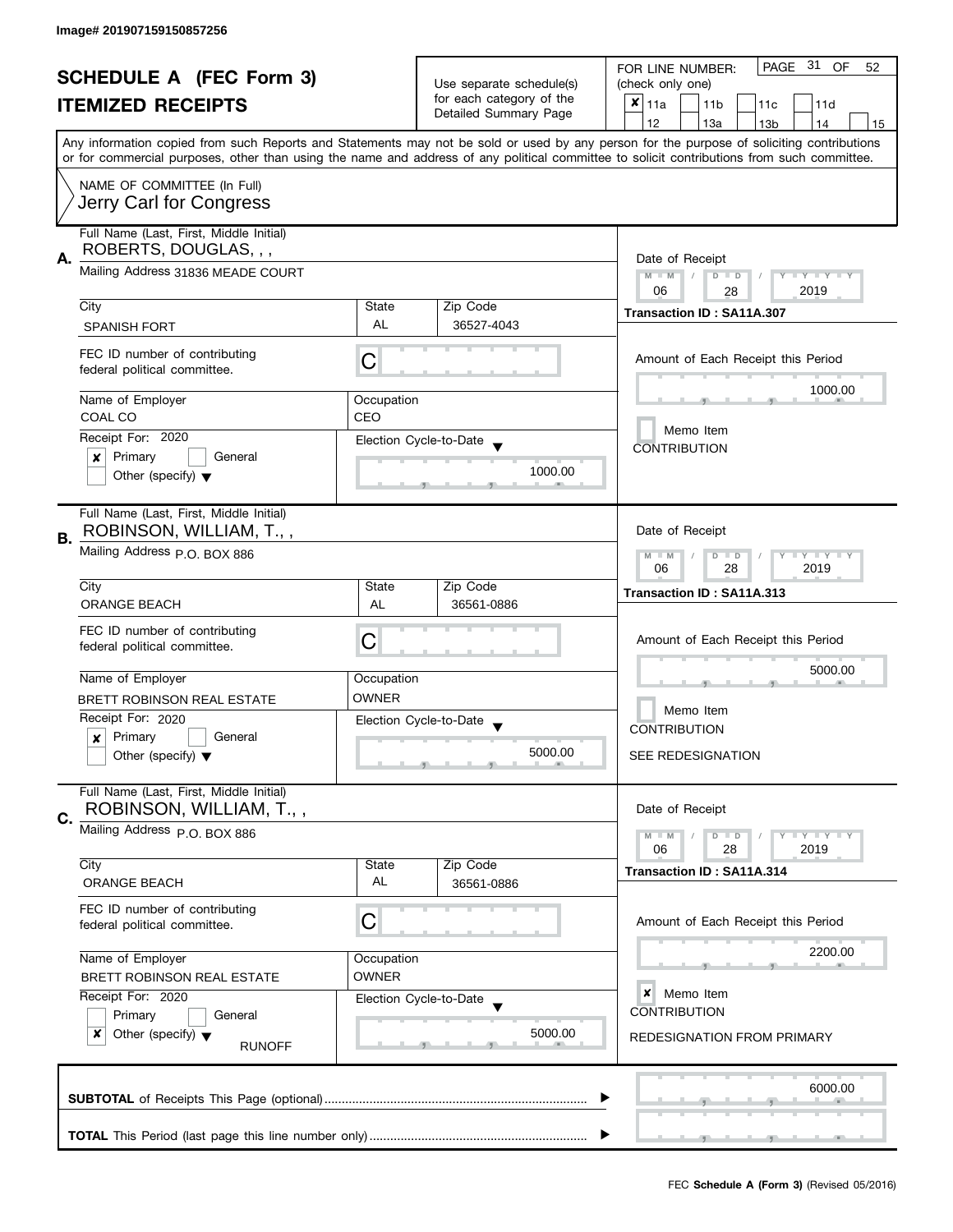Image# 201907159150857256

# SCHEDULE A (FEC Form 3)
## ITEMIZED RECEIPTS

Use separate schedule(s) for each category of the Detailed Summary Page

FOR LINE NUMBER: (check only one)

PAGE 31 OF 52

- [x] 11a
- [ ] 11b
- [ ] 11c
- [ ] 11d
- [ ] 12
- [ ] 13a
- [ ] 13b
- [ ] 14
- [ ] 15

Any information copied from such Reports and Statements may not be sold or used by any person for the purpose of soliciting contributions or for commercial purposes, other than using the name and address of any political committee to solicit contributions from such committee.

NAME OF COMMITTEE (In Full)
Jerry Carl for Congress

---

**A.** Full Name (Last, First, Middle Initial): ROBERTS, DOUGLAS, , ,

Mailing Address: 31836 MEADE COURT

| City | State | Zip Code |
|---|---|---|
| SPANISH FORT | AL | 36527-4043 |

FEC ID number of contributing federal political committee: C

Name of Employer: COAL CO
Occupation: CEO

Receipt For: 2020
- [x] Primary
- [ ] General
- [ ] Other (specify)

Election Cycle-to-Date: 1000.00

Date of Receipt: 06 / 28 / 2019

Transaction ID : SA11A.307

Amount of Each Receipt this Period: 1000.00

- [ ] Memo Item

CONTRIBUTION

---

**B.** Full Name (Last, First, Middle Initial): ROBINSON, WILLIAM, T., ,

Mailing Address: P.O. BOX 886

| City | State | Zip Code |
|---|---|---|
| ORANGE BEACH | AL | 36561-0886 |

FEC ID number of contributing federal political committee: C

Name of Employer: BRETT ROBINSON REAL ESTATE
Occupation: OWNER

Receipt For: 2020
- [x] Primary
- [ ] General
- [ ] Other (specify)

Election Cycle-to-Date: 5000.00

Date of Receipt: 06 / 28 / 2019

Transaction ID : SA11A.313

Amount of Each Receipt this Period: 5000.00

- [ ] Memo Item

CONTRIBUTION

SEE REDESIGNATION

---

**C.** Full Name (Last, First, Middle Initial): ROBINSON, WILLIAM, T., ,

Mailing Address: P.O. BOX 886

| City | State | Zip Code |
|---|---|---|
| ORANGE BEACH | AL | 36561-0886 |

FEC ID number of contributing federal political committee: C

Name of Employer: BRETT ROBINSON REAL ESTATE
Occupation: OWNER

Receipt For: 2020
- [ ] Primary
- [ ] General
- [x] Other (specify): RUNOFF

Election Cycle-to-Date: 5000.00

Date of Receipt: 06 / 28 / 2019

Transaction ID : SA11A.314

Amount of Each Receipt this Period: 2200.00

- [x] Memo Item

CONTRIBUTION

REDESIGNATION FROM PRIMARY

---

**SUBTOTAL** of Receipts This Page (optional): 6000.00

**TOTAL** This Period (last page this line number only):

FEC **Schedule A (Form 3)** (Revised 05/2016)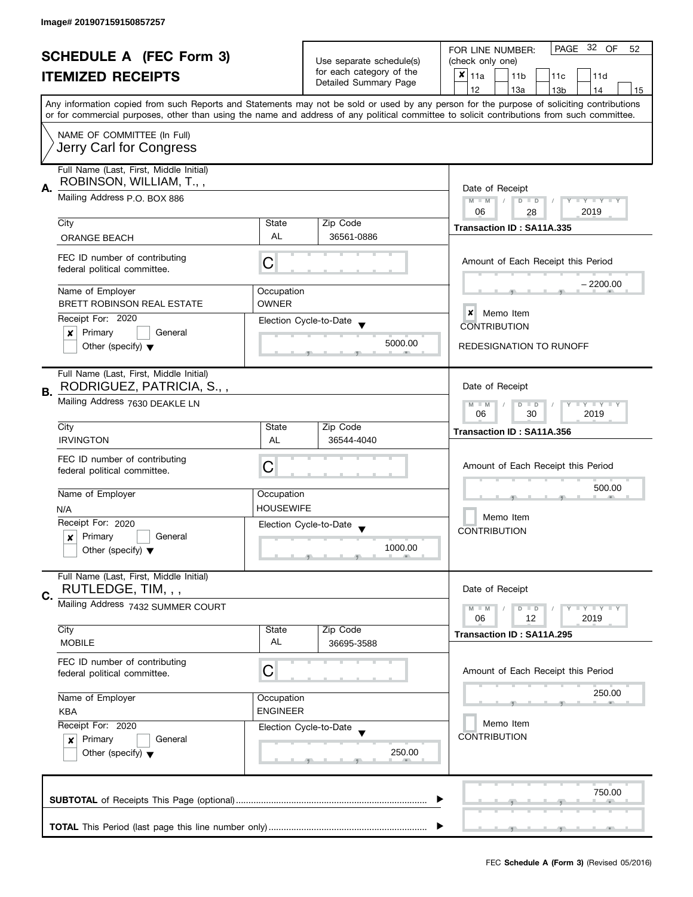Image# 201907159150857257

# SCHEDULE A (FEC Form 3)
## ITEMIZED RECEIPTS

Use separate schedule(s) for each category of the Detailed Summary Page

FOR LINE NUMBER: (check only one)

PAGE 32 OF 52

- [x] 11a
- [ ] 11b
- [ ] 11c
- [ ] 11d
- [ ] 12
- [ ] 13a
- [ ] 13b
- [ ] 14
- [ ] 15

Any information copied from such Reports and Statements may not be sold or used by any person for the purpose of soliciting contributions or for commercial purposes, other than using the name and address of any political committee to solicit contributions from such committee.

NAME OF COMMITTEE (In Full)
Jerry Carl for Congress

---

**A.**

Full Name (Last, First, Middle Initial): ROBINSON, WILLIAM, T., ,

Mailing Address: P.O. BOX 886

| City | State | Zip Code |
|---|---|---|
| ORANGE BEACH | AL | 36561-0886 |

FEC ID number of contributing federal political committee: C

Name of Employer: BRETT ROBINSON REAL ESTATE

Occupation: OWNER

Receipt For: 2020

- [x] Primary
- [ ] General
- [ ] Other (specify)

Election Cycle-to-Date: 5000.00

Date of Receipt: 06 / 28 / 2019

Transaction ID : SA11A.335

Amount of Each Receipt this Period: – 2200.00

- [x] Memo Item

CONTRIBUTION

REDESIGNATION TO RUNOFF

---

**B.**

Full Name (Last, First, Middle Initial): RODRIGUEZ, PATRICIA, S., ,

Mailing Address: 7630 DEAKLE LN

| City | State | Zip Code |
|---|---|---|
| IRVINGTON | AL | 36544-4040 |

FEC ID number of contributing federal political committee: C

Name of Employer: N/A

Occupation: HOUSEWIFE

Receipt For: 2020

- [x] Primary
- [ ] General
- [ ] Other (specify)

Election Cycle-to-Date: 1000.00

Date of Receipt: 06 / 30 / 2019

Transaction ID : SA11A.356

Amount of Each Receipt this Period: 500.00

- [ ] Memo Item

CONTRIBUTION

---

**C.**

Full Name (Last, First, Middle Initial): RUTLEDGE, TIM, , ,

Mailing Address: 7432 SUMMER COURT

| City | State | Zip Code |
|---|---|---|
| MOBILE | AL | 36695-3588 |

FEC ID number of contributing federal political committee: C

Name of Employer: KBA

Occupation: ENGINEER

Receipt For: 2020

- [x] Primary
- [ ] General
- [ ] Other (specify)

Election Cycle-to-Date: 250.00

Date of Receipt: 06 / 12 / 2019

Transaction ID : SA11A.295

Amount of Each Receipt this Period: 250.00

- [ ] Memo Item

CONTRIBUTION

---

**SUBTOTAL** of Receipts This Page (optional): 750.00

**TOTAL** This Period (last page this line number only):

FEC **Schedule A (Form 3)** (Revised 05/2016)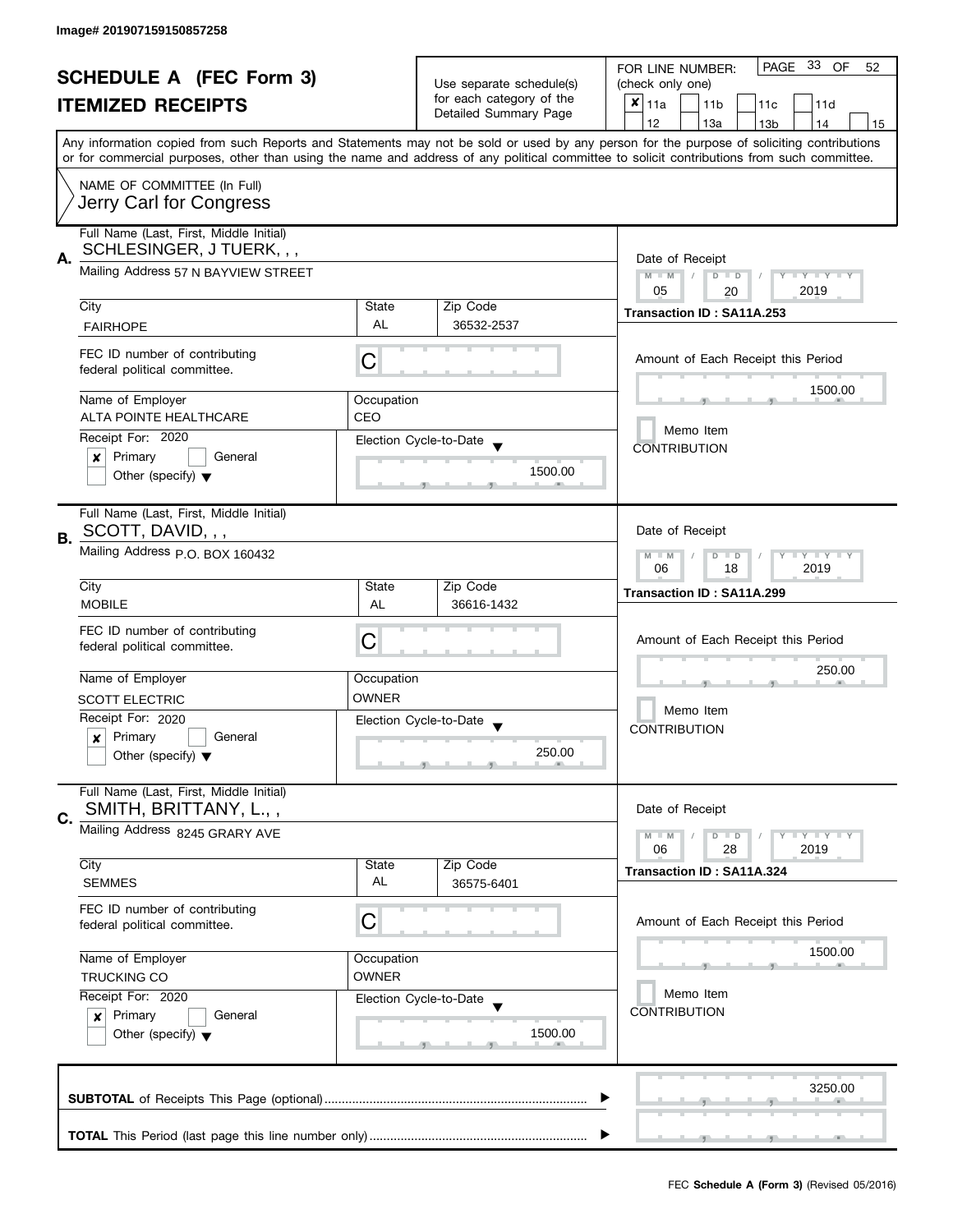Image# 201907159150857258

# SCHEDULE A (FEC Form 3)

## ITEMIZED RECEIPTS

Use separate schedule(s) for each category of the Detailed Summary Page

FOR LINE NUMBER: (check only one)

- [x] 11a
- [ ] 11b
- [ ] 11c
- [ ] 11d
- [ ] 12
- [ ] 13a
- [ ] 13b
- [ ] 14
- [ ] 15

PAGE 33 OF 52

Any information copied from such Reports and Statements may not be sold or used by any person for the purpose of soliciting contributions or for commercial purposes, other than using the name and address of any political committee to solicit contributions from such committee.

NAME OF COMMITTEE (In Full)
Jerry Carl for Congress

---

**A.** Full Name (Last, First, Middle Initial): SCHLESINGER, J TUERK, , ,

Mailing Address: 57 N BAYVIEW STREET

| City | State | Zip Code |
|---|---|---|
| FAIRHOPE | AL | 36532-2537 |

FEC ID number of contributing federal political committee: C

| Name of Employer | Occupation |
|---|---|
| ALTA POINTE HEALTHCARE | CEO |

Receipt For: 2020
- [x] Primary
- [ ] General
- [ ] Other (specify)

Election Cycle-to-Date: 1500.00

Date of Receipt: 05 / 20 / 2019

Transaction ID : SA11A.253

Amount of Each Receipt this Period: 1500.00

- [ ] Memo Item

CONTRIBUTION

---

**B.** Full Name (Last, First, Middle Initial): SCOTT, DAVID, , ,

Mailing Address: P.O. BOX 160432

| City | State | Zip Code |
|---|---|---|
| MOBILE | AL | 36616-1432 |

FEC ID number of contributing federal political committee: C

| Name of Employer | Occupation |
|---|---|
| SCOTT ELECTRIC | OWNER |

Receipt For: 2020
- [x] Primary
- [ ] General
- [ ] Other (specify)

Election Cycle-to-Date: 250.00

Date of Receipt: 06 / 18 / 2019

Transaction ID : SA11A.299

Amount of Each Receipt this Period: 250.00

- [ ] Memo Item

CONTRIBUTION

---

**C.** Full Name (Last, First, Middle Initial): SMITH, BRITTANY, L., ,

Mailing Address: 8245 GRARY AVE

| City | State | Zip Code |
|---|---|---|
| SEMMES | AL | 36575-6401 |

FEC ID number of contributing federal political committee: C

| Name of Employer | Occupation |
|---|---|
| TRUCKING CO | OWNER |

Receipt For: 2020
- [x] Primary
- [ ] General
- [ ] Other (specify)

Election Cycle-to-Date: 1500.00

Date of Receipt: 06 / 28 / 2019

Transaction ID : SA11A.324

Amount of Each Receipt this Period: 1500.00

- [ ] Memo Item

CONTRIBUTION

---

**SUBTOTAL** of Receipts This Page (optional) ........ 3250.00

**TOTAL** This Period (last page this line number only) ........

FEC **Schedule A (Form 3)** (Revised 05/2016)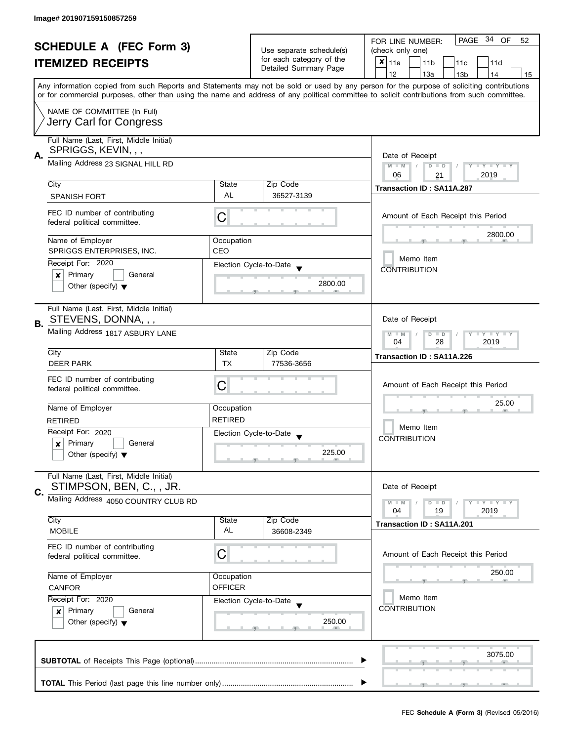Image# 201907159150857259

# SCHEDULE A (FEC Form 3)
## ITEMIZED RECEIPTS

Use separate schedule(s) for each category of the Detailed Summary Page

FOR LINE NUMBER: (check only one)

PAGE 34 OF 52

- [x] 11a
- [ ] 11b
- [ ] 11c
- [ ] 11d
- [ ] 12
- [ ] 13a
- [ ] 13b
- [ ] 14
- [ ] 15

Any information copied from such Reports and Statements may not be sold or used by any person for the purpose of soliciting contributions or for commercial purposes, other than using the name and address of any political committee to solicit contributions from such committee.

NAME OF COMMITTEE (In Full)
Jerry Carl for Congress

---

**A.** Full Name (Last, First, Middle Initial): SPRIGGS, KEVIN, , ,

Mailing Address: 23 SIGNAL HILL RD

| City | State | Zip Code |
|---|---|---|
| SPANISH FORT | AL | 36527-3139 |

FEC ID number of contributing federal political committee: C

| Name of Employer | Occupation |
|---|---|
| SPRIGGS ENTERPRISES, INC. | CEO |

Receipt For: 2020
- [x] Primary
- [ ] General
- [ ] Other (specify)

Election Cycle-to-Date: 2800.00

Date of Receipt: 06 / 21 / 2019

Transaction ID : SA11A.287

Amount of Each Receipt this Period: 2800.00

- [ ] Memo Item

CONTRIBUTION

---

**B.** Full Name (Last, First, Middle Initial): STEVENS, DONNA, , ,

Mailing Address: 1817 ASBURY LANE

| City | State | Zip Code |
|---|---|---|
| DEER PARK | TX | 77536-3656 |

FEC ID number of contributing federal political committee: C

| Name of Employer | Occupation |
|---|---|
| RETIRED | RETIRED |

Receipt For: 2020
- [x] Primary
- [ ] General
- [ ] Other (specify)

Election Cycle-to-Date: 225.00

Date of Receipt: 04 / 28 / 2019

Transaction ID : SA11A.226

Amount of Each Receipt this Period: 25.00

- [ ] Memo Item

CONTRIBUTION

---

**C.** Full Name (Last, First, Middle Initial): STIMPSON, BEN, C., , JR.

Mailing Address: 4050 COUNTRY CLUB RD

| City | State | Zip Code |
|---|---|---|
| MOBILE | AL | 36608-2349 |

FEC ID number of contributing federal political committee: C

| Name of Employer | Occupation |
|---|---|
| CANFOR | OFFICER |

Receipt For: 2020
- [x] Primary
- [ ] General
- [ ] Other (specify)

Election Cycle-to-Date: 250.00

Date of Receipt: 04 / 19 / 2019

Transaction ID : SA11A.201

Amount of Each Receipt this Period: 250.00

- [ ] Memo Item

CONTRIBUTION

---

**SUBTOTAL** of Receipts This Page (optional): 3075.00

**TOTAL** This Period (last page this line number only):

FEC **Schedule A (Form 3)** (Revised 05/2016)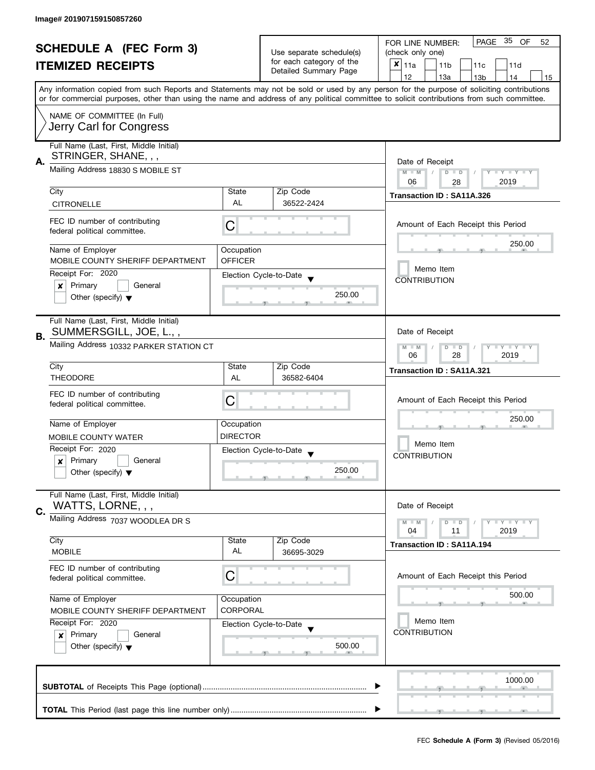Image# 201907159150857260

# SCHEDULE A (FEC Form 3)
## ITEMIZED RECEIPTS

Use separate schedule(s) for each category of the Detailed Summary Page

FOR LINE NUMBER: (check only one)

PAGE 35 OF 52

- [x] 11a
- [ ] 11b
- [ ] 11c
- [ ] 11d
- [ ] 12
- [ ] 13a
- [ ] 13b
- [ ] 14
- [ ] 15

Any information copied from such Reports and Statements may not be sold or used by any person for the purpose of soliciting contributions or for commercial purposes, other than using the name and address of any political committee to solicit contributions from such committee.

NAME OF COMMITTEE (In Full)
Jerry Carl for Congress

---

**A.** Full Name (Last, First, Middle Initial): STRINGER, SHANE, , ,

Mailing Address: 18830 S MOBILE ST

| City | State | Zip Code |
|---|---|---|
| CITRONELLE | AL | 36522-2424 |

FEC ID number of contributing federal political committee: C

| Name of Employer | Occupation |
|---|---|
| MOBILE COUNTY SHERIFF DEPARTMENT | OFFICER |

Receipt For: 2020
- [x] Primary
- [ ] General
- [ ] Other (specify)

Election Cycle-to-Date: 250.00

Date of Receipt: 06 / 28 / 2019

Transaction ID : SA11A.326

Amount of Each Receipt this Period: 250.00

- [ ] Memo Item

CONTRIBUTION

---

**B.** Full Name (Last, First, Middle Initial): SUMMERSGILL, JOE, L., ,

Mailing Address: 10332 PARKER STATION CT

| City | State | Zip Code |
|---|---|---|
| THEODORE | AL | 36582-6404 |

FEC ID number of contributing federal political committee: C

| Name of Employer | Occupation |
|---|---|
| MOBILE COUNTY WATER | DIRECTOR |

Receipt For: 2020
- [x] Primary
- [ ] General
- [ ] Other (specify)

Election Cycle-to-Date: 250.00

Date of Receipt: 06 / 28 / 2019

Transaction ID : SA11A.321

Amount of Each Receipt this Period: 250.00

- [ ] Memo Item

CONTRIBUTION

---

**C.** Full Name (Last, First, Middle Initial): WATTS, LORNE, , ,

Mailing Address: 7037 WOODLEA DR S

| City | State | Zip Code |
|---|---|---|
| MOBILE | AL | 36695-3029 |

FEC ID number of contributing federal political committee: C

| Name of Employer | Occupation |
|---|---|
| MOBILE COUNTY SHERIFF DEPARTMENT | CORPORAL |

Receipt For: 2020
- [x] Primary
- [ ] General
- [ ] Other (specify)

Election Cycle-to-Date: 500.00

Date of Receipt: 04 / 11 / 2019

Transaction ID : SA11A.194

Amount of Each Receipt this Period: 500.00

- [ ] Memo Item

CONTRIBUTION

---

**SUBTOTAL** of Receipts This Page (optional): 1000.00

**TOTAL** This Period (last page this line number only):

FEC **Schedule A (Form 3)** (Revised 05/2016)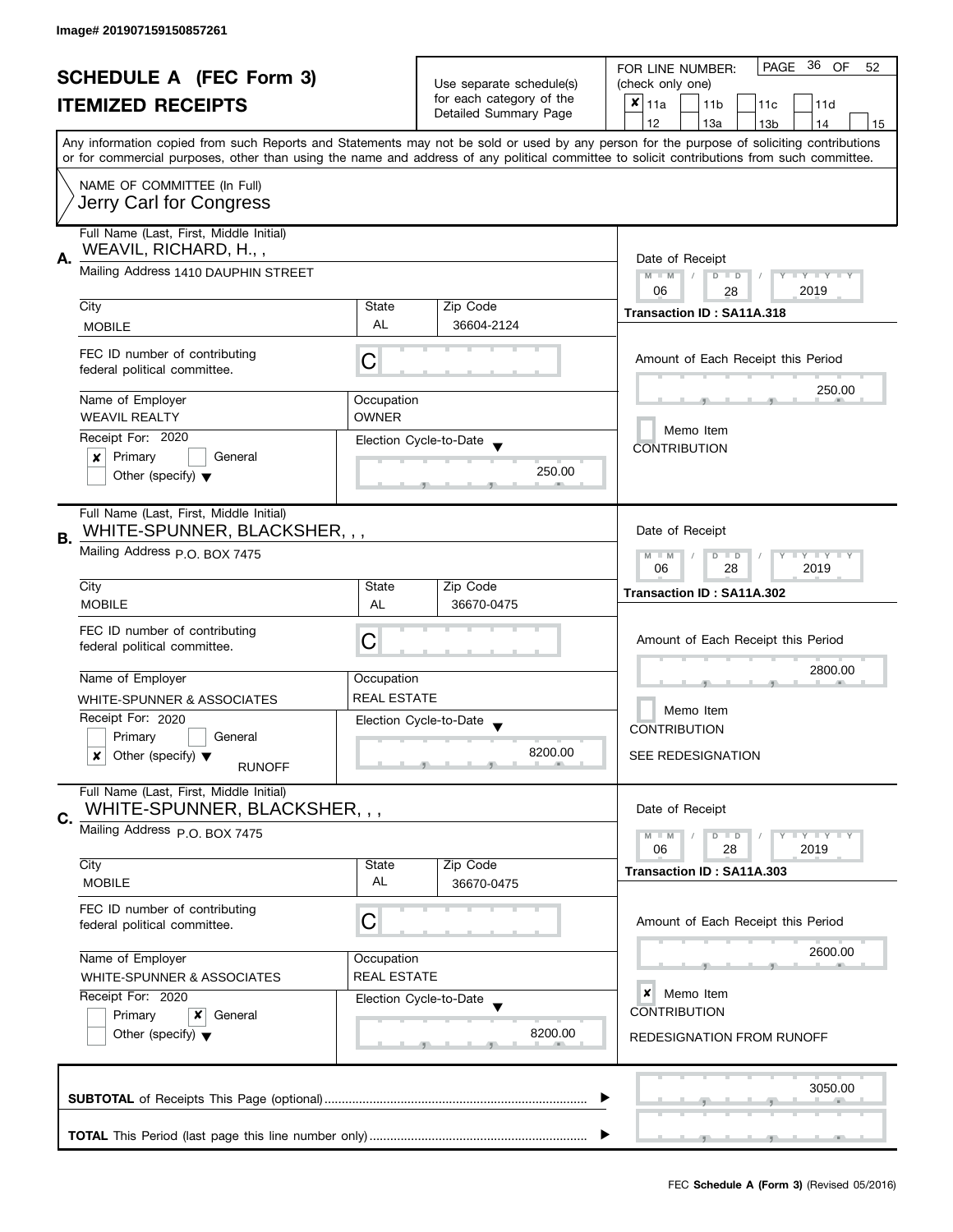Image# 201907159150857261

# SCHEDULE A (FEC Form 3)
## ITEMIZED RECEIPTS

Use separate schedule(s) for each category of the Detailed Summary Page

FOR LINE NUMBER: (check only one)
[x] 11a [ ] 11b [ ] 11c [ ] 11d [ ] 12 [ ] 13a [ ] 13b [ ] 14 [ ] 15

PAGE 36 OF 52

Any information copied from such Reports and Statements may not be sold or used by any person for the purpose of soliciting contributions or for commercial purposes, other than using the name and address of any political committee to solicit contributions from such committee.

NAME OF COMMITTEE (In Full)
Jerry Carl for Congress

---

**A.** Full Name (Last, First, Middle Initial): WEAVIL, RICHARD, H., ,

Mailing Address: 1410 DAUPHIN STREET

| City | State | Zip Code |
|---|---|---|
| MOBILE | AL | 36604-2124 |

FEC ID number of contributing federal political committee: C

| Name of Employer | Occupation |
|---|---|
| WEAVIL REALTY | OWNER |

Receipt For: 2020
[x] Primary [ ] General
[ ] Other (specify)

Election Cycle-to-Date: 250.00

Date of Receipt: 06 / 28 / 2019

Transaction ID : SA11A.318

Amount of Each Receipt this Period: 250.00

[ ] Memo Item
CONTRIBUTION

---

**B.** Full Name (Last, First, Middle Initial): WHITE-SPUNNER, BLACKSHER, , ,

Mailing Address: P.O. BOX 7475

| City | State | Zip Code |
|---|---|---|
| MOBILE | AL | 36670-0475 |

FEC ID number of contributing federal political committee: C

| Name of Employer | Occupation |
|---|---|
| WHITE-SPUNNER & ASSOCIATES | REAL ESTATE |

Receipt For: 2020
[ ] Primary [ ] General
[x] Other (specify) RUNOFF

Election Cycle-to-Date: 8200.00

Date of Receipt: 06 / 28 / 2019

Transaction ID : SA11A.302

Amount of Each Receipt this Period: 2800.00

[ ] Memo Item
CONTRIBUTION

SEE REDESIGNATION

---

**C.** Full Name (Last, First, Middle Initial): WHITE-SPUNNER, BLACKSHER, , ,

Mailing Address: P.O. BOX 7475

| City | State | Zip Code |
|---|---|---|
| MOBILE | AL | 36670-0475 |

FEC ID number of contributing federal political committee: C

| Name of Employer | Occupation |
|---|---|
| WHITE-SPUNNER & ASSOCIATES | REAL ESTATE |

Receipt For: 2020
[ ] Primary [x] General
[ ] Other (specify)

Election Cycle-to-Date: 8200.00

Date of Receipt: 06 / 28 / 2019

Transaction ID : SA11A.303

Amount of Each Receipt this Period: 2600.00

[x] Memo Item
CONTRIBUTION

REDESIGNATION FROM RUNOFF

---

**SUBTOTAL** of Receipts This Page (optional): 3050.00

**TOTAL** This Period (last page this line number only):

FEC **Schedule A (Form 3)** (Revised 05/2016)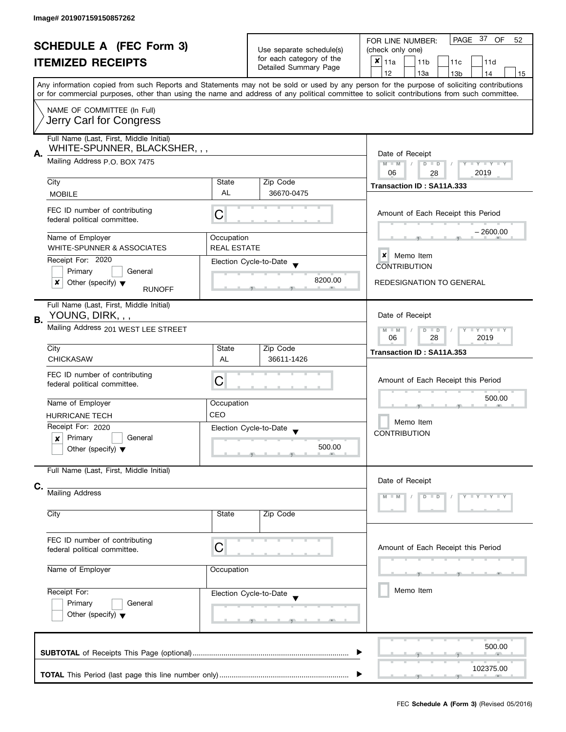Image# 201907159150857262

# SCHEDULE A (FEC Form 3)

## ITEMIZED RECEIPTS

Use separate schedule(s) for each category of the Detailed Summary Page

FOR LINE NUMBER: (check only one)

- [x] 11a
- [ ] 11b
- [ ] 11c
- [ ] 11d
- [ ] 12
- [ ] 13a
- [ ] 13b
- [ ] 14
- [ ] 15

Any information copied from such Reports and Statements may not be sold or used by any person for the purpose of soliciting contributions or for commercial purposes, other than using the name and address of any political committee to solicit contributions from such committee.

NAME OF COMMITTEE (In Full)
Jerry Carl for Congress

---

**A.** Full Name (Last, First, Middle Initial): WHITE-SPUNNER, BLACKSHER, , ,

Mailing Address: P.O. BOX 7475

| City | State | Zip Code |
|---|---|---|
| MOBILE | AL | 36670-0475 |

FEC ID number of contributing federal political committee: C

Name of Employer: WHITE-SPUNNER & ASSOCIATES

Occupation: REAL ESTATE

Receipt For: 2020
- [ ] Primary
- [ ] General
- [x] Other (specify): RUNOFF

Election Cycle-to-Date: 8200.00

Date of Receipt: 06 / 28 / 2019

Transaction ID : SA11A.333

Amount of Each Receipt this Period: – 2600.00

- [x] Memo Item

CONTRIBUTION

REDESIGNATION TO GENERAL

---

**B.** Full Name (Last, First, Middle Initial): YOUNG, DIRK, , ,

Mailing Address: 201 WEST LEE STREET

| City | State | Zip Code |
|---|---|---|
| CHICKASAW | AL | 36611-1426 |

FEC ID number of contributing federal political committee: C

Name of Employer: HURRICANE TECH

Occupation: CEO

Receipt For: 2020
- [x] Primary
- [ ] General
- [ ] Other (specify)

Election Cycle-to-Date: 500.00

Date of Receipt: 06 / 28 / 2019

Transaction ID : SA11A.353

Amount of Each Receipt this Period: 500.00

- [ ] Memo Item

CONTRIBUTION

---

**C.** Full Name (Last, First, Middle Initial):

Mailing Address:

| City | State | Zip Code |
|---|---|---|
| | | |

FEC ID number of contributing federal political committee: C

Name of Employer:

Occupation:

Receipt For:
- [ ] Primary
- [ ] General
- [ ] Other (specify)

Election Cycle-to-Date:

Date of Receipt: M M / D D / Y Y Y Y

Amount of Each Receipt this Period:

- [ ] Memo Item

---

**SUBTOTAL** of Receipts This Page (optional): 500.00

**TOTAL** This Period (last page this line number only): 102375.00

FEC **Schedule A (Form 3)** (Revised 05/2016)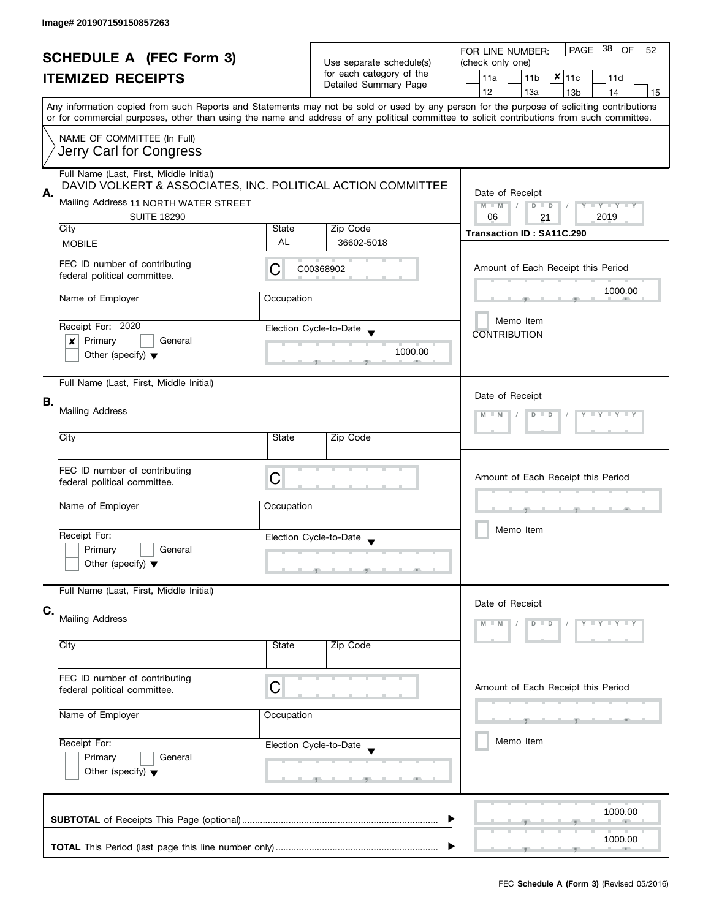Image# 201907159150857263

# SCHEDULE A (FEC Form 3)

## ITEMIZED RECEIPTS

Use separate schedule(s) for each category of the Detailed Summary Page

FOR LINE NUMBER: (check only one)

- [ ] 11a
- [ ] 11b
- [x] 11c
- [ ] 11d
- [ ] 12
- [ ] 13a
- [ ] 13b
- [ ] 14
- [ ] 15

PAGE 38 OF 52

Any information copied from such Reports and Statements may not be sold or used by any person for the purpose of soliciting contributions or for commercial purposes, other than using the name and address of any political committee to solicit contributions from such committee.

NAME OF COMMITTEE (In Full)
Jerry Carl for Congress

---

**A.**

Full Name (Last, First, Middle Initial): DAVID VOLKERT & ASSOCIATES, INC. POLITICAL ACTION COMMITTEE

Mailing Address: 11 NORTH WATER STREET, SUITE 18290

City: MOBILE | State: AL | Zip Code: 36602-5018

FEC ID number of contributing federal political committee: C C00368902

Name of Employer: | Occupation:

Receipt For: 2020
- [x] Primary
- [ ] General
- [ ] Other (specify)

Election Cycle-to-Date: 1000.00

Date of Receipt: 06 / 21 / 2019

Transaction ID : SA11C.290

Amount of Each Receipt this Period: 1000.00

- [ ] Memo Item

CONTRIBUTION

---

**B.**

Full Name (Last, First, Middle Initial):

Mailing Address:

City: | State: | Zip Code:

FEC ID number of contributing federal political committee: C

Name of Employer: | Occupation:

Receipt For:
- [ ] Primary
- [ ] General
- [ ] Other (specify)

Election Cycle-to-Date:

Date of Receipt: M M / D D / Y Y Y Y

Amount of Each Receipt this Period:

- [ ] Memo Item

---

**C.**

Full Name (Last, First, Middle Initial):

Mailing Address:

City: | State: | Zip Code:

FEC ID number of contributing federal political committee: C

Name of Employer: | Occupation:

Receipt For:
- [ ] Primary
- [ ] General
- [ ] Other (specify)

Election Cycle-to-Date:

Date of Receipt: M M / D D / Y Y Y Y

Amount of Each Receipt this Period:

- [ ] Memo Item

---

**SUBTOTAL** of Receipts This Page (optional): 1000.00

**TOTAL** This Period (last page this line number only): 1000.00

FEC **Schedule A (Form 3)** (Revised 05/2016)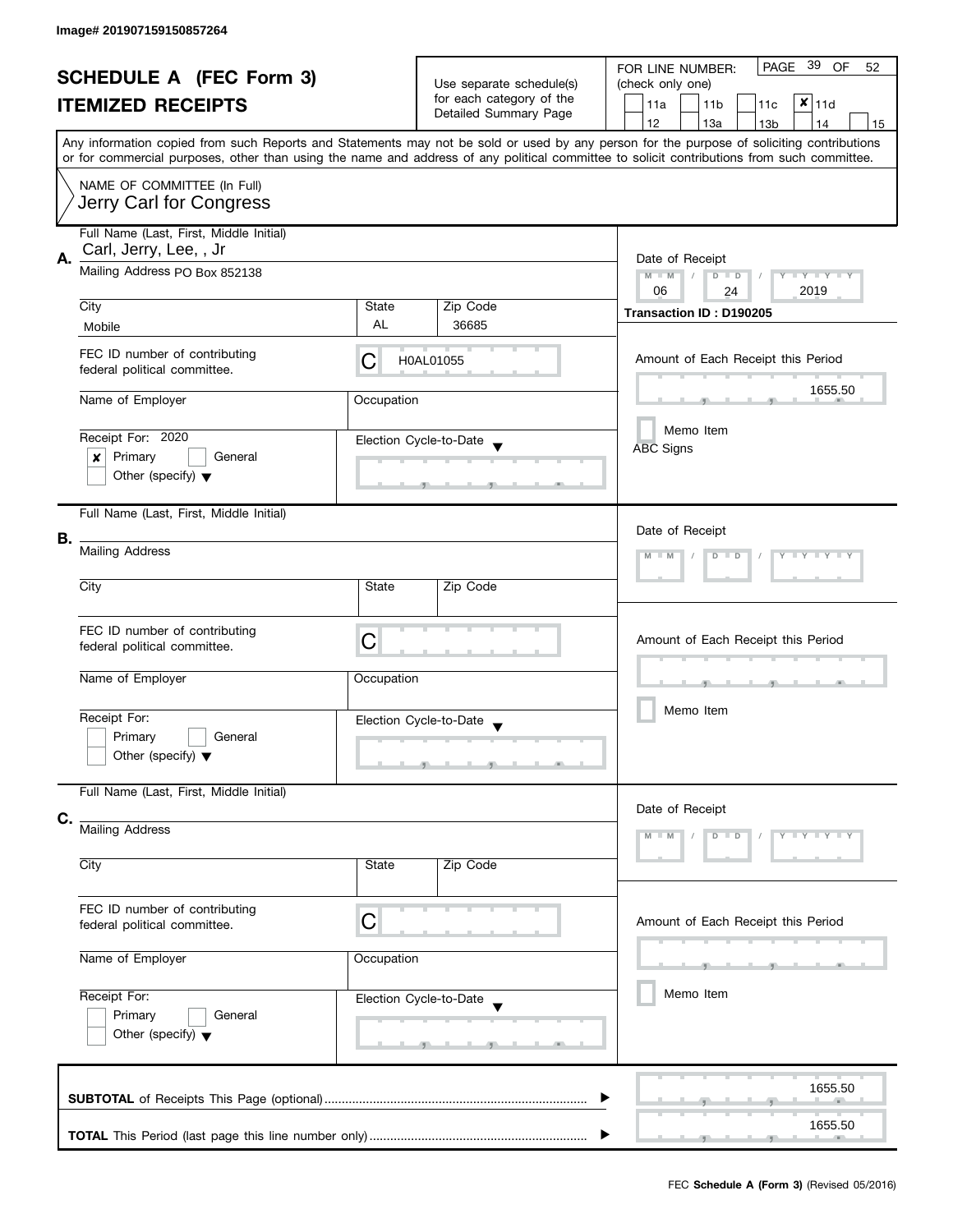Image# 201907159150857264

# SCHEDULE A (FEC Form 3)
## ITEMIZED RECEIPTS

Use separate schedule(s) for each category of the Detailed Summary Page

FOR LINE NUMBER: (check only one)

- [ ] 11a
- [ ] 11b
- [ ] 11c
- [x] 11d
- [ ] 12
- [ ] 13a
- [ ] 13b
- [ ] 14
- [ ] 15

Any information copied from such Reports and Statements may not be sold or used by any person for the purpose of soliciting contributions or for commercial purposes, other than using the name and address of any political committee to solicit contributions from such committee.

NAME OF COMMITTEE (In Full)
Jerry Carl for Congress

**A.**

Full Name (Last, First, Middle Initial): Carl, Jerry, Lee, , Jr

Mailing Address: PO Box 852138

City: Mobile | State: AL | Zip Code: 36685

FEC ID number of contributing federal political committee: C H0AL01055

Name of Employer:

Occupation:

Receipt For: 2020
- [x] Primary
- [ ] General
- [ ] Other (specify)

Election Cycle-to-Date:

Date of Receipt: 06 / 24 / 2019

Transaction ID : D190205

Amount of Each Receipt this Period: 1655.50

- [ ] Memo Item

ABC Signs

**B.**

Full Name (Last, First, Middle Initial):

Mailing Address:

City: | State: | Zip Code:

FEC ID number of contributing federal political committee: C

Name of Employer:

Occupation:

Receipt For:
- [ ] Primary
- [ ] General
- [ ] Other (specify)

Election Cycle-to-Date:

Date of Receipt:

Amount of Each Receipt this Period:

- [ ] Memo Item

**C.**

Full Name (Last, First, Middle Initial):

Mailing Address:

City: | State: | Zip Code:

FEC ID number of contributing federal political committee: C

Name of Employer:

Occupation:

Receipt For:
- [ ] Primary
- [ ] General
- [ ] Other (specify)

Election Cycle-to-Date:

Date of Receipt:

Amount of Each Receipt this Period:

- [ ] Memo Item

**SUBTOTAL** of Receipts This Page (optional): 1655.50

**TOTAL** This Period (last page this line number only): 1655.50

FEC **Schedule A (Form 3)** (Revised 05/2016)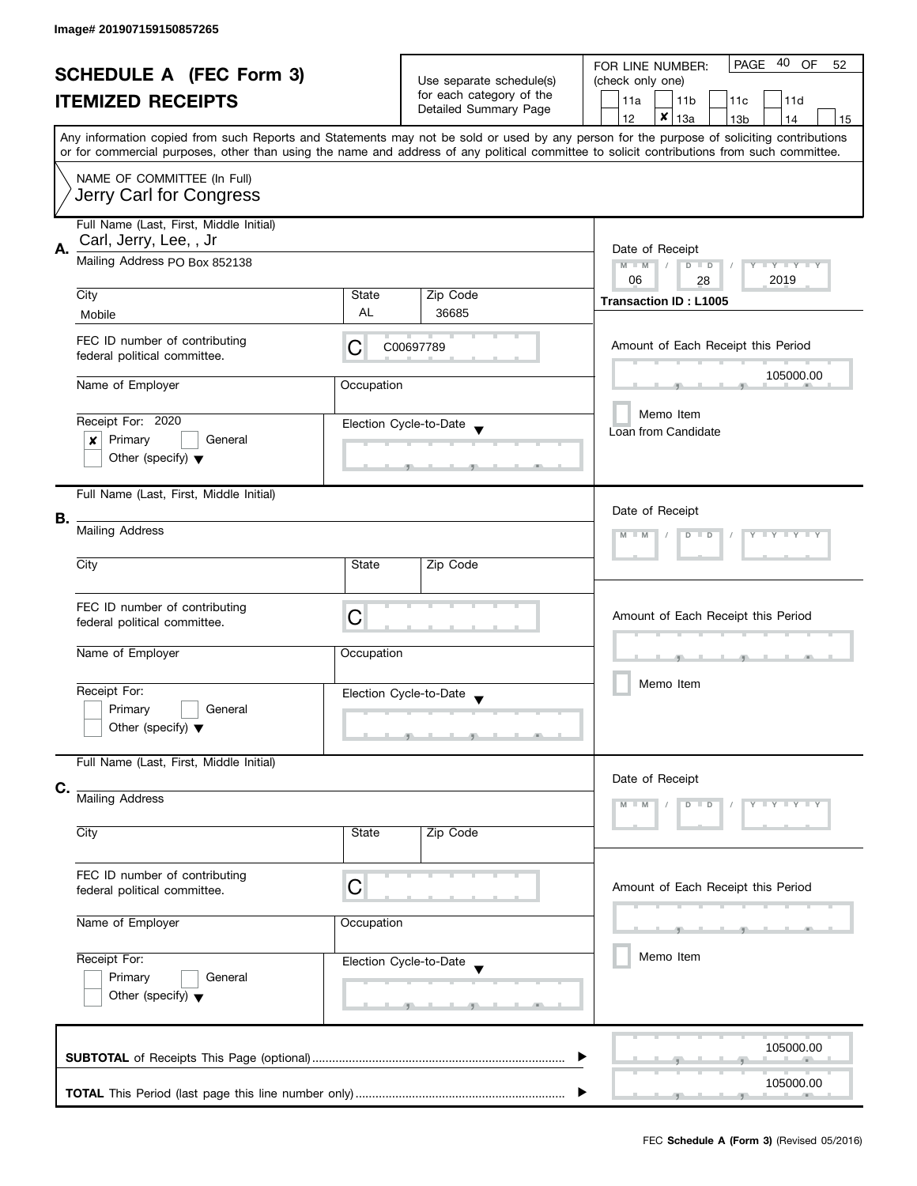Image# 201907159150857265

# SCHEDULE A (FEC Form 3)
# ITEMIZED RECEIPTS

Use separate schedule(s) for each category of the Detailed Summary Page

FOR LINE NUMBER: (check only one)

| | | | | |
|---|---|---|---|---|
| 11a | 11b | 11c | 11d | |
| 12 | ✘ 13a | 13b | 14 | 15 |

PAGE 40 OF 52

Any information copied from such Reports and Statements may not be sold or used by any person for the purpose of soliciting contributions or for commercial purposes, other than using the name and address of any political committee to solicit contributions from such committee.

NAME OF COMMITTEE (In Full)
Jerry Carl for Congress

## A.

Full Name (Last, First, Middle Initial): Carl, Jerry, Lee, , Jr

Mailing Address: PO Box 852138

City: Mobile | State: AL | Zip Code: 36685

FEC ID number of contributing federal political committee: C C00697789

Name of Employer:

Occupation:

Receipt For: 2020
- [x] Primary
- [ ] General
- [ ] Other (specify)

Election Cycle-to-Date:

Date of Receipt: 06 / 28 / 2019

Transaction ID : L1005

Amount of Each Receipt this Period: 105000.00

- [ ] Memo Item

Loan from Candidate

## B.

Full Name (Last, First, Middle Initial):

Mailing Address:

City: | State: | Zip Code:

FEC ID number of contributing federal political committee: C

Name of Employer:

Occupation:

Receipt For:
- [ ] Primary
- [ ] General
- [ ] Other (specify)

Election Cycle-to-Date:

Date of Receipt:

Amount of Each Receipt this Period:

- [ ] Memo Item

## C.

Full Name (Last, First, Middle Initial):

Mailing Address:

City: | State: | Zip Code:

FEC ID number of contributing federal political committee: C

Name of Employer:

Occupation:

Receipt For:
- [ ] Primary
- [ ] General
- [ ] Other (specify)

Election Cycle-to-Date:

Date of Receipt:

Amount of Each Receipt this Period:

- [ ] Memo Item

**SUBTOTAL** of Receipts This Page (optional) ........ 105000.00

**TOTAL** This Period (last page this line number only) ........ 105000.00

FEC **Schedule A (Form 3)** (Revised 05/2016)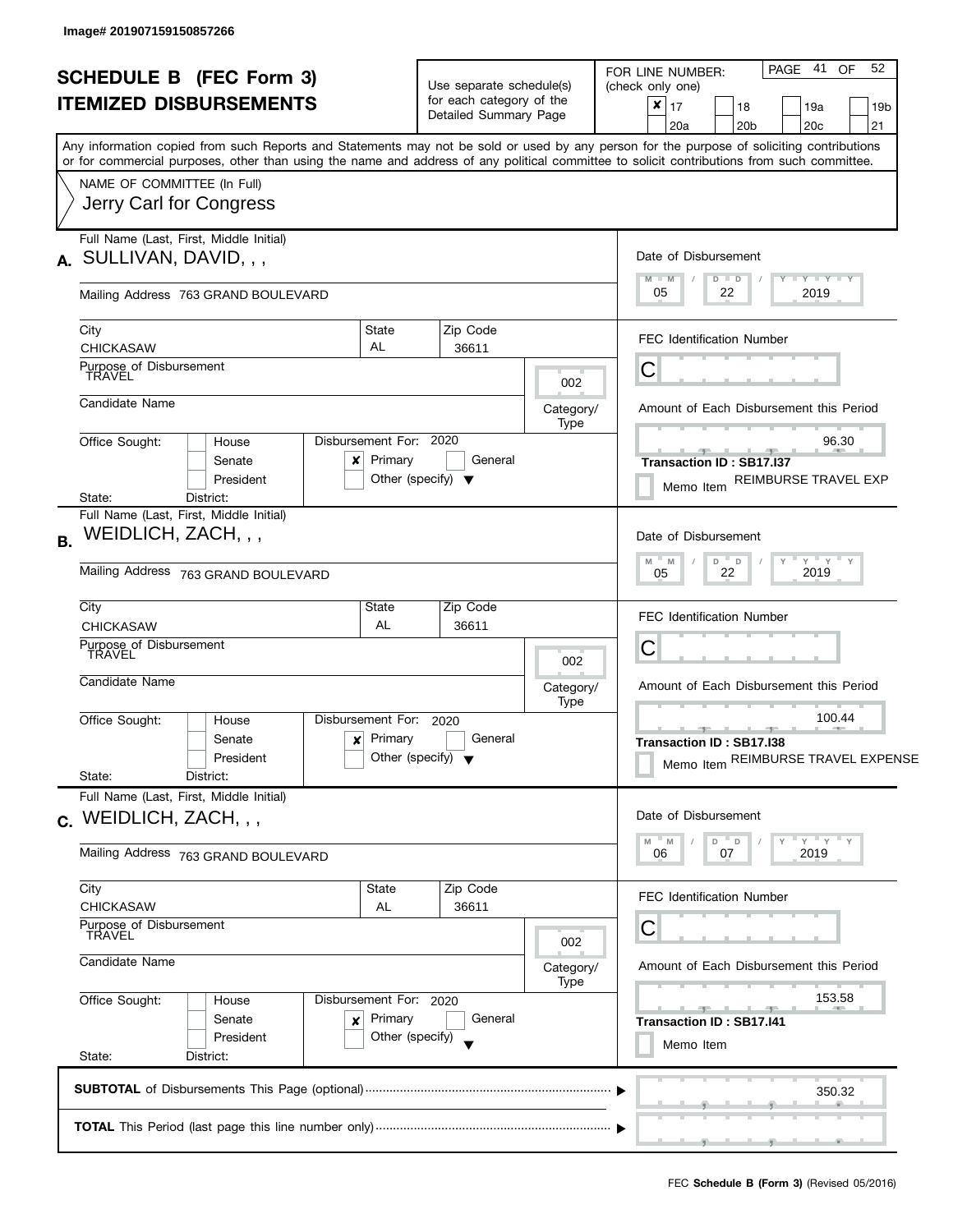Image# 201907159150857266

# SCHEDULE B (FEC Form 3)
# ITEMIZED DISBURSEMENTS

Use separate schedule(s) for each category of the Detailed Summary Page

FOR LINE NUMBER: (check only one)

- [x] 17
- [ ] 18
- [ ] 19a
- [ ] 19b
- [ ] 20a
- [ ] 20b
- [ ] 20c
- [ ] 21

Any information copied from such Reports and Statements may not be sold or used by any person for the purpose of soliciting contributions or for commercial purposes, other than using the name and address of any political committee to solicit contributions from such committee.

NAME OF COMMITTEE (In Full)
Jerry Carl for Congress

---

**A.** Full Name (Last, First, Middle Initial): SULLIVAN, DAVID, , ,

Mailing Address: 763 GRAND BOULEVARD

City: CHICKASAW | State: AL | Zip Code: 36611

Purpose of Disbursement: TRAVEL

Category/Type: 002

Candidate Name:

Office Sought: [ ] House [ ] Senate [ ] President

State: District:

Disbursement For: 2020 [x] Primary [ ] General [ ] Other (specify)

Date of Disbursement: 05 / 22 / 2019

FEC Identification Number: C

Amount of Each Disbursement this Period: 96.30

Transaction ID : SB17.I37

[ ] Memo Item — REIMBURSE TRAVEL EXP

---

**B.** Full Name (Last, First, Middle Initial): WEIDLICH, ZACH, , ,

Mailing Address: 763 GRAND BOULEVARD

City: CHICKASAW | State: AL | Zip Code: 36611

Purpose of Disbursement: TRAVEL

Category/Type: 002

Candidate Name:

Office Sought: [ ] House [ ] Senate [ ] President

State: District:

Disbursement For: 2020 [x] Primary [ ] General [ ] Other (specify)

Date of Disbursement: 05 / 22 / 2019

FEC Identification Number: C

Amount of Each Disbursement this Period: 100.44

Transaction ID : SB17.I38

[ ] Memo Item — REIMBURSE TRAVEL EXPENSE

---

**C.** Full Name (Last, First, Middle Initial): WEIDLICH, ZACH, , ,

Mailing Address: 763 GRAND BOULEVARD

City: CHICKASAW | State: AL | Zip Code: 36611

Purpose of Disbursement: TRAVEL

Category/Type: 002

Candidate Name:

Office Sought: [ ] House [ ] Senate [ ] President

State: District:

Disbursement For: 2020 [x] Primary [ ] General [ ] Other (specify)

Date of Disbursement: 06 / 07 / 2019

FEC Identification Number: C

Amount of Each Disbursement this Period: 153.58

Transaction ID : SB17.I41

[ ] Memo Item

---

**SUBTOTAL** of Disbursements This Page (optional): 350.32

**TOTAL** This Period (last page this line number only):

FEC **Schedule B (Form 3)** (Revised 05/2016)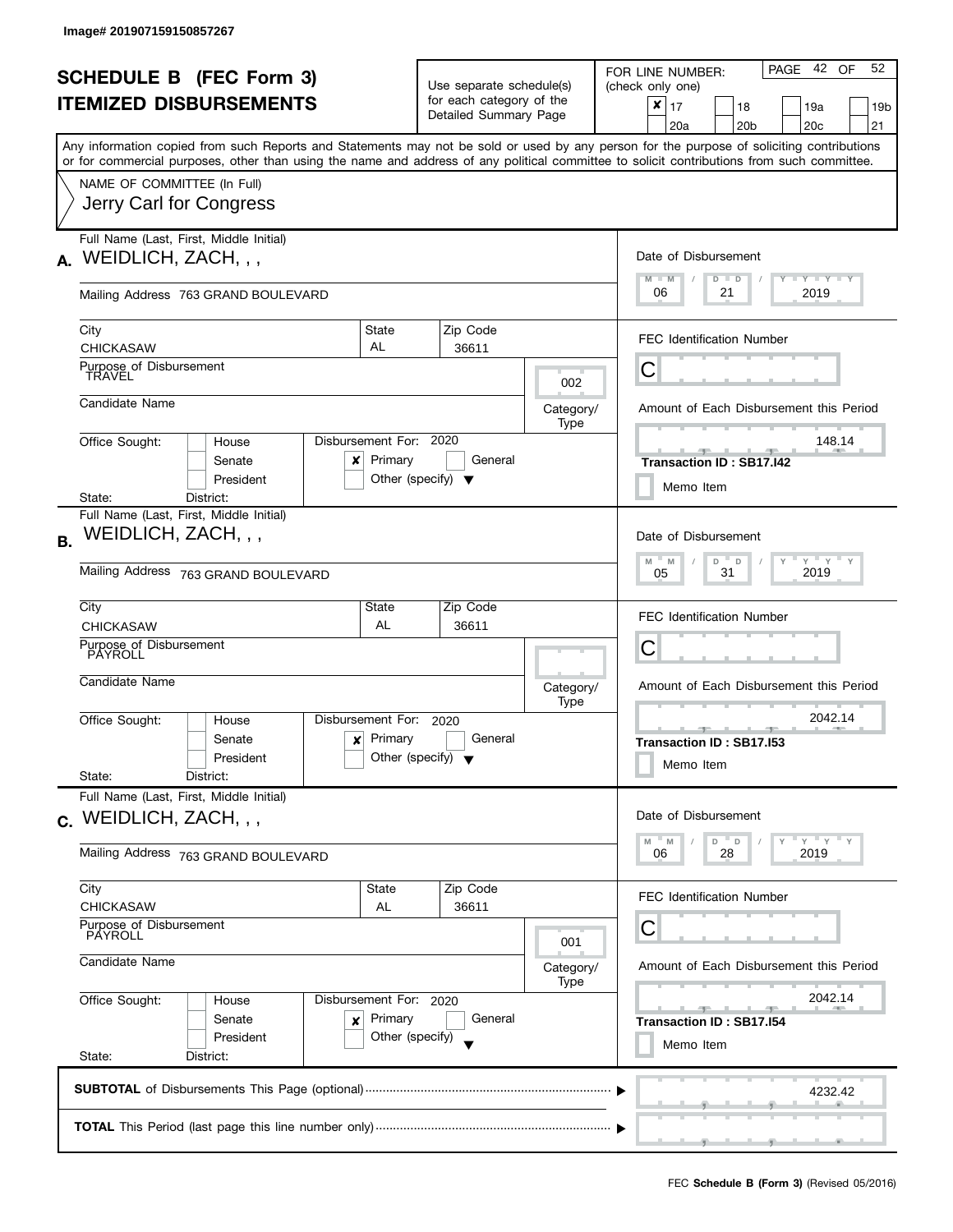Image# 201907159150857267

# SCHEDULE B (FEC Form 3)
## ITEMIZED DISBURSEMENTS

Use separate schedule(s) for each category of the Detailed Summary Page

FOR LINE NUMBER: (check only one)

- [x] 17
- [ ] 18
- [ ] 19a
- [ ] 19b
- [ ] 20a
- [ ] 20b
- [ ] 20c
- [ ] 21

Any information copied from such Reports and Statements may not be sold or used by any person for the purpose of soliciting contributions or for commercial purposes, other than using the name and address of any political committee to solicit contributions from such committee.

NAME OF COMMITTEE (In Full)
Jerry Carl for Congress

---

**A.** Full Name (Last, First, Middle Initial): WEIDLICH, ZACH, , ,

Mailing Address: 763 GRAND BOULEVARD

City: CHICKASAW | State: AL | Zip Code: 36611

Purpose of Disbursement: TRAVEL

Category/Type: 002

Candidate Name:

Office Sought: [ ] House [ ] Senate [ ] President

State: District:

Disbursement For: 2020 [x] Primary [ ] General [ ] Other (specify)

Date of Disbursement: 06 / 21 / 2019

FEC Identification Number: C

Amount of Each Disbursement this Period: 148.14

Transaction ID : SB17.I42

[ ] Memo Item

---

**B.** Full Name (Last, First, Middle Initial): WEIDLICH, ZACH, , ,

Mailing Address: 763 GRAND BOULEVARD

City: CHICKASAW | State: AL | Zip Code: 36611

Purpose of Disbursement: PAYROLL

Category/Type:

Candidate Name:

Office Sought: [ ] House [ ] Senate [ ] President

State: District:

Disbursement For: 2020 [x] Primary [ ] General [ ] Other (specify)

Date of Disbursement: 05 / 31 / 2019

FEC Identification Number: C

Amount of Each Disbursement this Period: 2042.14

Transaction ID : SB17.I53

[ ] Memo Item

---

**C.** Full Name (Last, First, Middle Initial): WEIDLICH, ZACH, , ,

Mailing Address: 763 GRAND BOULEVARD

City: CHICKASAW | State: AL | Zip Code: 36611

Purpose of Disbursement: PAYROLL

Category/Type: 001

Candidate Name:

Office Sought: [ ] House [ ] Senate [ ] President

State: District:

Disbursement For: 2020 [x] Primary [ ] General [ ] Other (specify)

Date of Disbursement: 06 / 28 / 2019

FEC Identification Number: C

Amount of Each Disbursement this Period: 2042.14

Transaction ID : SB17.I54

[ ] Memo Item

---

**SUBTOTAL** of Disbursements This Page (optional): 4232.42

**TOTAL** This Period (last page this line number only):

FEC **Schedule B (Form 3)** (Revised 05/2016)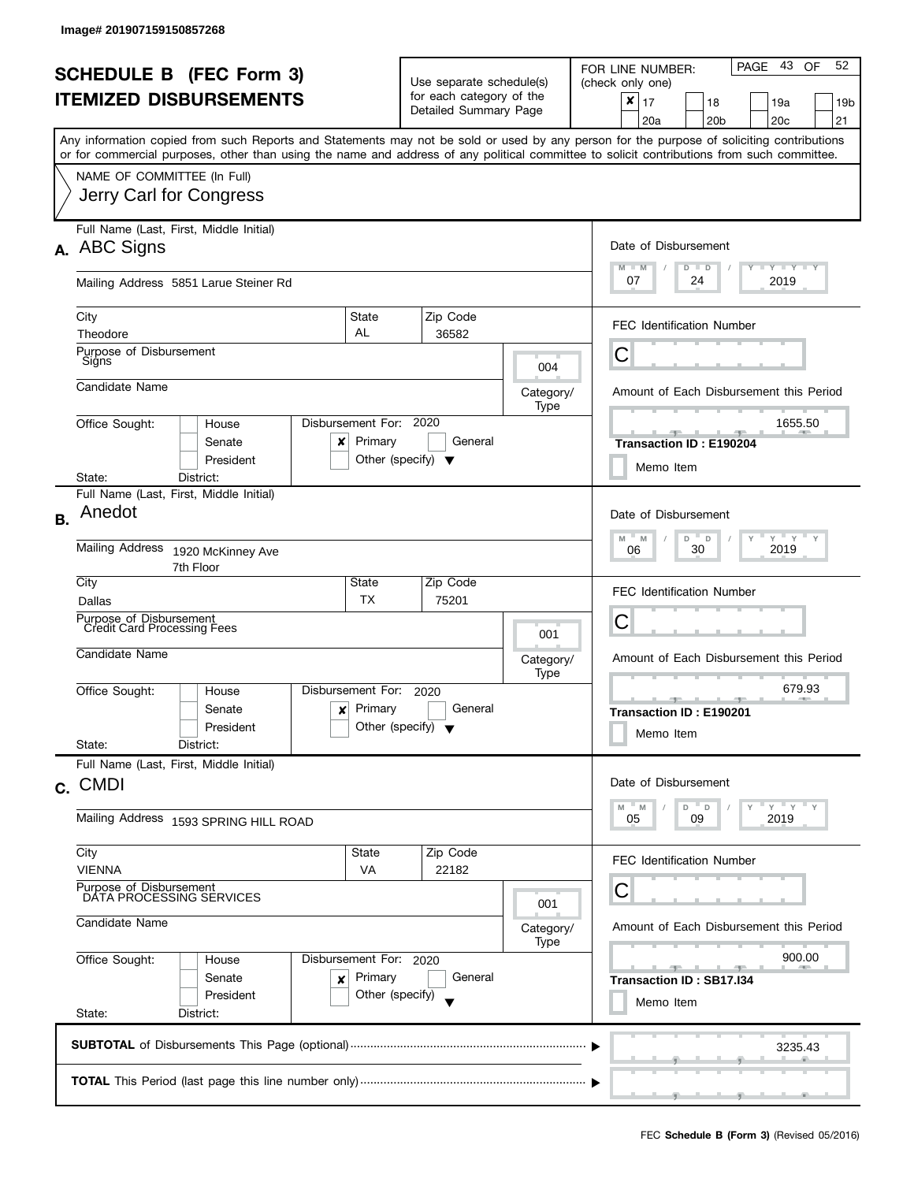Image# 201907159150857268

# SCHEDULE B (FEC Form 3)
# ITEMIZED DISBURSEMENTS

Use separate schedule(s) for each category of the Detailed Summary Page

FOR LINE NUMBER: (check only one)

- [x] 17
- [ ] 18
- [ ] 19a
- [ ] 19b
- [ ] 20a
- [ ] 20b
- [ ] 20c
- [ ] 21

PAGE 43 OF 52

Any information copied from such Reports and Statements may not be sold or used by any person for the purpose of soliciting contributions or for commercial purposes, other than using the name and address of any political committee to solicit contributions from such committee.

NAME OF COMMITTEE (In Full)
Jerry Carl for Congress

---

**A.** Full Name (Last, First, Middle Initial): ABC Signs

Mailing Address: 5851 Larue Steiner Rd

City: Theodore | State: AL | Zip Code: 36582

Purpose of Disbursement: Signs

Category/Type: 004

Candidate Name:

Office Sought: House / Senate / President — State: District:

Disbursement For: 2020 — [x] Primary [ ] General [ ] Other (specify)

Date of Disbursement: 07 / 24 / 2019

FEC Identification Number: C

Amount of Each Disbursement this Period: 1655.50

Transaction ID : E190204

[ ] Memo Item

---

**B.** Full Name (Last, First, Middle Initial): Anedot

Mailing Address: 1920 McKinney Ave, 7th Floor

City: Dallas | State: TX | Zip Code: 75201

Purpose of Disbursement: Credit Card Processing Fees

Category/Type: 001

Candidate Name:

Office Sought: House / Senate / President — State: District:

Disbursement For: 2020 — [x] Primary [ ] General [ ] Other (specify)

Date of Disbursement: 06 / 30 / 2019

FEC Identification Number: C

Amount of Each Disbursement this Period: 679.93

Transaction ID : E190201

[ ] Memo Item

---

**C.** Full Name (Last, First, Middle Initial): CMDI

Mailing Address: 1593 SPRING HILL ROAD

City: VIENNA | State: VA | Zip Code: 22182

Purpose of Disbursement: DATA PROCESSING SERVICES

Category/Type: 001

Candidate Name:

Office Sought: House / Senate / President — State: District:

Disbursement For: 2020 — [x] Primary [ ] General [ ] Other (specify)

Date of Disbursement: 05 / 09 / 2019

FEC Identification Number: C

Amount of Each Disbursement this Period: 900.00

Transaction ID : SB17.I34

[ ] Memo Item

---

**SUBTOTAL** of Disbursements This Page (optional): 3235.43

**TOTAL** This Period (last page this line number only):

FEC **Schedule B (Form 3)** (Revised 05/2016)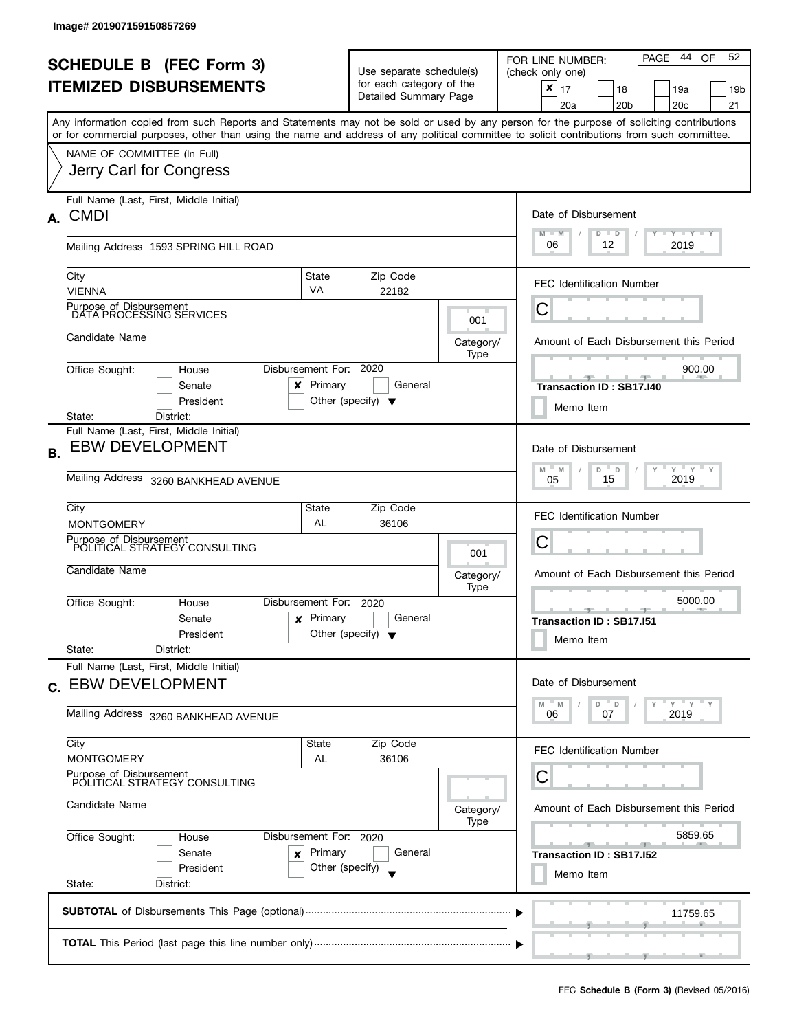Image# 201907159150857269

# SCHEDULE B (FEC Form 3)
## ITEMIZED DISBURSEMENTS

Use separate schedule(s) for each category of the Detailed Summary Page

FOR LINE NUMBER: (check only one)

- [x] 17
- [ ] 18
- [ ] 19a
- [ ] 19b
- [ ] 20a
- [ ] 20b
- [ ] 20c
- [ ] 21

Any information copied from such Reports and Statements may not be sold or used by any person for the purpose of soliciting contributions or for commercial purposes, other than using the name and address of any political committee to solicit contributions from such committee.

NAME OF COMMITTEE (In Full)
Jerry Carl for Congress

---

**A.** Full Name (Last, First, Middle Initial): CMDI

Mailing Address: 1593 SPRING HILL ROAD

City: VIENNA | State: VA | Zip Code: 22182

Purpose of Disbursement: DATA PROCESSING SERVICES

Category/Type: 001

Candidate Name:

Office Sought: [ ] House [ ] Senate [ ] President

State: District:

Disbursement For: 2020 [x] Primary [ ] General [ ] Other (specify)

Date of Disbursement: 06/12/2019

FEC Identification Number: C

Amount of Each Disbursement this Period: 900.00

Transaction ID : SB17.I40

[ ] Memo Item

---

**B.** Full Name (Last, First, Middle Initial): EBW DEVELOPMENT

Mailing Address: 3260 BANKHEAD AVENUE

City: MONTGOMERY | State: AL | Zip Code: 36106

Purpose of Disbursement: POLITICAL STRATEGY CONSULTING

Category/Type: 001

Candidate Name:

Office Sought: [ ] House [ ] Senate [ ] President

State: District:

Disbursement For: 2020 [x] Primary [ ] General [ ] Other (specify)

Date of Disbursement: 05/15/2019

FEC Identification Number: C

Amount of Each Disbursement this Period: 5000.00

Transaction ID : SB17.I51

[ ] Memo Item

---

**C.** Full Name (Last, First, Middle Initial): EBW DEVELOPMENT

Mailing Address: 3260 BANKHEAD AVENUE

City: MONTGOMERY | State: AL | Zip Code: 36106

Purpose of Disbursement: POLITICAL STRATEGY CONSULTING

Category/Type:

Candidate Name:

Office Sought: [ ] House [ ] Senate [ ] President

State: District:

Disbursement For: 2020 [x] Primary [ ] General [ ] Other (specify)

Date of Disbursement: 06/07/2019

FEC Identification Number: C

Amount of Each Disbursement this Period: 5859.65

Transaction ID : SB17.I52

[ ] Memo Item

---

**SUBTOTAL** of Disbursements This Page (optional): 11759.65

**TOTAL** This Period (last page this line number only):

FEC **Schedule B (Form 3)** (Revised 05/2016)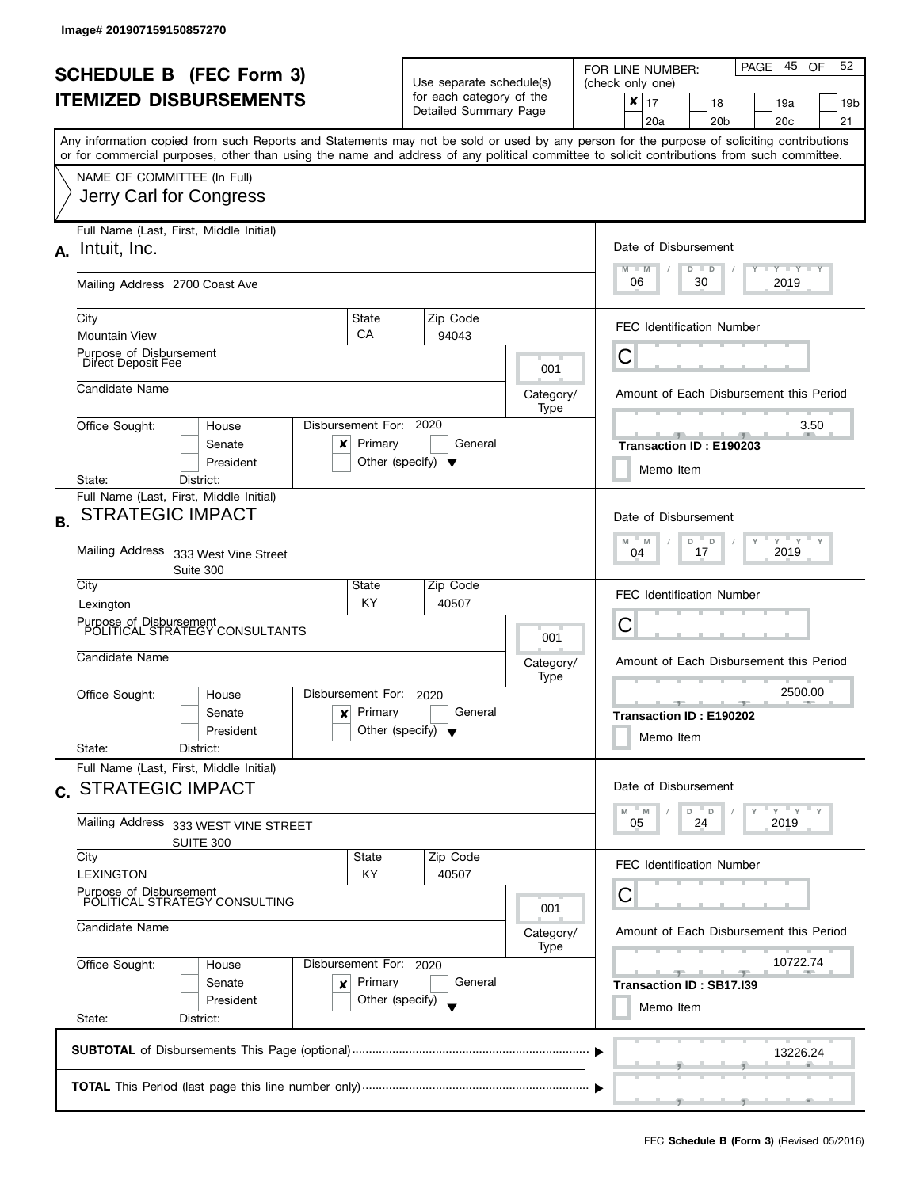Image# 201907159150857270

# SCHEDULE B (FEC Form 3)
## ITEMIZED DISBURSEMENTS

Use separate schedule(s) for each category of the Detailed Summary Page

FOR LINE NUMBER: (check only one)

- [x] 17
- [ ] 18
- [ ] 19a
- [ ] 19b
- [ ] 20a
- [ ] 20b
- [ ] 20c
- [ ] 21

PAGE 45 OF 52

Any information copied from such Reports and Statements may not be sold or used by any person for the purpose of soliciting contributions or for commercial purposes, other than using the name and address of any political committee to solicit contributions from such committee.

NAME OF COMMITTEE (In Full)
Jerry Carl for Congress

---

**A.** Full Name (Last, First, Middle Initial): Intuit, Inc.

Mailing Address: 2700 Coast Ave

City: Mountain View | State: CA | Zip Code: 94043

Purpose of Disbursement: Direct Deposit Fee

Category/Type: 001

Candidate Name:

Office Sought: [ ] House [ ] Senate [ ] President

State: District:

Disbursement For: 2020 [x] Primary [ ] General [ ] Other (specify)

Date of Disbursement: 06 / 30 / 2019

FEC Identification Number: C

Amount of Each Disbursement this Period: 3.50

Transaction ID : E190203

[ ] Memo Item

---

**B.** Full Name (Last, First, Middle Initial): STRATEGIC IMPACT

Mailing Address: 333 West Vine Street, Suite 300

City: Lexington | State: KY | Zip Code: 40507

Purpose of Disbursement: POLITICAL STRATEGY CONSULTANTS

Category/Type: 001

Candidate Name:

Office Sought: [ ] House [ ] Senate [ ] President

State: District:

Disbursement For: 2020 [x] Primary [ ] General [ ] Other (specify)

Date of Disbursement: 04 / 17 / 2019

FEC Identification Number: C

Amount of Each Disbursement this Period: 2500.00

Transaction ID : E190202

[ ] Memo Item

---

**C.** Full Name (Last, First, Middle Initial): STRATEGIC IMPACT

Mailing Address: 333 WEST VINE STREET, SUITE 300

City: LEXINGTON | State: KY | Zip Code: 40507

Purpose of Disbursement: POLITICAL STRATEGY CONSULTING

Category/Type: 001

Candidate Name:

Office Sought: [ ] House [ ] Senate [ ] President

State: District:

Disbursement For: 2020 [x] Primary [ ] General [ ] Other (specify)

Date of Disbursement: 05 / 24 / 2019

FEC Identification Number: C

Amount of Each Disbursement this Period: 10722.74

Transaction ID : SB17.I39

[ ] Memo Item

---

**SUBTOTAL** of Disbursements This Page (optional): 13226.24

**TOTAL** This Period (last page this line number only):

FEC **Schedule B (Form 3)** (Revised 05/2016)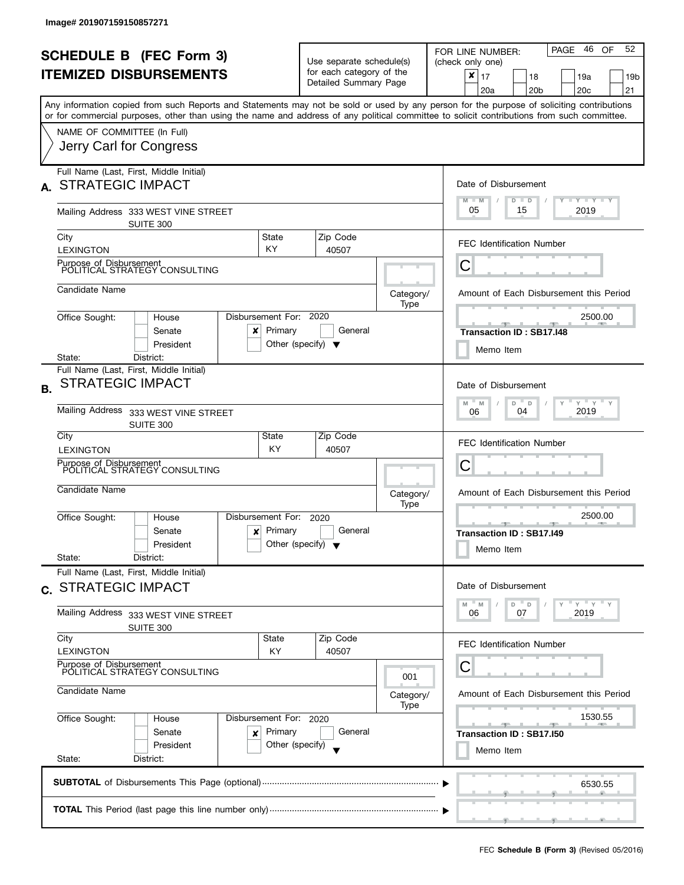Image# 201907159150857271

# SCHEDULE B (FEC Form 3)
# ITEMIZED DISBURSEMENTS

Use separate schedule(s) for each category of the Detailed Summary Page

FOR LINE NUMBER: (check only one)

- [x] 17
- [ ] 18
- [ ] 19a
- [ ] 19b
- [ ] 20a
- [ ] 20b
- [ ] 20c
- [ ] 21

Any information copied from such Reports and Statements may not be sold or used by any person for the purpose of soliciting contributions or for commercial purposes, other than using the name and address of any political committee to solicit contributions from such committee.

NAME OF COMMITTEE (In Full)
Jerry Carl for Congress

---

**A.** Full Name (Last, First, Middle Initial): STRATEGIC IMPACT

Mailing Address: 333 WEST VINE STREET, SUITE 300

City: LEXINGTON | State: KY | Zip Code: 40507

Purpose of Disbursement: POLITICAL STRATEGY CONSULTING

Candidate Name:

Category/Type:

Office Sought: House / Senate / President

State: District:

Disbursement For: 2020 — [x] Primary [ ] General [ ] Other (specify)

Date of Disbursement: 05/15/2019

FEC Identification Number: C

Amount of Each Disbursement this Period: 2500.00

Transaction ID : SB17.I48

Memo Item

---

**B.** Full Name (Last, First, Middle Initial): STRATEGIC IMPACT

Mailing Address: 333 WEST VINE STREET, SUITE 300

City: LEXINGTON | State: KY | Zip Code: 40507

Purpose of Disbursement: POLITICAL STRATEGY CONSULTING

Candidate Name:

Category/Type:

Office Sought: House / Senate / President

State: District:

Disbursement For: 2020 — [x] Primary [ ] General [ ] Other (specify)

Date of Disbursement: 06/04/2019

FEC Identification Number: C

Amount of Each Disbursement this Period: 2500.00

Transaction ID : SB17.I49

Memo Item

---

**C.** Full Name (Last, First, Middle Initial): STRATEGIC IMPACT

Mailing Address: 333 WEST VINE STREET, SUITE 300

City: LEXINGTON | State: KY | Zip Code: 40507

Purpose of Disbursement: POLITICAL STRATEGY CONSULTING

Candidate Name:

Category/Type: 001

Office Sought: House / Senate / President

State: District:

Disbursement For: 2020 — [x] Primary [ ] General [ ] Other (specify)

Date of Disbursement: 06/07/2019

FEC Identification Number: C

Amount of Each Disbursement this Period: 1530.55

Transaction ID : SB17.I50

Memo Item

---

**SUBTOTAL** of Disbursements This Page (optional): 6530.55

**TOTAL** This Period (last page this line number only):

FEC **Schedule B (Form 3)** (Revised 05/2016)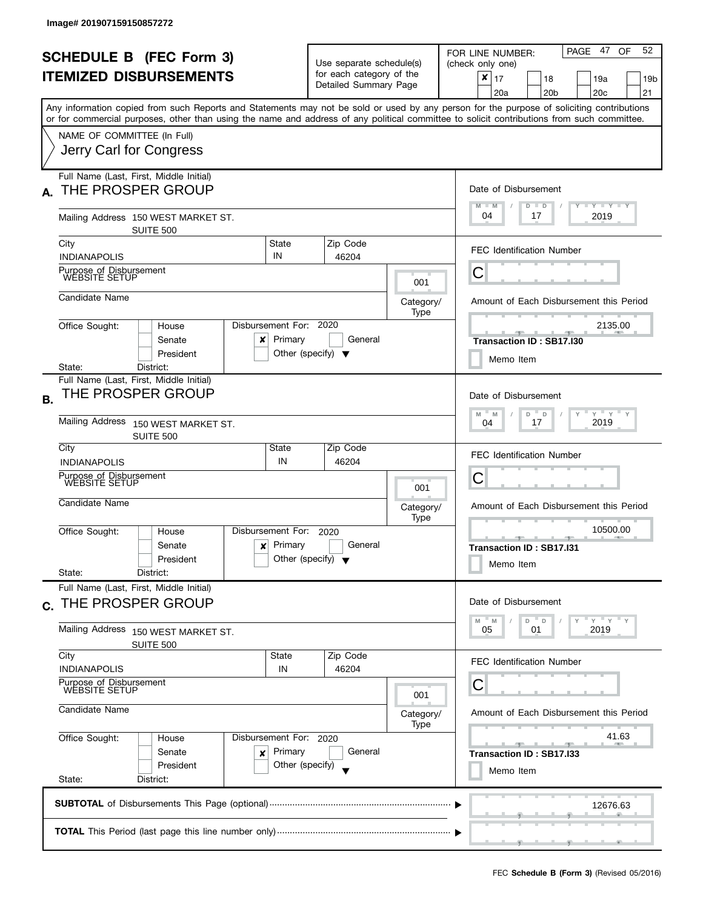Image# 201907159150857272

# SCHEDULE B (FEC Form 3)
# ITEMIZED DISBURSEMENTS

Use separate schedule(s) for each category of the Detailed Summary Page

FOR LINE NUMBER: (check only one)

- [x] 17
- [ ] 18
- [ ] 19a
- [ ] 19b
- [ ] 20a
- [ ] 20b
- [ ] 20c
- [ ] 21

Any information copied from such Reports and Statements may not be sold or used by any person for the purpose of soliciting contributions or for commercial purposes, other than using the name and address of any political committee to solicit contributions from such committee.

NAME OF COMMITTEE (In Full)
Jerry Carl for Congress

## A.

Full Name (Last, First, Middle Initial): THE PROSPER GROUP

Mailing Address: 150 WEST MARKET ST. SUITE 500

City: INDIANAPOLIS | State: IN | Zip Code: 46204

Purpose of Disbursement: WEBSITE SETUP

Category/Type: 001

Candidate Name:

Office Sought: [ ] House [ ] Senate [ ] President

State: District:

Disbursement For: 2020 [x] Primary [ ] General [ ] Other (specify)

Date of Disbursement: 04 / 17 / 2019

FEC Identification Number: C

Amount of Each Disbursement this Period: 2135.00

Transaction ID : SB17.I30

[ ] Memo Item

## B.

Full Name (Last, First, Middle Initial): THE PROSPER GROUP

Mailing Address: 150 WEST MARKET ST. SUITE 500

City: INDIANAPOLIS | State: IN | Zip Code: 46204

Purpose of Disbursement: WEBSITE SETUP

Category/Type: 001

Candidate Name:

Office Sought: [ ] House [ ] Senate [ ] President

State: District:

Disbursement For: 2020 [x] Primary [ ] General [ ] Other (specify)

Date of Disbursement: 04 / 17 / 2019

FEC Identification Number: C

Amount of Each Disbursement this Period: 10500.00

Transaction ID : SB17.I31

[ ] Memo Item

## C.

Full Name (Last, First, Middle Initial): THE PROSPER GROUP

Mailing Address: 150 WEST MARKET ST. SUITE 500

City: INDIANAPOLIS | State: IN | Zip Code: 46204

Purpose of Disbursement: WEBSITE SETUP

Category/Type: 001

Candidate Name:

Office Sought: [ ] House [ ] Senate [ ] President

State: District:

Disbursement For: 2020 [x] Primary [ ] General [ ] Other (specify)

Date of Disbursement: 05 / 01 / 2019

FEC Identification Number: C

Amount of Each Disbursement this Period: 41.63

Transaction ID : SB17.I33

[ ] Memo Item

**SUBTOTAL** of Disbursements This Page (optional): 12676.63

**TOTAL** This Period (last page this line number only):

FEC **Schedule B (Form 3)** (Revised 05/2016)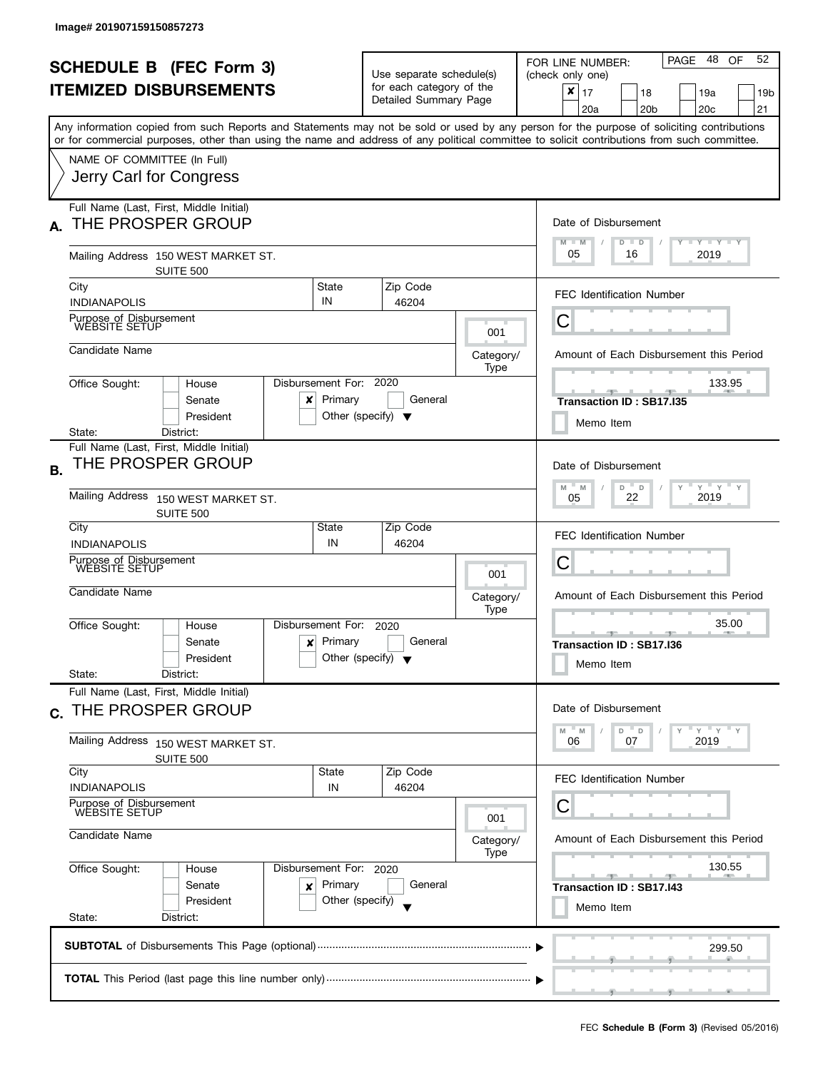Image# 201907159150857273

# SCHEDULE B (FEC Form 3)
## ITEMIZED DISBURSEMENTS

Use separate schedule(s) for each category of the Detailed Summary Page

FOR LINE NUMBER: (check only one)

- [x] 17
- [ ] 18
- [ ] 19a
- [ ] 19b
- [ ] 20a
- [ ] 20b
- [ ] 20c
- [ ] 21

PAGE 48 OF 52

Any information copied from such Reports and Statements may not be sold or used by any person for the purpose of soliciting contributions or for commercial purposes, other than using the name and address of any political committee to solicit contributions from such committee.

NAME OF COMMITTEE (In Full)
Jerry Carl for Congress

---

**A.** Full Name (Last, First, Middle Initial): THE PROSPER GROUP

Mailing Address: 150 WEST MARKET ST. SUITE 500

City: INDIANAPOLIS | State: IN | Zip Code: 46204

Purpose of Disbursement: WEBSITE SETUP

Category/Type: 001

Candidate Name:

Office Sought: [ ] House [ ] Senate [ ] President
State: District:

Disbursement For: 2020 [x] Primary [ ] General [ ] Other (specify)

Date of Disbursement: 05 / 16 / 2019

FEC Identification Number: C

Amount of Each Disbursement this Period: 133.95

Transaction ID : SB17.I35

[ ] Memo Item

---

**B.** Full Name (Last, First, Middle Initial): THE PROSPER GROUP

Mailing Address: 150 WEST MARKET ST. SUITE 500

City: INDIANAPOLIS | State: IN | Zip Code: 46204

Purpose of Disbursement: WEBSITE SETUP

Category/Type: 001

Candidate Name:

Office Sought: [ ] House [ ] Senate [ ] President
State: District:

Disbursement For: 2020 [x] Primary [ ] General [ ] Other (specify)

Date of Disbursement: 05 / 22 / 2019

FEC Identification Number: C

Amount of Each Disbursement this Period: 35.00

Transaction ID : SB17.I36

[ ] Memo Item

---

**C.** Full Name (Last, First, Middle Initial): THE PROSPER GROUP

Mailing Address: 150 WEST MARKET ST. SUITE 500

City: INDIANAPOLIS | State: IN | Zip Code: 46204

Purpose of Disbursement: WEBSITE SETUP

Category/Type: 001

Candidate Name:

Office Sought: [ ] House [ ] Senate [ ] President
State: District:

Disbursement For: 2020 [x] Primary [ ] General [ ] Other (specify)

Date of Disbursement: 06 / 07 / 2019

FEC Identification Number: C

Amount of Each Disbursement this Period: 130.55

Transaction ID : SB17.I43

[ ] Memo Item

---

**SUBTOTAL** of Disbursements This Page (optional): 299.50

**TOTAL** This Period (last page this line number only):

FEC **Schedule B (Form 3)** (Revised 05/2016)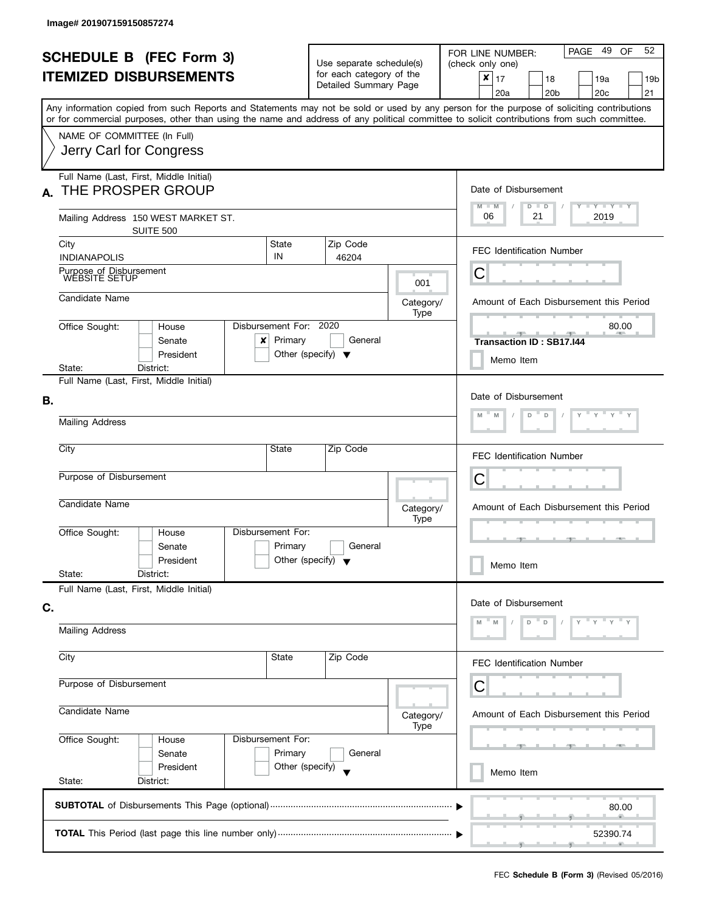Image# 201907159150857274

# SCHEDULE B (FEC Form 3)
# ITEMIZED DISBURSEMENTS

Use separate schedule(s) for each category of the Detailed Summary Page

FOR LINE NUMBER: (check only one)

- [x] 17
- [ ] 18
- [ ] 19a
- [ ] 19b
- [ ] 20a
- [ ] 20b
- [ ] 20c
- [ ] 21

PAGE 49 OF 52

Any information copied from such Reports and Statements may not be sold or used by any person for the purpose of soliciting contributions or for commercial purposes, other than using the name and address of any political committee to solicit contributions from such committee.

NAME OF COMMITTEE (In Full)
Jerry Carl for Congress

## A.

Full Name (Last, First, Middle Initial): THE PROSPER GROUP

Mailing Address: 150 WEST MARKET ST. SUITE 500

City: INDIANAPOLIS | State: IN | Zip Code: 46204

Purpose of Disbursement: WEBSITE SETUP

Category/Type: 001

Candidate Name:

Office Sought: [ ] House [ ] Senate [ ] President

State: District:

Disbursement For: 2020 [x] Primary [ ] General [ ] Other (specify)

Date of Disbursement: 06 / 21 / 2019

FEC Identification Number: C

Amount of Each Disbursement this Period: 80.00

Transaction ID : SB17.I44

[ ] Memo Item

## B.

Full Name (Last, First, Middle Initial):

Mailing Address:

City: | State: | Zip Code:

Purpose of Disbursement:

Category/Type:

Candidate Name:

Office Sought: [ ] House [ ] Senate [ ] President

State: District:

Disbursement For: [ ] Primary [ ] General [ ] Other (specify)

Date of Disbursement: M M / D D / Y Y Y Y

FEC Identification Number: C

Amount of Each Disbursement this Period:

[ ] Memo Item

## C.

Full Name (Last, First, Middle Initial):

Mailing Address:

City: | State: | Zip Code:

Purpose of Disbursement:

Category/Type:

Candidate Name:

Office Sought: [ ] House [ ] Senate [ ] President

State: District:

Disbursement For: [ ] Primary [ ] General [ ] Other (specify)

Date of Disbursement: M M / D D / Y Y Y Y

FEC Identification Number: C

Amount of Each Disbursement this Period:

[ ] Memo Item

**SUBTOTAL** of Disbursements This Page (optional): 80.00

**TOTAL** This Period (last page this line number only): 52390.74

FEC **Schedule B (Form 3)** (Revised 05/2016)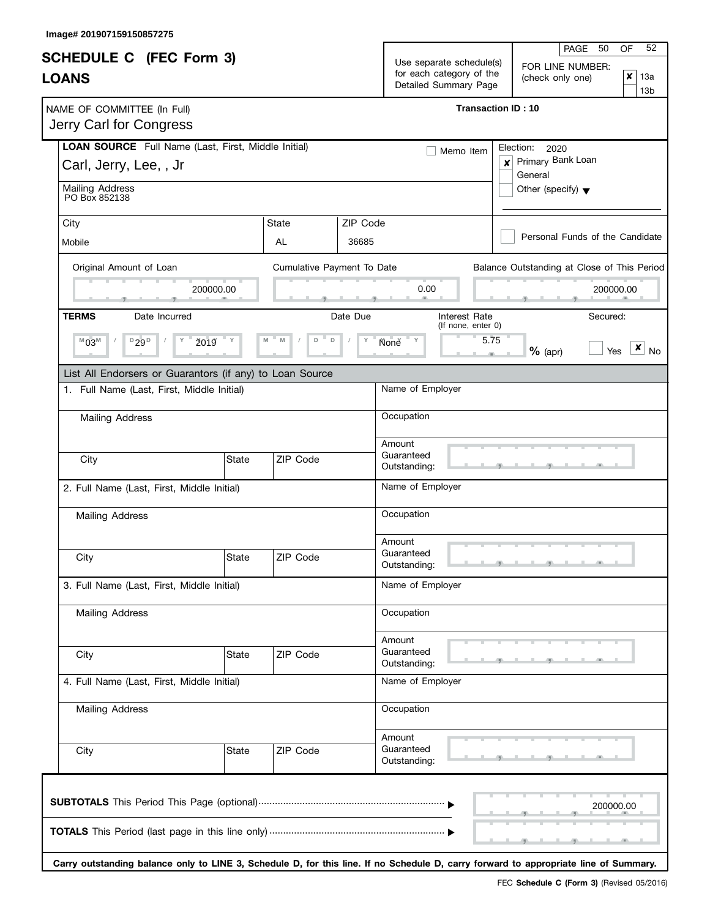Image# 201907159150857275

# SCHEDULE C (FEC Form 3)
## LOANS

Use separate schedule(s) for each category of the Detailed Summary Page

FOR LINE NUMBER: (check only one)
- [x] 13a
- [ ] 13b

NAME OF COMMITTEE (In Full)
Jerry Carl for Congress

**Transaction ID : 10**

**LOAN SOURCE** Full Name (Last, First, Middle Initial)
Carl, Jerry, Lee, , Jr

- [ ] Memo Item

Election: 2020
- [x] Primary Bank Loan
- [ ] General
- [ ] Other (specify)

Mailing Address
PO Box 852138

| City | State | ZIP Code |
|---|---|---|
| Mobile | AL | 36685 |

- [ ] Personal Funds of the Candidate

| Original Amount of Loan | Cumulative Payment To Date | Balance Outstanding at Close of This Period |
|---|---|---|
| 200000.00 | 0.00 | 200000.00 |

**TERMS**

| Date Incurred | Date Due | Interest Rate (If none, enter 0) | Secured: |
|---|---|---|---|
| 03 / 29 / 2019 | None | 5.75 % (apr) | [ ] Yes [x] No |

List All Endorsers or Guarantors (if any) to Loan Source

1. Full Name (Last, First, Middle Initial)
   - Mailing Address
   - City / State / ZIP Code
   - Name of Employer
   - Occupation
   - Amount Guaranteed Outstanding:

2. Full Name (Last, First, Middle Initial)
   - Mailing Address
   - City / State / ZIP Code
   - Name of Employer
   - Occupation
   - Amount Guaranteed Outstanding:

3. Full Name (Last, First, Middle Initial)
   - Mailing Address
   - City / State / ZIP Code
   - Name of Employer
   - Occupation
   - Amount Guaranteed Outstanding:

4. Full Name (Last, First, Middle Initial)
   - Mailing Address
   - City / State / ZIP Code
   - Name of Employer
   - Occupation
   - Amount Guaranteed Outstanding:

**SUBTOTALS** This Period This Page (optional) ........ 200000.00

**TOTALS** This Period (last page in this line only) ........

**Carry outstanding balance only to LINE 3, Schedule D, for this line. If no Schedule D, carry forward to appropriate line of Summary.**

FEC **Schedule C (Form 3)** (Revised 05/2016)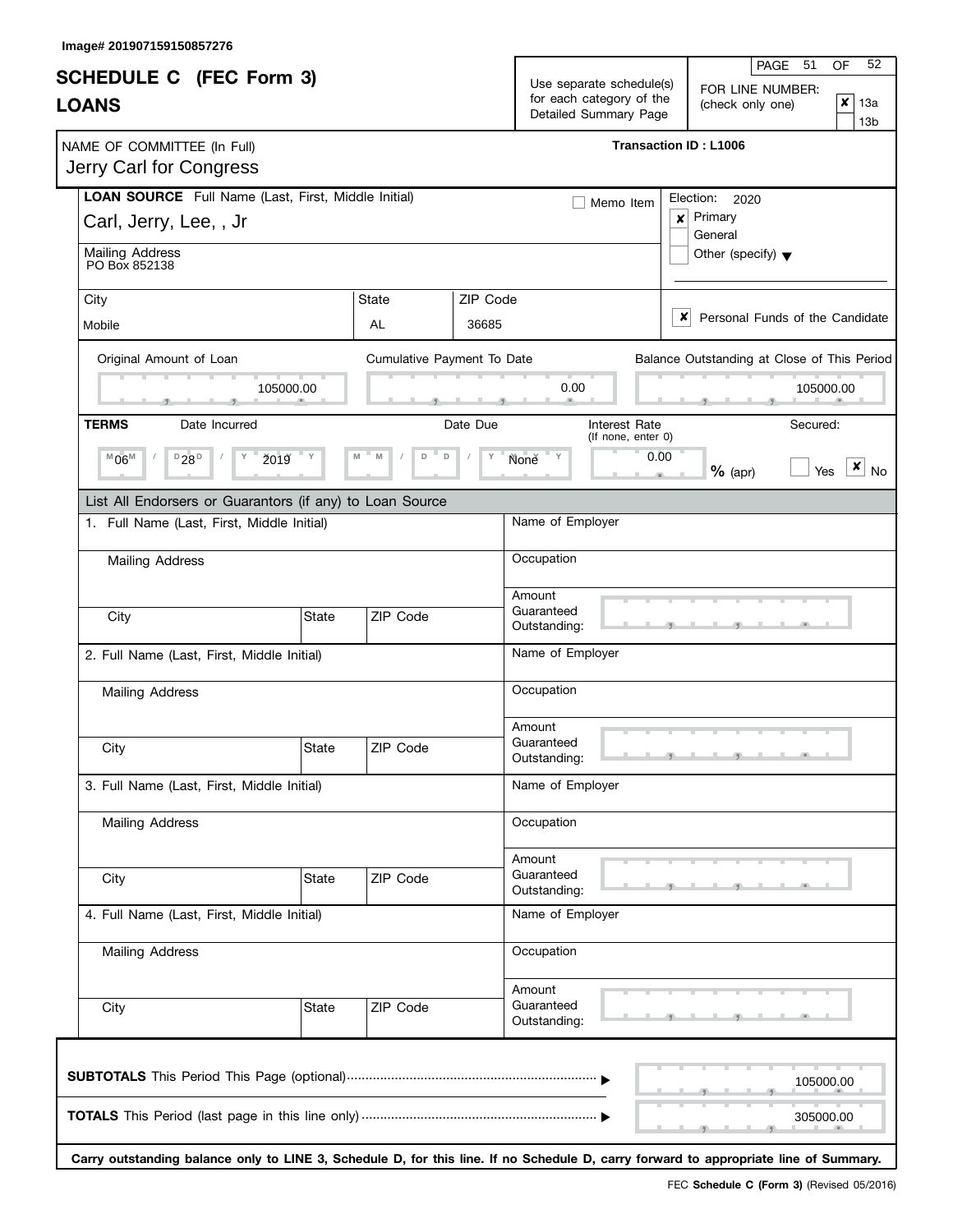Image# 201907159150857276

# SCHEDULE C (FEC Form 3)
# LOANS

Use separate schedule(s) for each category of the Detailed Summary Page

FOR LINE NUMBER: (check only one)

- [x] 13a
- [ ] 13b

NAME OF COMMITTEE (In Full)
Jerry Carl for Congress

**Transaction ID : L1006**

**LOAN SOURCE** Full Name (Last, First, Middle Initial)
Carl, Jerry, Lee, , Jr

- [ ] Memo Item

Election: 2020
- [x] Primary
- [ ] General
- [ ] Other (specify)

Mailing Address
PO Box 852138

| City | State | ZIP Code |
|---|---|---|
| Mobile | AL | 36685 |

- [x] Personal Funds of the Candidate

| Original Amount of Loan | Cumulative Payment To Date | Balance Outstanding at Close of This Period |
|---|---|---|
| 105000.00 | 0.00 | 105000.00 |

**TERMS**

| Date Incurred | Date Due | Interest Rate (If none, enter 0) | Secured: |
|---|---|---|---|
| 06 / 28 / 2019 | None | 0.00 % (apr) | [ ] Yes [x] No |

List All Endorsers or Guarantors (if any) to Loan Source

1. Full Name (Last, First, Middle Initial)
   Mailing Address
   City / State / ZIP Code
   Name of Employer
   Occupation
   Amount Guaranteed Outstanding:

2. Full Name (Last, First, Middle Initial)
   Mailing Address
   City / State / ZIP Code
   Name of Employer
   Occupation
   Amount Guaranteed Outstanding:

3. Full Name (Last, First, Middle Initial)
   Mailing Address
   City / State / ZIP Code
   Name of Employer
   Occupation
   Amount Guaranteed Outstanding:

4. Full Name (Last, First, Middle Initial)
   Mailing Address
   City / State / ZIP Code
   Name of Employer
   Occupation
   Amount Guaranteed Outstanding:

**SUBTOTALS** This Period This Page (optional) ........ 105000.00

**TOTALS** This Period (last page in this line only) ........ 305000.00

**Carry outstanding balance only to LINE 3, Schedule D, for this line. If no Schedule D, carry forward to appropriate line of Summary.**

FEC **Schedule C (Form 3)** (Revised 05/2016)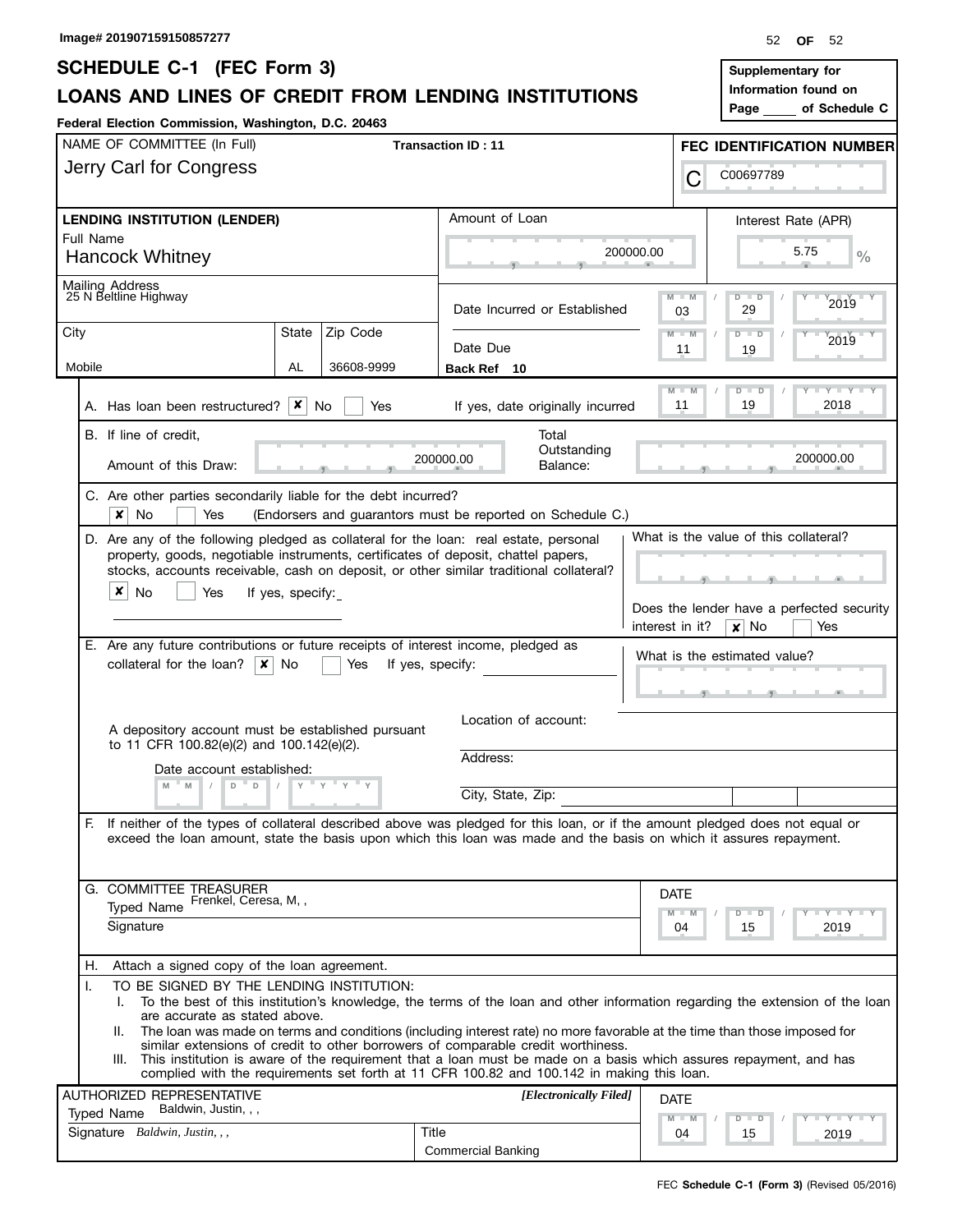Image# 201907159150857277

# SCHEDULE C-1 (FEC Form 3)

## LOANS AND LINES OF CREDIT FROM LENDING INSTITUTIONS

**Federal Election Commission, Washington, D.C. 20463**

Supplementary for Information found on Page _____ of Schedule C

NAME OF COMMITTEE (In Full): Jerry Carl for Congress

Transaction ID : 11

FEC IDENTIFICATION NUMBER: C C00697789

**LENDING INSTITUTION (LENDER)**

Full Name: Hancock Whitney

Mailing Address: 25 N Beltline Highway

City: Mobile | State: AL | Zip Code: 36608-9999

Amount of Loan: 200000.00

Interest Rate (APR): 5.75 %

Date Incurred or Established: 03 / 29 / 2019

Date Due: 11 / 19 / 2019

Back Ref 10

A. Has loan been restructured? ✘ No ☐ Yes — If yes, date originally incurred: 11 / 19 / 2018

B. If line of credit, Amount of this Draw: 200000.00 — Total Outstanding Balance: 200000.00

C. Are other parties secondarily liable for the debt incurred? ✘ No ☐ Yes (Endorsers and guarantors must be reported on Schedule C.)

D. Are any of the following pledged as collateral for the loan: real estate, personal property, goods, negotiable instruments, certificates of deposit, chattel papers, stocks, accounts receivable, cash on deposit, or other similar traditional collateral? ✘ No ☐ Yes If yes, specify:

What is the value of this collateral?

Does the lender have a perfected security interest in it? ✘ No ☐ Yes

E. Are any future contributions or future receipts of interest income, pledged as collateral for the loan? ✘ No ☐ Yes If yes, specify:

What is the estimated value?

A depository account must be established pursuant to 11 CFR 100.82(e)(2) and 100.142(e)(2).

Date account established: MM / DD / YYYY

Location of account:

Address:

City, State, Zip:

F. If neither of the types of collateral described above was pledged for this loan, or if the amount pledged does not equal or exceed the loan amount, state the basis upon which this loan was made and the basis on which it assures repayment.

G. COMMITTEE TREASURER

Typed Name: Frenkel, Ceresa, M, ,

Signature

DATE: 04 / 15 / 2019

H. Attach a signed copy of the loan agreement.

I. TO BE SIGNED BY THE LENDING INSTITUTION:

I. To the best of this institution's knowledge, the terms of the loan and other information regarding the extension of the loan are accurate as stated above.

II. The loan was made on terms and conditions (including interest rate) no more favorable at the time than those imposed for similar extensions of credit to other borrowers of comparable credit worthiness.

III. This institution is aware of the requirement that a loan must be made on a basis which assures repayment, and has complied with the requirements set forth at 11 CFR 100.82 and 100.142 in making this loan.

AUTHORIZED REPRESENTATIVE *[Electronically Filed]*

Typed Name: Baldwin, Justin, , ,

Signature: *Baldwin, Justin, , ,*

Title: Commercial Banking

DATE: 04 / 15 / 2019

FEC **Schedule C-1 (Form 3)** (Revised 05/2016)